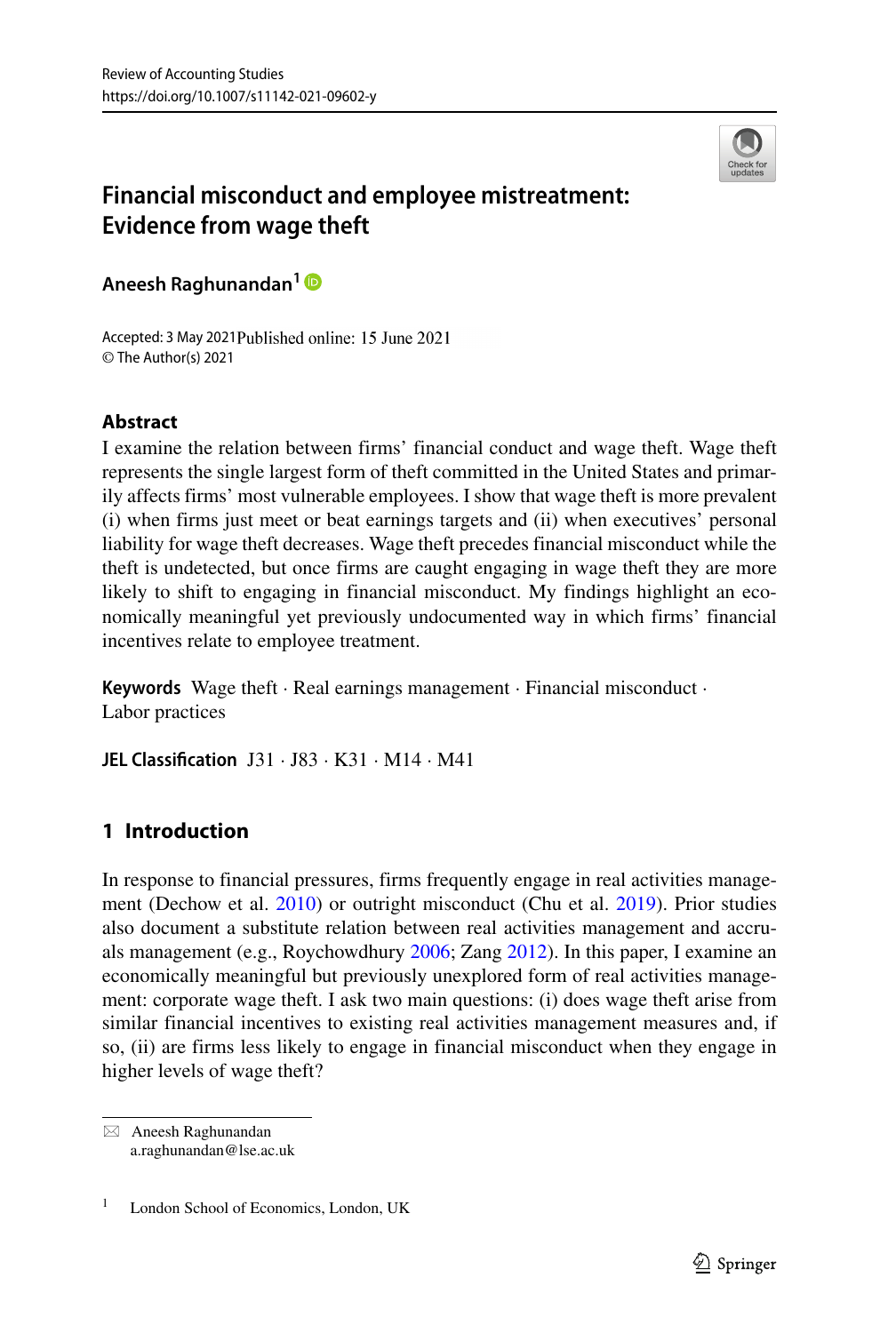# Financial misconduct and employee mistreatment: Evidence from wage theft

**Aneesh Raghunandan**[1]

Accepted: 3 May 2021 Published online: 15 June 2021
© The Author(s) 2021

## Abstract

I examine the relation between firms' financial conduct and wage theft. Wage theft represents the single largest form of theft committed in the United States and primarily affects firms' most vulnerable employees. I show that wage theft is more prevalent (i) when firms just meet or beat earnings targets and (ii) when executives' personal liability for wage theft decreases. Wage theft precedes financial misconduct while the theft is undetected, but once firms are caught engaging in wage theft they are more likely to shift to engaging in financial misconduct. My findings highlight an economically meaningful yet previously undocumented way in which firms' financial incentives relate to employee treatment.

**Keywords** Wage theft · Real earnings management · Financial misconduct · Labor practices

**JEL Classification** J31 · J83 · K31 · M14 · M41

## 1 Introduction

In response to financial pressures, firms frequently engage in real activities management (Dechow et al. 2010) or outright misconduct (Chu et al. 2019). Prior studies also document a substitute relation between real activities management and accruals management (e.g., Roychowdhury 2006; Zang 2012). In this paper, I examine an economically meaningful but previously unexplored form of real activities management: corporate wage theft. I ask two main questions: (i) does wage theft arise from similar financial incentives to existing real activities management measures and, if so, (ii) are firms less likely to engage in financial misconduct when they engage in higher levels of wage theft?

---

✉ Aneesh Raghunandan
a.raghunandan@lse.ac.uk

[1] London School of Economics, London, UK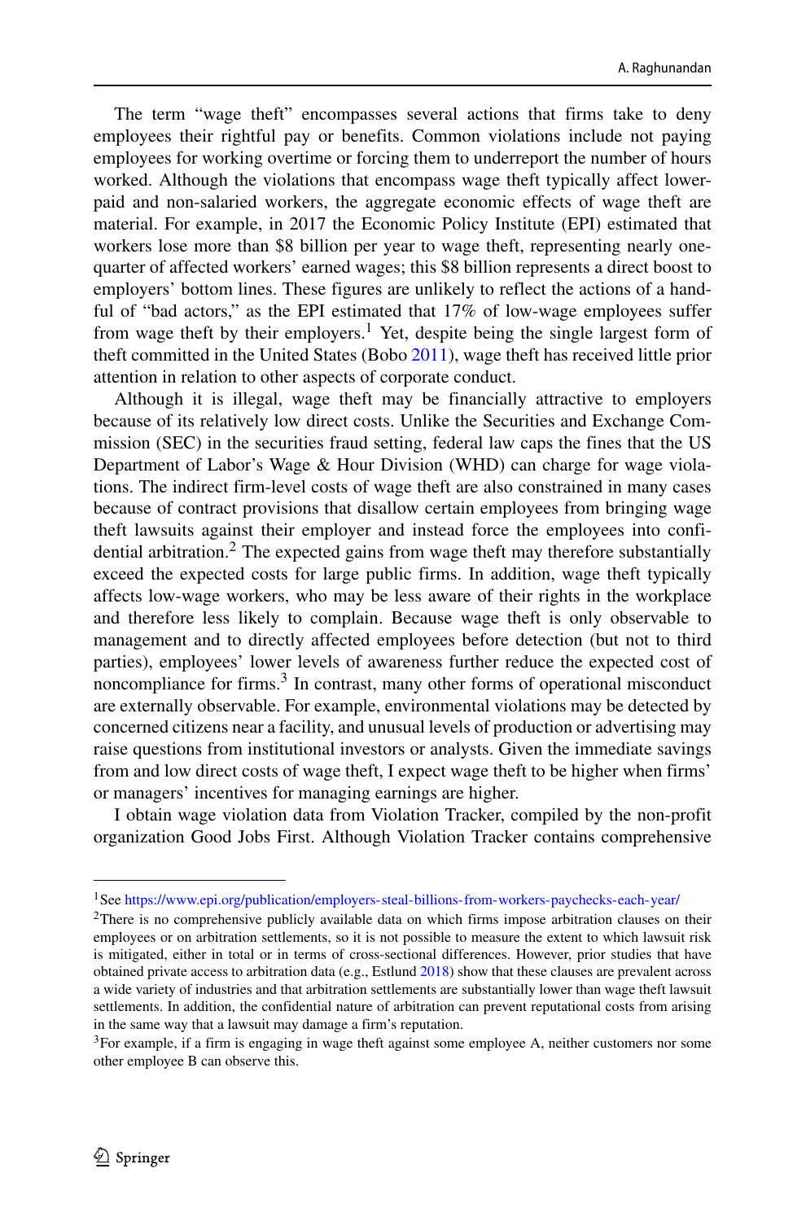The term "wage theft" encompasses several actions that firms take to deny employees their rightful pay or benefits. Common violations include not paying employees for working overtime or forcing them to underreport the number of hours worked. Although the violations that encompass wage theft typically affect lower-paid and non-salaried workers, the aggregate economic effects of wage theft are material. For example, in 2017 the Economic Policy Institute (EPI) estimated that workers lose more than \$8 billion per year to wage theft, representing nearly one-quarter of affected workers' earned wages; this \$8 billion represents a direct boost to employers' bottom lines. These figures are unlikely to reflect the actions of a handful of "bad actors," as the EPI estimated that 17% of low-wage employees suffer from wage theft by their employers.[1] Yet, despite being the single largest form of theft committed in the United States (Bobo 2011), wage theft has received little prior attention in relation to other aspects of corporate conduct.

Although it is illegal, wage theft may be financially attractive to employers because of its relatively low direct costs. Unlike the Securities and Exchange Commission (SEC) in the securities fraud setting, federal law caps the fines that the US Department of Labor's Wage & Hour Division (WHD) can charge for wage violations. The indirect firm-level costs of wage theft are also constrained in many cases because of contract provisions that disallow certain employees from bringing wage theft lawsuits against their employer and instead force the employees into confidential arbitration.[2] The expected gains from wage theft may therefore substantially exceed the expected costs for large public firms. In addition, wage theft typically affects low-wage workers, who may be less aware of their rights in the workplace and therefore less likely to complain. Because wage theft is only observable to management and to directly affected employees before detection (but not to third parties), employees' lower levels of awareness further reduce the expected cost of noncompliance for firms.[3] In contrast, many other forms of operational misconduct are externally observable. For example, environmental violations may be detected by concerned citizens near a facility, and unusual levels of production or advertising may raise questions from institutional investors or analysts. Given the immediate savings from and low direct costs of wage theft, I expect wage theft to be higher when firms' or managers' incentives for managing earnings are higher.

I obtain wage violation data from Violation Tracker, compiled by the non-profit organization Good Jobs First. Although Violation Tracker contains comprehensive

---

[1] See https://www.epi.org/publication/employers-steal-billions-from-workers-paychecks-each-year/

[2] There is no comprehensive publicly available data on which firms impose arbitration clauses on their employees or on arbitration settlements, so it is not possible to measure the extent to which lawsuit risk is mitigated, either in total or in terms of cross-sectional differences. However, prior studies that have obtained private access to arbitration data (e.g., Estlund 2018) show that these clauses are prevalent across a wide variety of industries and that arbitration settlements are substantially lower than wage theft lawsuit settlements. In addition, the confidential nature of arbitration can prevent reputational costs from arising in the same way that a lawsuit may damage a firm's reputation.

[3] For example, if a firm is engaging in wage theft against some employee A, neither customers nor some other employee B can observe this.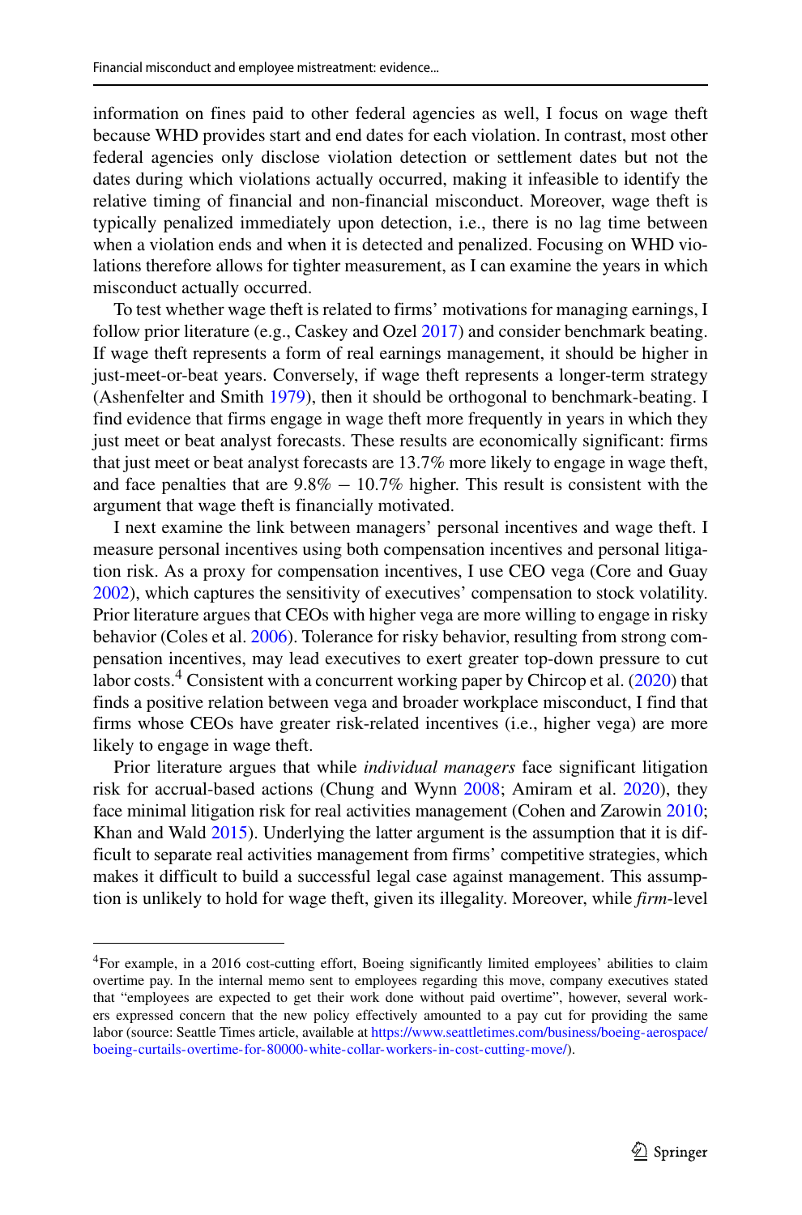information on fines paid to other federal agencies as well, I focus on wage theft because WHD provides start and end dates for each violation. In contrast, most other federal agencies only disclose violation detection or settlement dates but not the dates during which violations actually occurred, making it infeasible to identify the relative timing of financial and non-financial misconduct. Moreover, wage theft is typically penalized immediately upon detection, i.e., there is no lag time between when a violation ends and when it is detected and penalized. Focusing on WHD violations therefore allows for tighter measurement, as I can examine the years in which misconduct actually occurred.

To test whether wage theft is related to firms' motivations for managing earnings, I follow prior literature (e.g., Caskey and Ozel 2017) and consider benchmark beating. If wage theft represents a form of real earnings management, it should be higher in just-meet-or-beat years. Conversely, if wage theft represents a longer-term strategy (Ashenfelter and Smith 1979), then it should be orthogonal to benchmark-beating. I find evidence that firms engage in wage theft more frequently in years in which they just meet or beat analyst forecasts. These results are economically significant: firms that just meet or beat analyst forecasts are 13.7% more likely to engage in wage theft, and face penalties that are 9.8% − 10.7% higher. This result is consistent with the argument that wage theft is financially motivated.

I next examine the link between managers' personal incentives and wage theft. I measure personal incentives using both compensation incentives and personal litigation risk. As a proxy for compensation incentives, I use CEO vega (Core and Guay 2002), which captures the sensitivity of executives' compensation to stock volatility. Prior literature argues that CEOs with higher vega are more willing to engage in risky behavior (Coles et al. 2006). Tolerance for risky behavior, resulting from strong compensation incentives, may lead executives to exert greater top-down pressure to cut labor costs.[4] Consistent with a concurrent working paper by Chircop et al. (2020) that finds a positive relation between vega and broader workplace misconduct, I find that firms whose CEOs have greater risk-related incentives (i.e., higher vega) are more likely to engage in wage theft.

Prior literature argues that while *individual managers* face significant litigation risk for accrual-based actions (Chung and Wynn 2008; Amiram et al. 2020), they face minimal litigation risk for real activities management (Cohen and Zarowin 2010; Khan and Wald 2015). Underlying the latter argument is the assumption that it is difficult to separate real activities management from firms' competitive strategies, which makes it difficult to build a successful legal case against management. This assumption is unlikely to hold for wage theft, given its illegality. Moreover, while *firm*-level

---

[4] For example, in a 2016 cost-cutting effort, Boeing significantly limited employees' abilities to claim overtime pay. In the internal memo sent to employees regarding this move, company executives stated that "employees are expected to get their work done without paid overtime", however, several workers expressed concern that the new policy effectively amounted to a pay cut for providing the same labor (source: Seattle Times article, available at https://www.seattletimes.com/business/boeing-aerospace/boeing-curtails-overtime-for-80000-white-collar-workers-in-cost-cutting-move/).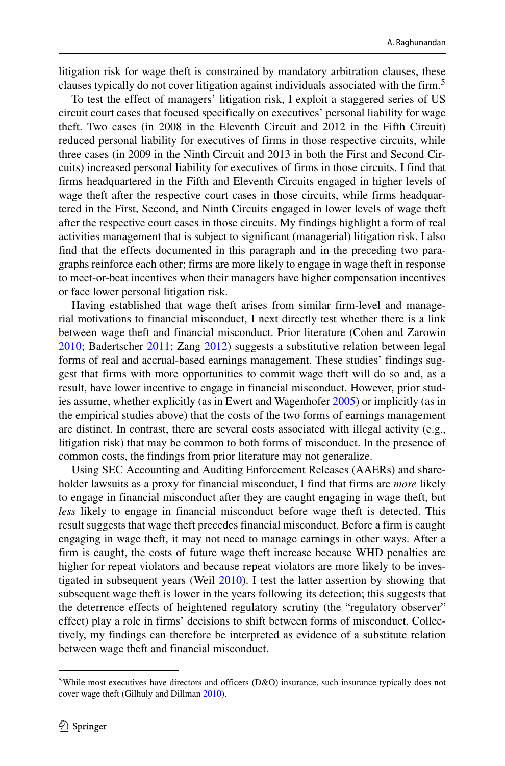litigation risk for wage theft is constrained by mandatory arbitration clauses, these clauses typically do not cover litigation against individuals associated with the firm.[5]

To test the effect of managers' litigation risk, I exploit a staggered series of US circuit court cases that focused specifically on executives' personal liability for wage theft. Two cases (in 2008 in the Eleventh Circuit and 2012 in the Fifth Circuit) reduced personal liability for executives of firms in those respective circuits, while three cases (in 2009 in the Ninth Circuit and 2013 in both the First and Second Circuits) increased personal liability for executives of firms in those circuits. I find that firms headquartered in the Fifth and Eleventh Circuits engaged in higher levels of wage theft after the respective court cases in those circuits, while firms headquartered in the First, Second, and Ninth Circuits engaged in lower levels of wage theft after the respective court cases in those circuits. My findings highlight a form of real activities management that is subject to significant (managerial) litigation risk. I also find that the effects documented in this paragraph and in the preceding two paragraphs reinforce each other; firms are more likely to engage in wage theft in response to meet-or-beat incentives when their managers have higher compensation incentives or face lower personal litigation risk.

Having established that wage theft arises from similar firm-level and managerial motivations to financial misconduct, I next directly test whether there is a link between wage theft and financial misconduct. Prior literature (Cohen and Zarowin 2010; Badertscher 2011; Zang 2012) suggests a substitutive relation between legal forms of real and accrual-based earnings management. These studies' findings suggest that firms with more opportunities to commit wage theft will do so and, as a result, have lower incentive to engage in financial misconduct. However, prior studies assume, whether explicitly (as in Ewert and Wagenhofer 2005) or implicitly (as in the empirical studies above) that the costs of the two forms of earnings management are distinct. In contrast, there are several costs associated with illegal activity (e.g., litigation risk) that may be common to both forms of misconduct. In the presence of common costs, the findings from prior literature may not generalize.

Using SEC Accounting and Auditing Enforcement Releases (AAERs) and shareholder lawsuits as a proxy for financial misconduct, I find that firms are *more* likely to engage in financial misconduct after they are caught engaging in wage theft, but *less* likely to engage in financial misconduct before wage theft is detected. This result suggests that wage theft precedes financial misconduct. Before a firm is caught engaging in wage theft, it may not need to manage earnings in other ways. After a firm is caught, the costs of future wage theft increase because WHD penalties are higher for repeat violators and because repeat violators are more likely to be investigated in subsequent years (Weil 2010). I test the latter assertion by showing that subsequent wage theft is lower in the years following its detection; this suggests that the deterrence effects of heightened regulatory scrutiny (the "regulatory observer" effect) play a role in firms' decisions to shift between forms of misconduct. Collectively, my findings can therefore be interpreted as evidence of a substitute relation between wage theft and financial misconduct.

[5]While most executives have directors and officers (D&O) insurance, such insurance typically does not cover wage theft (Gilhuly and Dillman 2010).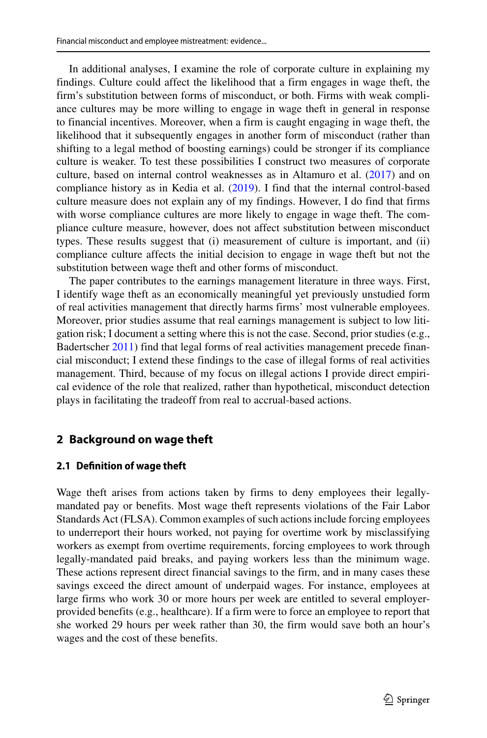In additional analyses, I examine the role of corporate culture in explaining my findings. Culture could affect the likelihood that a firm engages in wage theft, the firm's substitution between forms of misconduct, or both. Firms with weak compliance cultures may be more willing to engage in wage theft in general in response to financial incentives. Moreover, when a firm is caught engaging in wage theft, the likelihood that it subsequently engages in another form of misconduct (rather than shifting to a legal method of boosting earnings) could be stronger if its compliance culture is weaker. To test these possibilities I construct two measures of corporate culture, based on internal control weaknesses as in Altamuro et al. (2017) and on compliance history as in Kedia et al. (2019). I find that the internal control-based culture measure does not explain any of my findings. However, I do find that firms with worse compliance cultures are more likely to engage in wage theft. The compliance culture measure, however, does not affect substitution between misconduct types. These results suggest that (i) measurement of culture is important, and (ii) compliance culture affects the initial decision to engage in wage theft but not the substitution between wage theft and other forms of misconduct.

The paper contributes to the earnings management literature in three ways. First, I identify wage theft as an economically meaningful yet previously unstudied form of real activities management that directly harms firms' most vulnerable employees. Moreover, prior studies assume that real earnings management is subject to low litigation risk; I document a setting where this is not the case. Second, prior studies (e.g., Badertscher 2011) find that legal forms of real activities management precede financial misconduct; I extend these findings to the case of illegal forms of real activities management. Third, because of my focus on illegal actions I provide direct empirical evidence of the role that realized, rather than hypothetical, misconduct detection plays in facilitating the tradeoff from real to accrual-based actions.

## 2 Background on wage theft

### 2.1 Definition of wage theft

Wage theft arises from actions taken by firms to deny employees their legally-mandated pay or benefits. Most wage theft represents violations of the Fair Labor Standards Act (FLSA). Common examples of such actions include forcing employees to underreport their hours worked, not paying for overtime work by misclassifying workers as exempt from overtime requirements, forcing employees to work through legally-mandated paid breaks, and paying workers less than the minimum wage. These actions represent direct financial savings to the firm, and in many cases these savings exceed the direct amount of underpaid wages. For instance, employees at large firms who work 30 or more hours per week are entitled to several employer-provided benefits (e.g., healthcare). If a firm were to force an employee to report that she worked 29 hours per week rather than 30, the firm would save both an hour's wages and the cost of these benefits.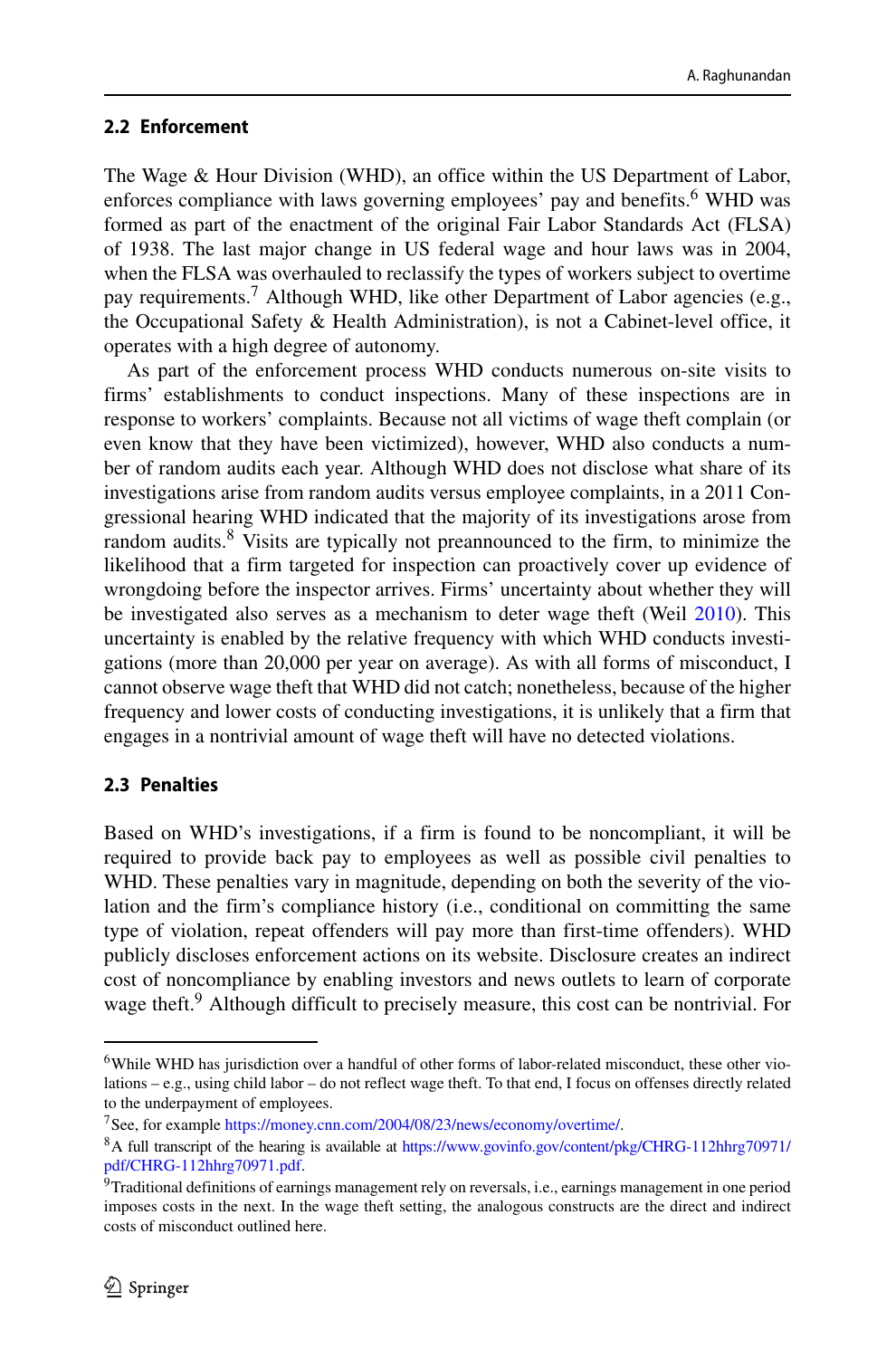### 2.2 Enforcement

The Wage & Hour Division (WHD), an office within the US Department of Labor, enforces compliance with laws governing employees' pay and benefits.[6] WHD was formed as part of the enactment of the original Fair Labor Standards Act (FLSA) of 1938. The last major change in US federal wage and hour laws was in 2004, when the FLSA was overhauled to reclassify the types of workers subject to overtime pay requirements.[7] Although WHD, like other Department of Labor agencies (e.g., the Occupational Safety & Health Administration), is not a Cabinet-level office, it operates with a high degree of autonomy.

As part of the enforcement process WHD conducts numerous on-site visits to firms' establishments to conduct inspections. Many of these inspections are in response to workers' complaints. Because not all victims of wage theft complain (or even know that they have been victimized), however, WHD also conducts a number of random audits each year. Although WHD does not disclose what share of its investigations arise from random audits versus employee complaints, in a 2011 Congressional hearing WHD indicated that the majority of its investigations arose from random audits.[8] Visits are typically not preannounced to the firm, to minimize the likelihood that a firm targeted for inspection can proactively cover up evidence of wrongdoing before the inspector arrives. Firms' uncertainty about whether they will be investigated also serves as a mechanism to deter wage theft (Weil 2010). This uncertainty is enabled by the relative frequency with which WHD conducts investigations (more than 20,000 per year on average). As with all forms of misconduct, I cannot observe wage theft that WHD did not catch; nonetheless, because of the higher frequency and lower costs of conducting investigations, it is unlikely that a firm that engages in a nontrivial amount of wage theft will have no detected violations.

### 2.3 Penalties

Based on WHD's investigations, if a firm is found to be noncompliant, it will be required to provide back pay to employees as well as possible civil penalties to WHD. These penalties vary in magnitude, depending on both the severity of the violation and the firm's compliance history (i.e., conditional on committing the same type of violation, repeat offenders will pay more than first-time offenders). WHD publicly discloses enforcement actions on its website. Disclosure creates an indirect cost of noncompliance by enabling investors and news outlets to learn of corporate wage theft.[9] Although difficult to precisely measure, this cost can be nontrivial. For

---

[6] While WHD has jurisdiction over a handful of other forms of labor-related misconduct, these other violations – e.g., using child labor – do not reflect wage theft. To that end, I focus on offenses directly related to the underpayment of employees.

[7] See, for example https://money.cnn.com/2004/08/23/news/economy/overtime/.

[8] A full transcript of the hearing is available at https://www.govinfo.gov/content/pkg/CHRG-112hhrg70971/pdf/CHRG-112hhrg70971.pdf.

[9] Traditional definitions of earnings management rely on reversals, i.e., earnings management in one period imposes costs in the next. In the wage theft setting, the analogous constructs are the direct and indirect costs of misconduct outlined here.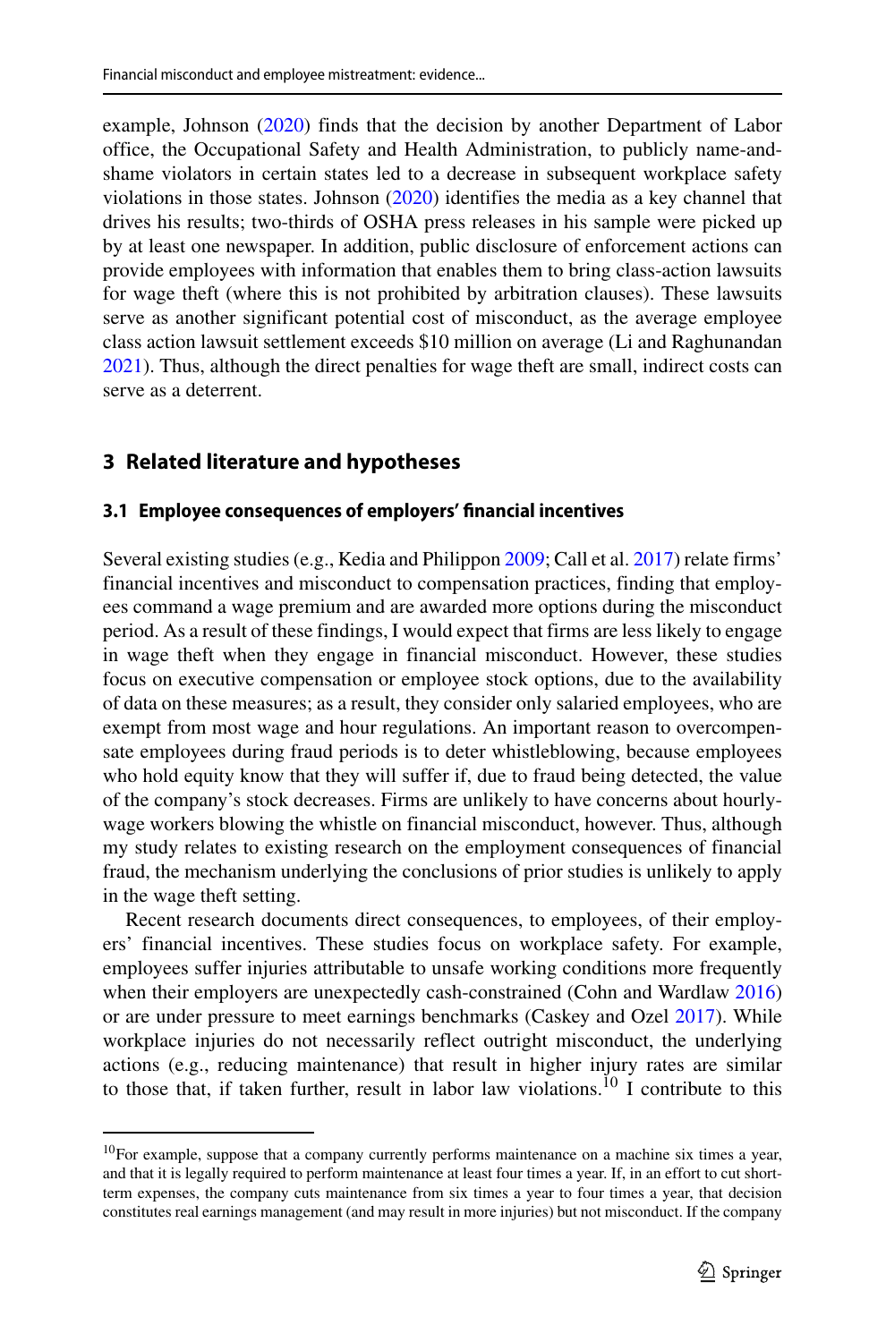example, Johnson (2020) finds that the decision by another Department of Labor office, the Occupational Safety and Health Administration, to publicly name-and-shame violators in certain states led to a decrease in subsequent workplace safety violations in those states. Johnson (2020) identifies the media as a key channel that drives his results; two-thirds of OSHA press releases in his sample were picked up by at least one newspaper. In addition, public disclosure of enforcement actions can provide employees with information that enables them to bring class-action lawsuits for wage theft (where this is not prohibited by arbitration clauses). These lawsuits serve as another significant potential cost of misconduct, as the average employee class action lawsuit settlement exceeds $10 million on average (Li and Raghunandan 2021). Thus, although the direct penalties for wage theft are small, indirect costs can serve as a deterrent.

## 3 Related literature and hypotheses

### 3.1 Employee consequences of employers' financial incentives

Several existing studies (e.g., Kedia and Philippon 2009; Call et al. 2017) relate firms' financial incentives and misconduct to compensation practices, finding that employees command a wage premium and are awarded more options during the misconduct period. As a result of these findings, I would expect that firms are less likely to engage in wage theft when they engage in financial misconduct. However, these studies focus on executive compensation or employee stock options, due to the availability of data on these measures; as a result, they consider only salaried employees, who are exempt from most wage and hour regulations. An important reason to overcompensate employees during fraud periods is to deter whistleblowing, because employees who hold equity know that they will suffer if, due to fraud being detected, the value of the company's stock decreases. Firms are unlikely to have concerns about hourly-wage workers blowing the whistle on financial misconduct, however. Thus, although my study relates to existing research on the employment consequences of financial fraud, the mechanism underlying the conclusions of prior studies is unlikely to apply in the wage theft setting.

Recent research documents direct consequences, to employees, of their employers' financial incentives. These studies focus on workplace safety. For example, employees suffer injuries attributable to unsafe working conditions more frequently when their employers are unexpectedly cash-constrained (Cohn and Wardlaw 2016) or are under pressure to meet earnings benchmarks (Caskey and Ozel 2017). While workplace injuries do not necessarily reflect outright misconduct, the underlying actions (e.g., reducing maintenance) that result in higher injury rates are similar to those that, if taken further, result in labor law violations.[10] I contribute to this

[10]For example, suppose that a company currently performs maintenance on a machine six times a year, and that it is legally required to perform maintenance at least four times a year. If, in an effort to cut short-term expenses, the company cuts maintenance from six times a year to four times a year, that decision constitutes real earnings management (and may result in more injuries) but not misconduct. If the company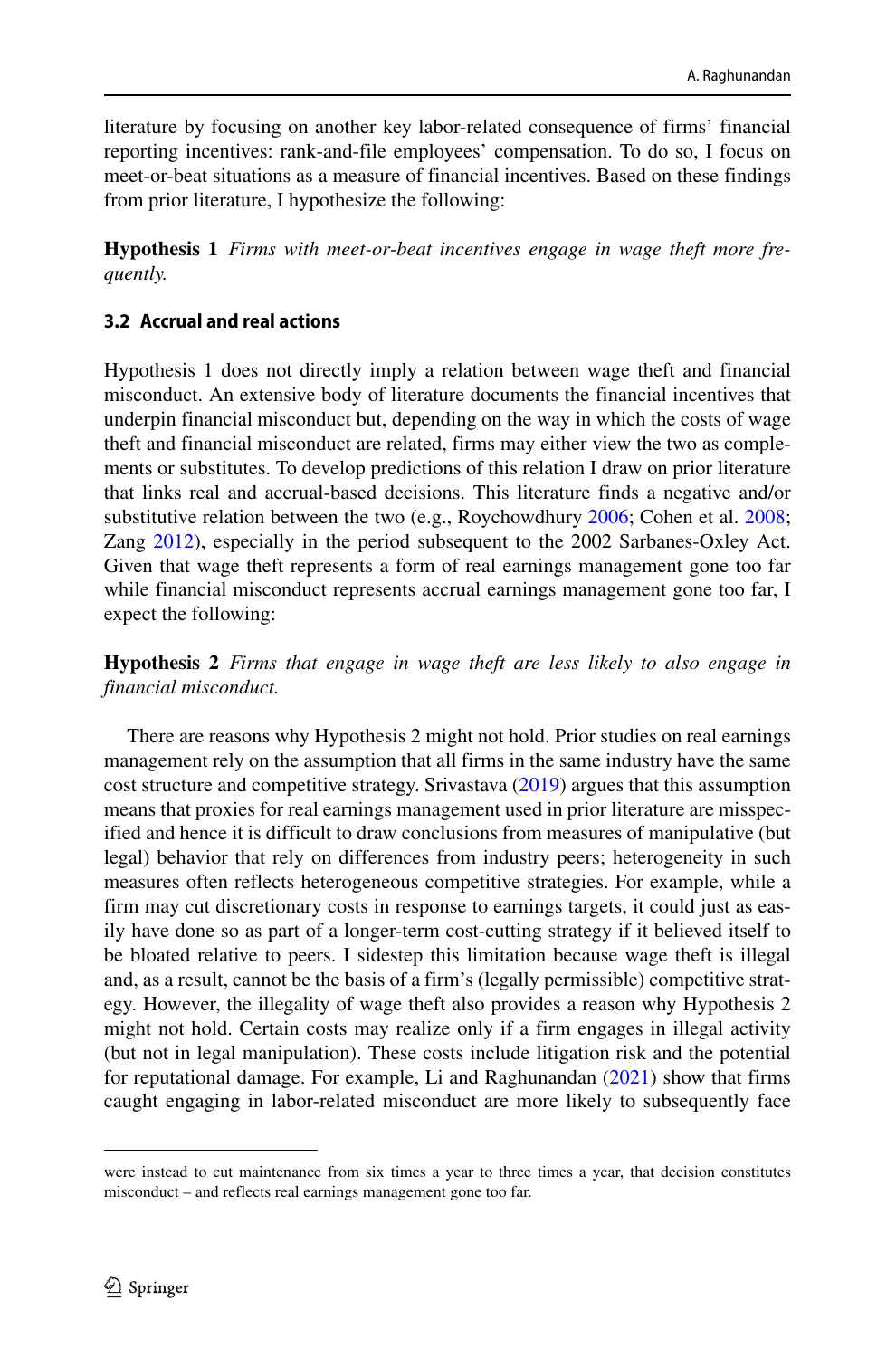literature by focusing on another key labor-related consequence of firms' financial reporting incentives: rank-and-file employees' compensation. To do so, I focus on meet-or-beat situations as a measure of financial incentives. Based on these findings from prior literature, I hypothesize the following:

**Hypothesis 1** *Firms with meet-or-beat incentives engage in wage theft more frequently.*

### 3.2 Accrual and real actions

Hypothesis 1 does not directly imply a relation between wage theft and financial misconduct. An extensive body of literature documents the financial incentives that underpin financial misconduct but, depending on the way in which the costs of wage theft and financial misconduct are related, firms may either view the two as complements or substitutes. To develop predictions of this relation I draw on prior literature that links real and accrual-based decisions. This literature finds a negative and/or substitutive relation between the two (e.g., Roychowdhury 2006; Cohen et al. 2008; Zang 2012), especially in the period subsequent to the 2002 Sarbanes-Oxley Act. Given that wage theft represents a form of real earnings management gone too far while financial misconduct represents accrual earnings management gone too far, I expect the following:

**Hypothesis 2** *Firms that engage in wage theft are less likely to also engage in financial misconduct.*

There are reasons why Hypothesis 2 might not hold. Prior studies on real earnings management rely on the assumption that all firms in the same industry have the same cost structure and competitive strategy. Srivastava (2019) argues that this assumption means that proxies for real earnings management used in prior literature are misspecified and hence it is difficult to draw conclusions from measures of manipulative (but legal) behavior that rely on differences from industry peers; heterogeneity in such measures often reflects heterogeneous competitive strategies. For example, while a firm may cut discretionary costs in response to earnings targets, it could just as easily have done so as part of a longer-term cost-cutting strategy if it believed itself to be bloated relative to peers. I sidestep this limitation because wage theft is illegal and, as a result, cannot be the basis of a firm's (legally permissible) competitive strategy. However, the illegality of wage theft also provides a reason why Hypothesis 2 might not hold. Certain costs may realize only if a firm engages in illegal activity (but not in legal manipulation). These costs include litigation risk and the potential for reputational damage. For example, Li and Raghunandan (2021) show that firms caught engaging in labor-related misconduct are more likely to subsequently face

---

were instead to cut maintenance from six times a year to three times a year, that decision constitutes misconduct – and reflects real earnings management gone too far.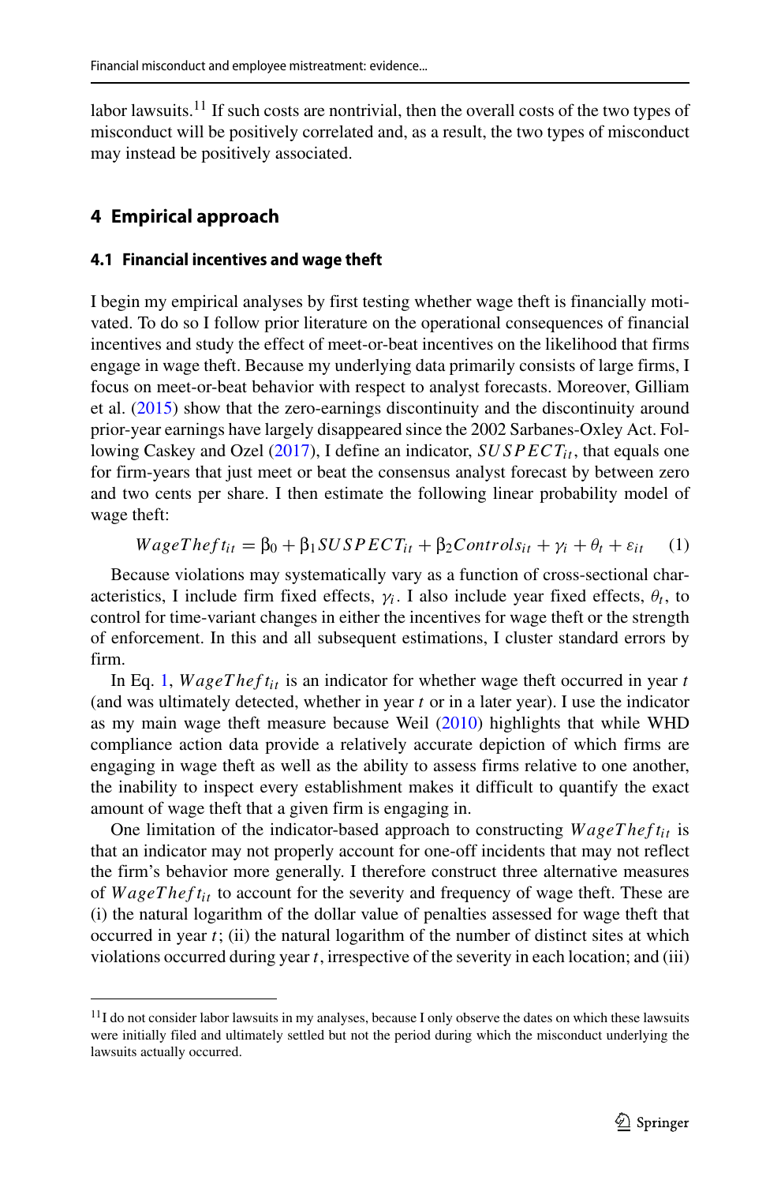labor lawsuits.[11] If such costs are nontrivial, then the overall costs of the two types of misconduct will be positively correlated and, as a result, the two types of misconduct may instead be positively associated.

## 4 Empirical approach

### 4.1 Financial incentives and wage theft

I begin my empirical analyses by first testing whether wage theft is financially motivated. To do so I follow prior literature on the operational consequences of financial incentives and study the effect of meet-or-beat incentives on the likelihood that firms engage in wage theft. Because my underlying data primarily consists of large firms, I focus on meet-or-beat behavior with respect to analyst forecasts. Moreover, Gilliam et al. (2015) show that the zero-earnings discontinuity and the discontinuity around prior-year earnings have largely disappeared since the 2002 Sarbanes-Oxley Act. Following Caskey and Ozel (2017), I define an indicator, $SUSPECT_{it}$, that equals one for firm-years that just meet or beat the consensus analyst forecast by between zero and two cents per share. I then estimate the following linear probability model of wage theft:

$$WageTheft_{it} = \beta_0 + \beta_1 SUSPECT_{it} + \beta_2 Controls_{it} + \gamma_i + \theta_t + \varepsilon_{it} \quad (1)$$

Because violations may systematically vary as a function of cross-sectional characteristics, I include firm fixed effects, $\gamma_i$. I also include year fixed effects, $\theta_t$, to control for time-variant changes in either the incentives for wage theft or the strength of enforcement. In this and all subsequent estimations, I cluster standard errors by firm.

In Eq. 1, $WageTheft_{it}$ is an indicator for whether wage theft occurred in year $t$ (and was ultimately detected, whether in year $t$ or in a later year). I use the indicator as my main wage theft measure because Weil (2010) highlights that while WHD compliance action data provide a relatively accurate depiction of which firms are engaging in wage theft as well as the ability to assess firms relative to one another, the inability to inspect every establishment makes it difficult to quantify the exact amount of wage theft that a given firm is engaging in.

One limitation of the indicator-based approach to constructing $WageTheft_{it}$ is that an indicator may not properly account for one-off incidents that may not reflect the firm's behavior more generally. I therefore construct three alternative measures of $WageTheft_{it}$ to account for the severity and frequency of wage theft. These are (i) the natural logarithm of the dollar value of penalties assessed for wage theft that occurred in year $t$; (ii) the natural logarithm of the number of distinct sites at which violations occurred during year $t$, irrespective of the severity in each location; and (iii)

[11] I do not consider labor lawsuits in my analyses, because I only observe the dates on which these lawsuits were initially filed and ultimately settled but not the period during which the misconduct underlying the lawsuits actually occurred.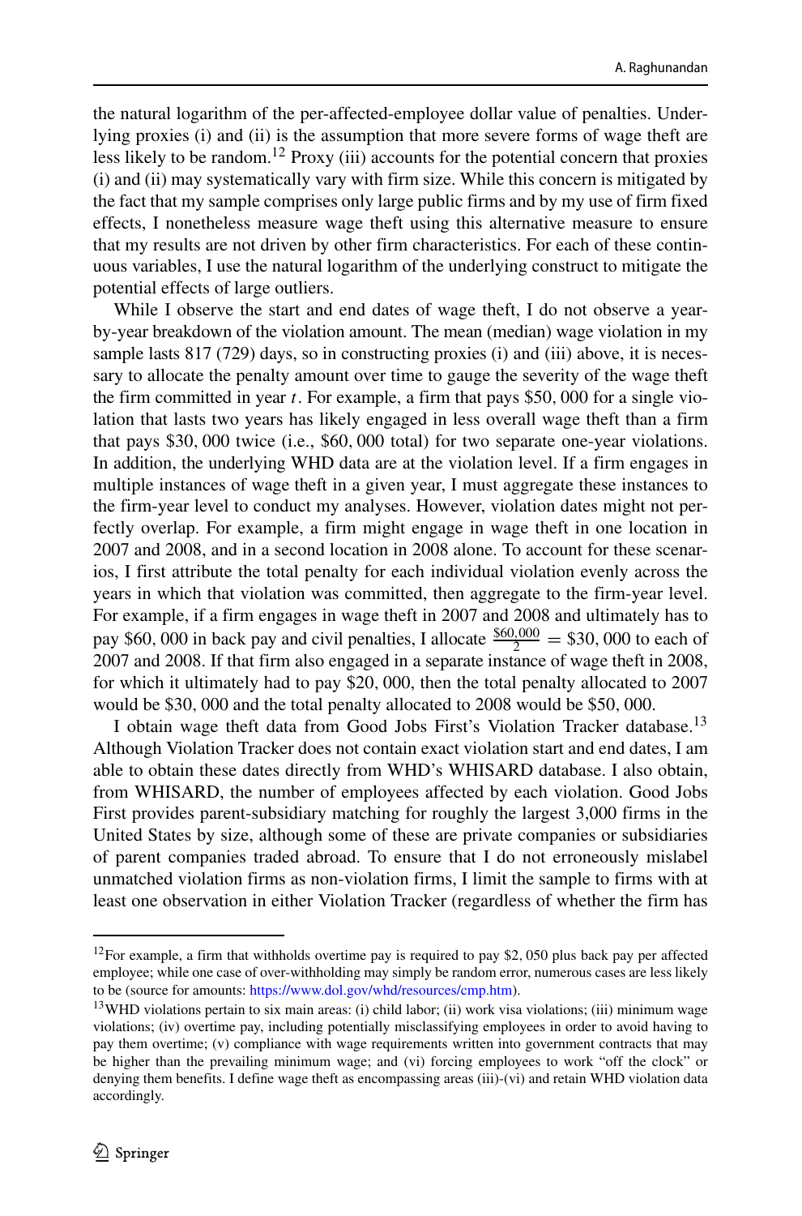the natural logarithm of the per-affected-employee dollar value of penalties. Underlying proxies (i) and (ii) is the assumption that more severe forms of wage theft are less likely to be random.[12] Proxy (iii) accounts for the potential concern that proxies (i) and (ii) may systematically vary with firm size. While this concern is mitigated by the fact that my sample comprises only large public firms and by my use of firm fixed effects, I nonetheless measure wage theft using this alternative measure to ensure that my results are not driven by other firm characteristics. For each of these continuous variables, I use the natural logarithm of the underlying construct to mitigate the potential effects of large outliers.

While I observe the start and end dates of wage theft, I do not observe a year-by-year breakdown of the violation amount. The mean (median) wage violation in my sample lasts 817 (729) days, so in constructing proxies (i) and (iii) above, it is necessary to allocate the penalty amount over time to gauge the severity of the wage theft the firm committed in year $t$. For example, a firm that pays \$50,000 for a single violation that lasts two years has likely engaged in less overall wage theft than a firm that pays \$30,000 twice (i.e., \$60,000 total) for two separate one-year violations. In addition, the underlying WHD data are at the violation level. If a firm engages in multiple instances of wage theft in a given year, I must aggregate these instances to the firm-year level to conduct my analyses. However, violation dates might not perfectly overlap. For example, a firm might engage in wage theft in one location in 2007 and 2008, and in a second location in 2008 alone. To account for these scenarios, I first attribute the total penalty for each individual violation evenly across the years in which that violation was committed, then aggregate to the firm-year level. For example, if a firm engages in wage theft in 2007 and 2008 and ultimately has to pay \$60,000 in back pay and civil penalties, I allocate $\frac{\$60,000}{2} = \$30,000$ to each of 2007 and 2008. If that firm also engaged in a separate instance of wage theft in 2008, for which it ultimately had to pay \$20,000, then the total penalty allocated to 2007 would be \$30,000 and the total penalty allocated to 2008 would be \$50,000.

I obtain wage theft data from Good Jobs First's Violation Tracker database.[13] Although Violation Tracker does not contain exact violation start and end dates, I am able to obtain these dates directly from WHD's WHISARD database. I also obtain, from WHISARD, the number of employees affected by each violation. Good Jobs First provides parent-subsidiary matching for roughly the largest 3,000 firms in the United States by size, although some of these are private companies or subsidiaries of parent companies traded abroad. To ensure that I do not erroneously mislabel unmatched violation firms as non-violation firms, I limit the sample to firms with at least one observation in either Violation Tracker (regardless of whether the firm has

---

[12] For example, a firm that withholds overtime pay is required to pay \$2,050 plus back pay per affected employee; while one case of over-withholding may simply be random error, numerous cases are less likely to be (source for amounts: https://www.dol.gov/whd/resources/cmp.htm).

[13] WHD violations pertain to six main areas: (i) child labor; (ii) work visa violations; (iii) minimum wage violations; (iv) overtime pay, including potentially misclassifying employees in order to avoid having to pay them overtime; (v) compliance with wage requirements written into government contracts that may be higher than the prevailing minimum wage; and (vi) forcing employees to work "off the clock" or denying them benefits. I define wage theft as encompassing areas (iii)-(vi) and retain WHD violation data accordingly.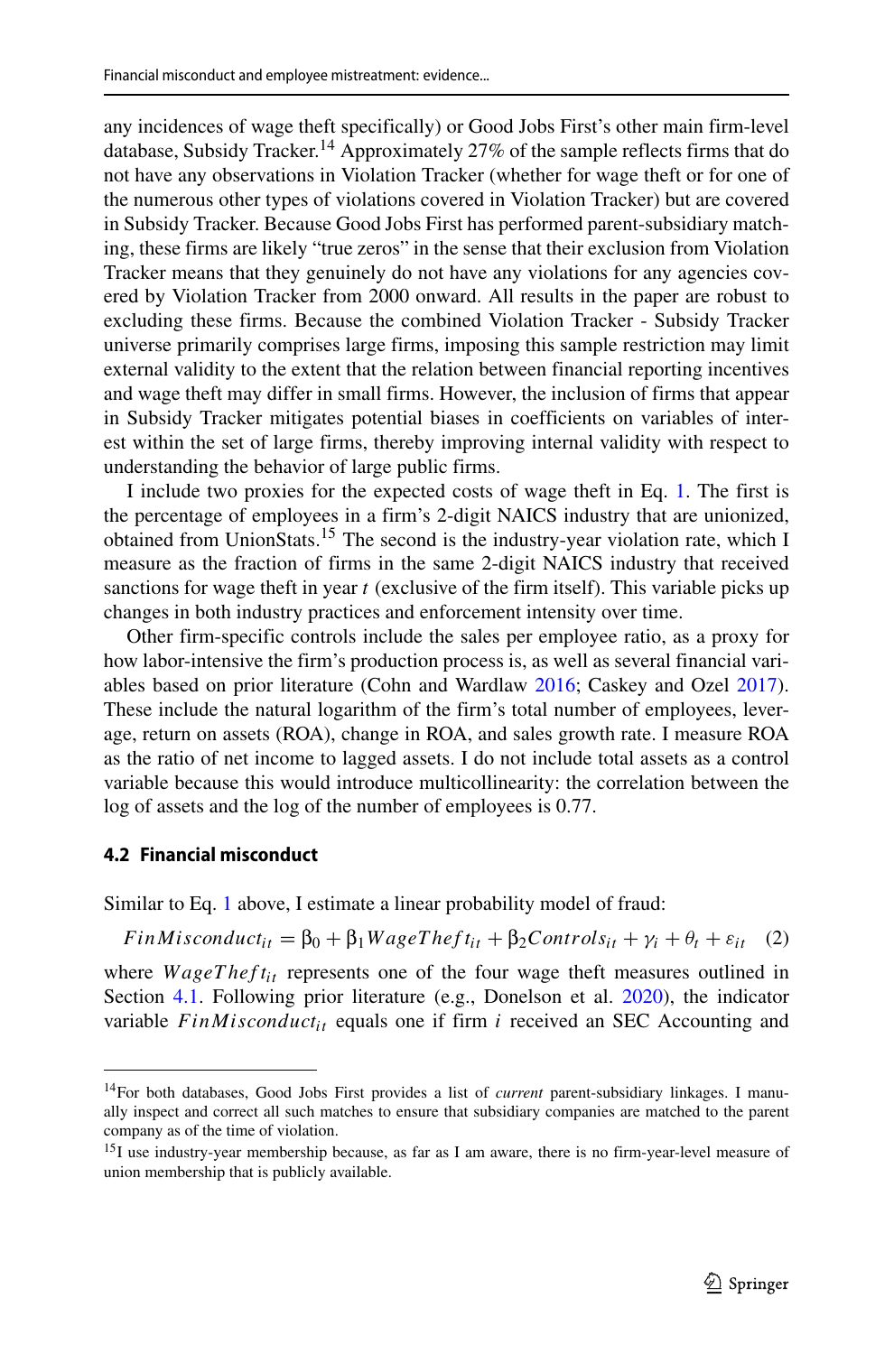any incidences of wage theft specifically) or Good Jobs First's other main firm-level database, Subsidy Tracker.[14] Approximately 27% of the sample reflects firms that do not have any observations in Violation Tracker (whether for wage theft or for one of the numerous other types of violations covered in Violation Tracker) but are covered in Subsidy Tracker. Because Good Jobs First has performed parent-subsidiary matching, these firms are likely "true zeros" in the sense that their exclusion from Violation Tracker means that they genuinely do not have any violations for any agencies covered by Violation Tracker from 2000 onward. All results in the paper are robust to excluding these firms. Because the combined Violation Tracker - Subsidy Tracker universe primarily comprises large firms, imposing this sample restriction may limit external validity to the extent that the relation between financial reporting incentives and wage theft may differ in small firms. However, the inclusion of firms that appear in Subsidy Tracker mitigates potential biases in coefficients on variables of interest within the set of large firms, thereby improving internal validity with respect to understanding the behavior of large public firms.

I include two proxies for the expected costs of wage theft in Eq. 1. The first is the percentage of employees in a firm's 2-digit NAICS industry that are unionized, obtained from UnionStats.[15] The second is the industry-year violation rate, which I measure as the fraction of firms in the same 2-digit NAICS industry that received sanctions for wage theft in year $t$ (exclusive of the firm itself). This variable picks up changes in both industry practices and enforcement intensity over time.

Other firm-specific controls include the sales per employee ratio, as a proxy for how labor-intensive the firm's production process is, as well as several financial variables based on prior literature (Cohn and Wardlaw 2016; Caskey and Ozel 2017). These include the natural logarithm of the firm's total number of employees, leverage, return on assets (ROA), change in ROA, and sales growth rate. I measure ROA as the ratio of net income to lagged assets. I do not include total assets as a control variable because this would introduce multicollinearity: the correlation between the log of assets and the log of the number of employees is 0.77.

### 4.2 Financial misconduct

Similar to Eq. 1 above, I estimate a linear probability model of fraud:

$$FinMisconduct_{it} = \beta_0 + \beta_1 WageTheft_{it} + \beta_2 Controls_{it} + \gamma_i + \theta_t + \varepsilon_{it} \quad (2)$$

where $WageTheft_{it}$ represents one of the four wage theft measures outlined in Section 4.1. Following prior literature (e.g., Donelson et al. 2020), the indicator variable $FinMisconduct_{it}$ equals one if firm $i$ received an SEC Accounting and

[14] For both databases, Good Jobs First provides a list of *current* parent-subsidiary linkages. I manually inspect and correct all such matches to ensure that subsidiary companies are matched to the parent company as of the time of violation.

[15] I use industry-year membership because, as far as I am aware, there is no firm-year-level measure of union membership that is publicly available.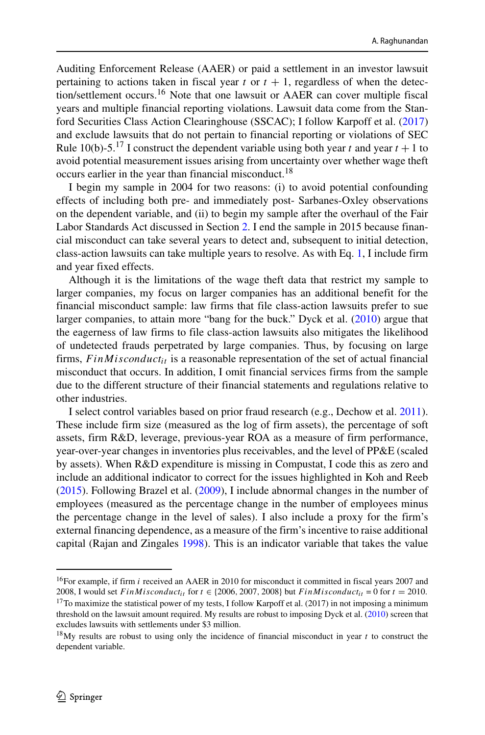Auditing Enforcement Release (AAER) or paid a settlement in an investor lawsuit pertaining to actions taken in fiscal year $t$ or $t + 1$, regardless of when the detection/settlement occurs.[16] Note that one lawsuit or AAER can cover multiple fiscal years and multiple financial reporting violations. Lawsuit data come from the Stanford Securities Class Action Clearinghouse (SSCAC); I follow Karpoff et al. (2017) and exclude lawsuits that do not pertain to financial reporting or violations of SEC Rule 10(b)-5.[17] I construct the dependent variable using both year $t$ and year $t + 1$ to avoid potential measurement issues arising from uncertainty over whether wage theft occurs earlier in the year than financial misconduct.[18]

I begin my sample in 2004 for two reasons: (i) to avoid potential confounding effects of including both pre- and immediately post- Sarbanes-Oxley observations on the dependent variable, and (ii) to begin my sample after the overhaul of the Fair Labor Standards Act discussed in Section 2. I end the sample in 2015 because financial misconduct can take several years to detect and, subsequent to initial detection, class-action lawsuits can take multiple years to resolve. As with Eq. 1, I include firm and year fixed effects.

Although it is the limitations of the wage theft data that restrict my sample to larger companies, my focus on larger companies has an additional benefit for the financial misconduct sample: law firms that file class-action lawsuits prefer to sue larger companies, to attain more "bang for the buck." Dyck et al. (2010) argue that the eagerness of law firms to file class-action lawsuits also mitigates the likelihood of undetected frauds perpetrated by large companies. Thus, by focusing on large firms, $FinMisconduct_{it}$ is a reasonable representation of the set of actual financial misconduct that occurs. In addition, I omit financial services firms from the sample due to the different structure of their financial statements and regulations relative to other industries.

I select control variables based on prior fraud research (e.g., Dechow et al. 2011). These include firm size (measured as the log of firm assets), the percentage of soft assets, firm R&D, leverage, previous-year ROA as a measure of firm performance, year-over-year changes in inventories plus receivables, and the level of PP&E (scaled by assets). When R&D expenditure is missing in Compustat, I code this as zero and include an additional indicator to correct for the issues highlighted in Koh and Reeb (2015). Following Brazel et al. (2009), I include abnormal changes in the number of employees (measured as the percentage change in the number of employees minus the percentage change in the level of sales). I also include a proxy for the firm's external financing dependence, as a measure of the firm's incentive to raise additional capital (Rajan and Zingales 1998). This is an indicator variable that takes the value

[16] For example, if firm $i$ received an AAER in 2010 for misconduct it committed in fiscal years 2007 and 2008, I would set $FinMisconduct_{it}$ for $t \in \{2006, 2007, 2008\}$ but $FinMisconduct_{it} = 0$ for $t = 2010$.

[17] To maximize the statistical power of my tests, I follow Karpoff et al. (2017) in not imposing a minimum threshold on the lawsuit amount required. My results are robust to imposing Dyck et al. (2010) screen that excludes lawsuits with settlements under $3 million.

[18] My results are robust to using only the incidence of financial misconduct in year $t$ to construct the dependent variable.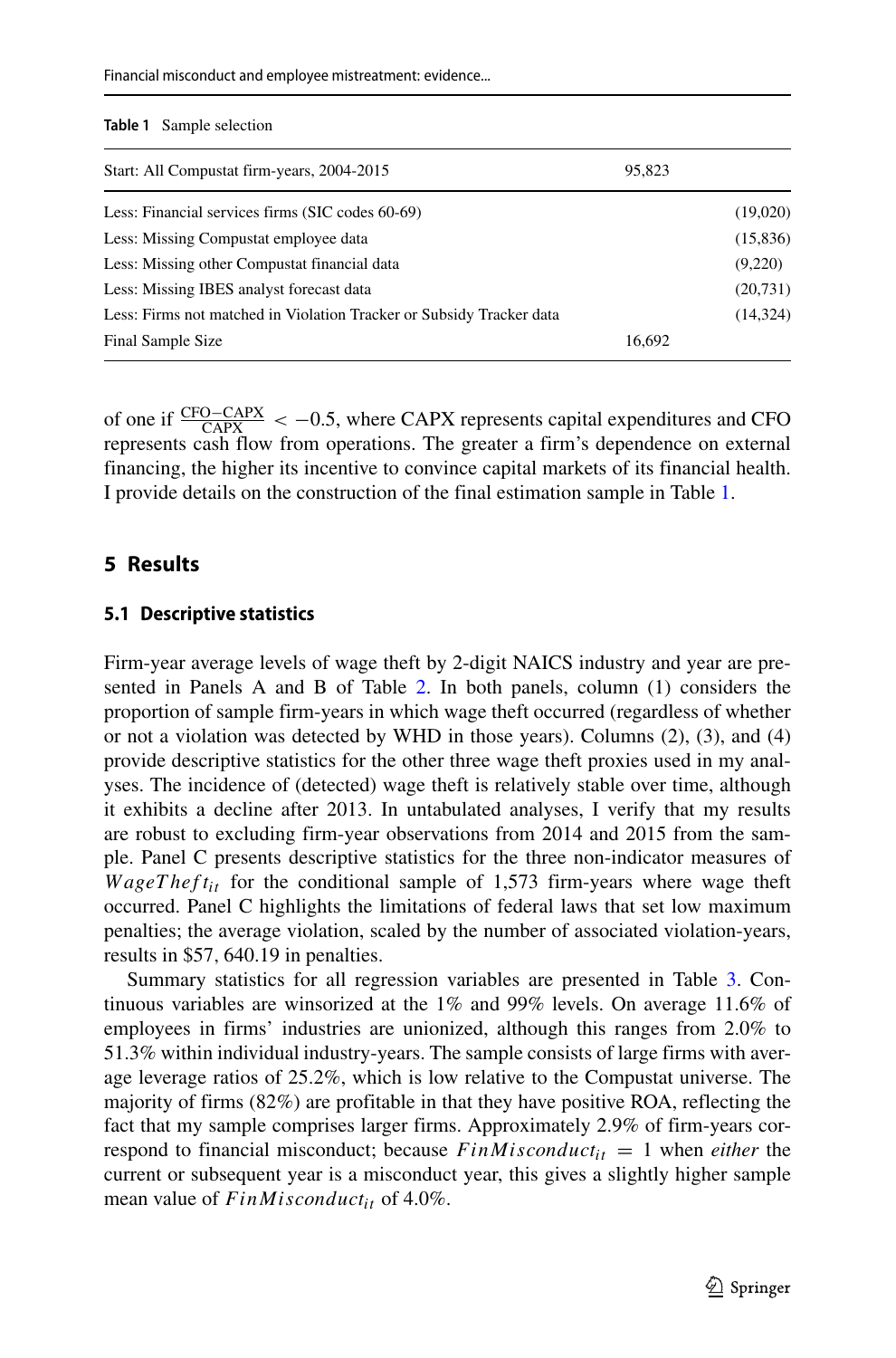**Table 1** Sample selection

| Start: All Compustat firm-years, 2004-2015 | 95,823 | |
|---|---|---|
| Less: Financial services firms (SIC codes 60-69) | | (19,020) |
| Less: Missing Compustat employee data | | (15,836) |
| Less: Missing other Compustat financial data | | (9,220) |
| Less: Missing IBES analyst forecast data | | (20,731) |
| Less: Firms not matched in Violation Tracker or Subsidy Tracker data | | (14,324) |
| Final Sample Size | 16,692 | |

of one if $\frac{\text{CFO}-\text{CAPX}}{\text{CAPX}} < -0.5$, where CAPX represents capital expenditures and CFO represents cash flow from operations. The greater a firm's dependence on external financing, the higher its incentive to convince capital markets of its financial health. I provide details on the construction of the final estimation sample in Table 1.

## 5 Results

### 5.1 Descriptive statistics

Firm-year average levels of wage theft by 2-digit NAICS industry and year are presented in Panels A and B of Table 2. In both panels, column (1) considers the proportion of sample firm-years in which wage theft occurred (regardless of whether or not a violation was detected by WHD in those years). Columns (2), (3), and (4) provide descriptive statistics for the other three wage theft proxies used in my analyses. The incidence of (detected) wage theft is relatively stable over time, although it exhibits a decline after 2013. In untabulated analyses, I verify that my results are robust to excluding firm-year observations from 2014 and 2015 from the sample. Panel C presents descriptive statistics for the three non-indicator measures of $WageTheft_{it}$ for the conditional sample of 1,573 firm-years where wage theft occurred. Panel C highlights the limitations of federal laws that set low maximum penalties; the average violation, scaled by the number of associated violation-years, results in \$57, 640.19 in penalties.

Summary statistics for all regression variables are presented in Table 3. Continuous variables are winsorized at the 1% and 99% levels. On average 11.6% of employees in firms' industries are unionized, although this ranges from 2.0% to 51.3% within individual industry-years. The sample consists of large firms with average leverage ratios of 25.2%, which is low relative to the Compustat universe. The majority of firms (82%) are profitable in that they have positive ROA, reflecting the fact that my sample comprises larger firms. Approximately 2.9% of firm-years correspond to financial misconduct; because $FinMisconduct_{it} = 1$ when *either* the current or subsequent year is a misconduct year, this gives a slightly higher sample mean value of $FinMisconduct_{it}$ of 4.0%.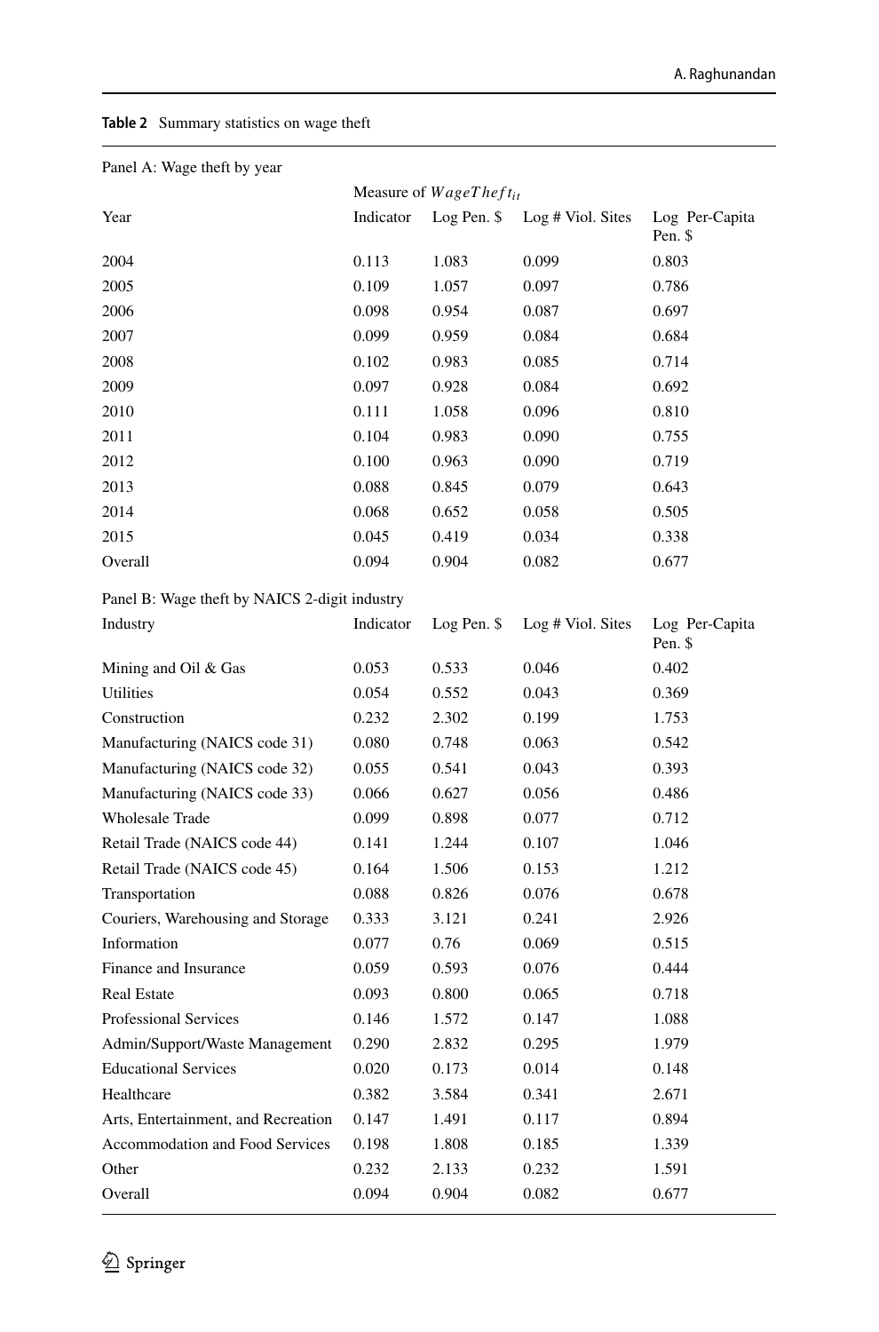**Table 2** Summary statistics on wage theft

Panel A: Wage theft by year

| | Measure of $WageTheft_{it}$ | | | |
|---|---|---|---|---|
| Year | Indicator | Log Pen. $ | Log # Viol. Sites | Log Per-Capita Pen. $ |
| 2004 | 0.113 | 1.083 | 0.099 | 0.803 |
| 2005 | 0.109 | 1.057 | 0.097 | 0.786 |
| 2006 | 0.098 | 0.954 | 0.087 | 0.697 |
| 2007 | 0.099 | 0.959 | 0.084 | 0.684 |
| 2008 | 0.102 | 0.983 | 0.085 | 0.714 |
| 2009 | 0.097 | 0.928 | 0.084 | 0.692 |
| 2010 | 0.111 | 1.058 | 0.096 | 0.810 |
| 2011 | 0.104 | 0.983 | 0.090 | 0.755 |
| 2012 | 0.100 | 0.963 | 0.090 | 0.719 |
| 2013 | 0.088 | 0.845 | 0.079 | 0.643 |
| 2014 | 0.068 | 0.652 | 0.058 | 0.505 |
| 2015 | 0.045 | 0.419 | 0.034 | 0.338 |
| Overall | 0.094 | 0.904 | 0.082 | 0.677 |

Panel B: Wage theft by NAICS 2-digit industry

| Industry | Indicator | Log Pen. $ | Log # Viol. Sites | Log Per-Capita Pen. $ |
|---|---|---|---|---|
| Mining and Oil & Gas | 0.053 | 0.533 | 0.046 | 0.402 |
| Utilities | 0.054 | 0.552 | 0.043 | 0.369 |
| Construction | 0.232 | 2.302 | 0.199 | 1.753 |
| Manufacturing (NAICS code 31) | 0.080 | 0.748 | 0.063 | 0.542 |
| Manufacturing (NAICS code 32) | 0.055 | 0.541 | 0.043 | 0.393 |
| Manufacturing (NAICS code 33) | 0.066 | 0.627 | 0.056 | 0.486 |
| Wholesale Trade | 0.099 | 0.898 | 0.077 | 0.712 |
| Retail Trade (NAICS code 44) | 0.141 | 1.244 | 0.107 | 1.046 |
| Retail Trade (NAICS code 45) | 0.164 | 1.506 | 0.153 | 1.212 |
| Transportation | 0.088 | 0.826 | 0.076 | 0.678 |
| Couriers, Warehousing and Storage | 0.333 | 3.121 | 0.241 | 2.926 |
| Information | 0.077 | 0.76 | 0.069 | 0.515 |
| Finance and Insurance | 0.059 | 0.593 | 0.076 | 0.444 |
| Real Estate | 0.093 | 0.800 | 0.065 | 0.718 |
| Professional Services | 0.146 | 1.572 | 0.147 | 1.088 |
| Admin/Support/Waste Management | 0.290 | 2.832 | 0.295 | 1.979 |
| Educational Services | 0.020 | 0.173 | 0.014 | 0.148 |
| Healthcare | 0.382 | 3.584 | 0.341 | 2.671 |
| Arts, Entertainment, and Recreation | 0.147 | 1.491 | 0.117 | 0.894 |
| Accommodation and Food Services | 0.198 | 1.808 | 0.185 | 1.339 |
| Other | 0.232 | 2.133 | 0.232 | 1.591 |
| Overall | 0.094 | 0.904 | 0.082 | 0.677 |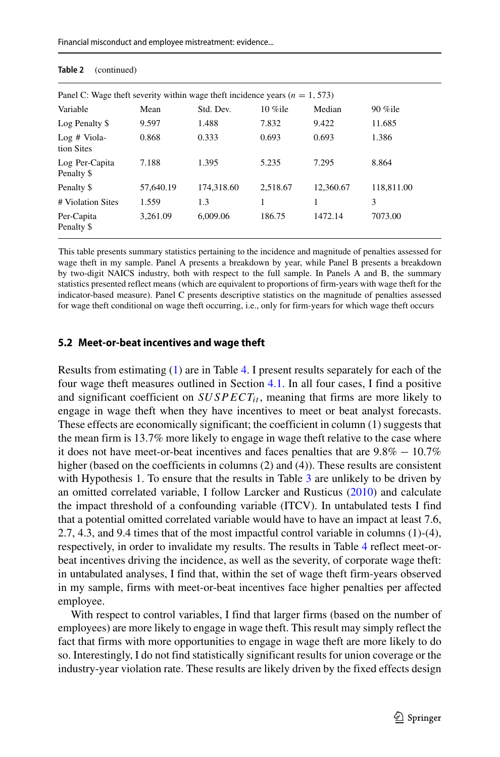**Table 2** (continued)

| Panel C: Wage theft severity within wage theft incidence years ($n$ = 1, 573) | | | | | |
|---|---|---|---|---|---|
| Variable | Mean | Std. Dev. | 10 %ile | Median | 90 %ile |
| Log Penalty $ | 9.597 | 1.488 | 7.832 | 9.422 | 11.685 |
| Log # Violation Sites | 0.868 | 0.333 | 0.693 | 0.693 | 1.386 |
| Log Per-Capita Penalty $ | 7.188 | 1.395 | 5.235 | 7.295 | 8.864 |
| Penalty $ | 57,640.19 | 174,318.60 | 2,518.67 | 12,360.67 | 118,811.00 |
| # Violation Sites | 1.559 | 1.3 | 1 | 1 | 3 |
| Per-Capita Penalty $ | 3,261.09 | 6,009.06 | 186.75 | 1472.14 | 7073.00 |

This table presents summary statistics pertaining to the incidence and magnitude of penalties assessed for wage theft in my sample. Panel A presents a breakdown by year, while Panel B presents a breakdown by two-digit NAICS industry, both with respect to the full sample. In Panels A and B, the summary statistics presented reflect means (which are equivalent to proportions of firm-years with wage theft for the indicator-based measure). Panel C presents descriptive statistics on the magnitude of penalties assessed for wage theft conditional on wage theft occurring, i.e., only for firm-years for which wage theft occurs

### 5.2 Meet-or-beat incentives and wage theft

Results from estimating (1) are in Table 4. I present results separately for each of the four wage theft measures outlined in Section 4.1. In all four cases, I find a positive and significant coefficient on $SUSPECT_{it}$, meaning that firms are more likely to engage in wage theft when they have incentives to meet or beat analyst forecasts. These effects are economically significant; the coefficient in column (1) suggests that the mean firm is 13.7% more likely to engage in wage theft relative to the case where it does not have meet-or-beat incentives and faces penalties that are 9.8% − 10.7% higher (based on the coefficients in columns (2) and (4)). These results are consistent with Hypothesis 1. To ensure that the results in Table 3 are unlikely to be driven by an omitted correlated variable, I follow Larcker and Rusticus (2010) and calculate the impact threshold of a confounding variable (ITCV). In untabulated tests I find that a potential omitted correlated variable would have to have an impact at least 7.6, 2.7, 4.3, and 9.4 times that of the most impactful control variable in columns (1)-(4), respectively, in order to invalidate my results. The results in Table 4 reflect meet-or-beat incentives driving the incidence, as well as the severity, of corporate wage theft: in untabulated analyses, I find that, within the set of wage theft firm-years observed in my sample, firms with meet-or-beat incentives face higher penalties per affected employee.

With respect to control variables, I find that larger firms (based on the number of employees) are more likely to engage in wage theft. This result may simply reflect the fact that firms with more opportunities to engage in wage theft are more likely to do so. Interestingly, I do not find statistically significant results for union coverage or the industry-year violation rate. These results are likely driven by the fixed effects design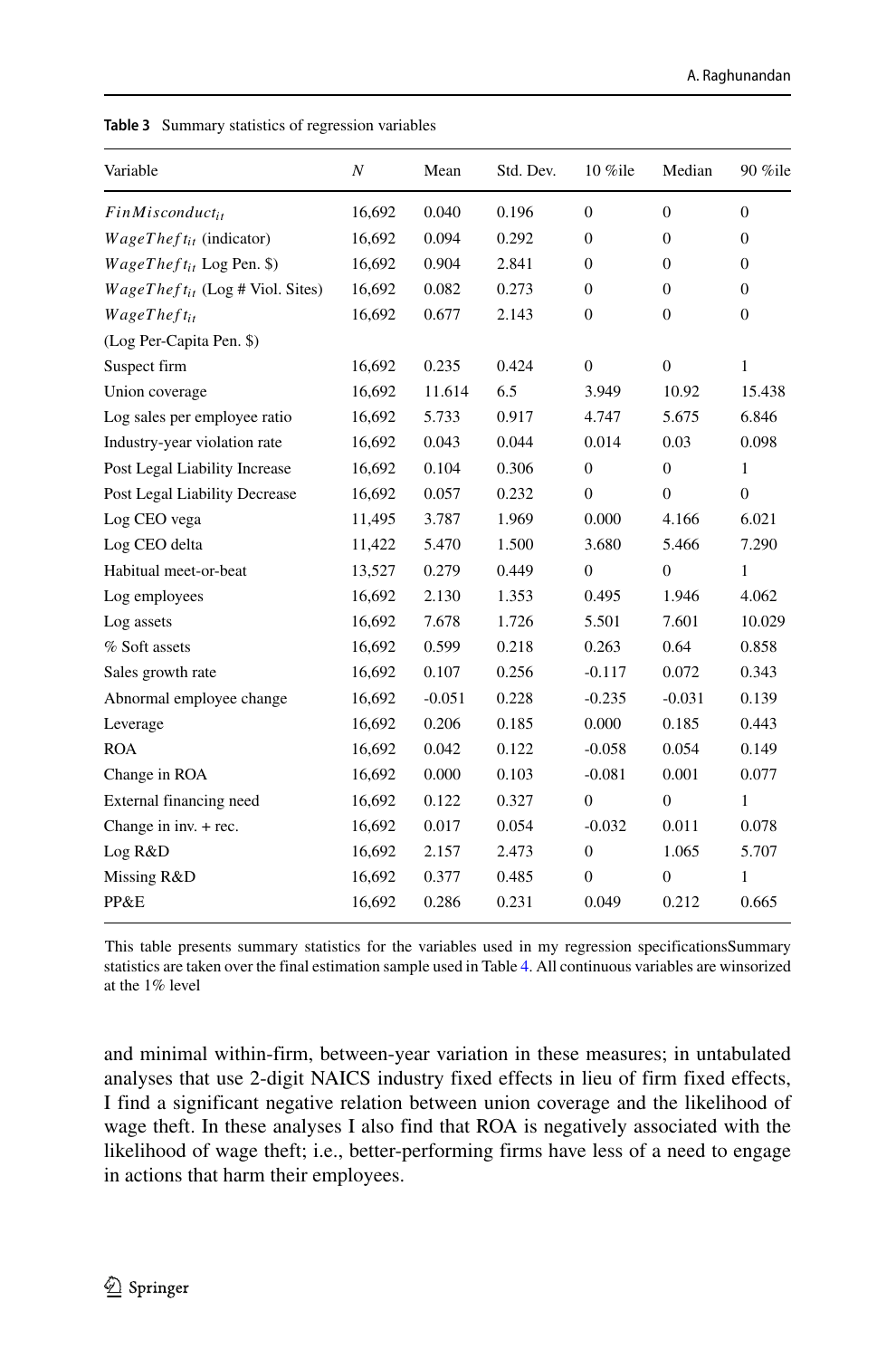**Table 3** Summary statistics of regression variables

| Variable | $N$ | Mean | Std. Dev. | 10 %ile | Median | 90 %ile |
|---|---|---|---|---|---|---|
| $FinMisconduct_{it}$ | 16,692 | 0.040 | 0.196 | 0 | 0 | 0 |
| $WageTheft_{it}$ (indicator) | 16,692 | 0.094 | 0.292 | 0 | 0 | 0 |
| $WageTheft_{it}$ Log Pen. $) | 16,692 | 0.904 | 2.841 | 0 | 0 | 0 |
| $WageTheft_{it}$ (Log # Viol. Sites) | 16,692 | 0.082 | 0.273 | 0 | 0 | 0 |
| $WageTheft_{it}$ (Log Per-Capita Pen. $) | 16,692 | 0.677 | 2.143 | 0 | 0 | 0 |
| Suspect firm | 16,692 | 0.235 | 0.424 | 0 | 0 | 1 |
| Union coverage | 16,692 | 11.614 | 6.5 | 3.949 | 10.92 | 15.438 |
| Log sales per employee ratio | 16,692 | 5.733 | 0.917 | 4.747 | 5.675 | 6.846 |
| Industry-year violation rate | 16,692 | 0.043 | 0.044 | 0.014 | 0.03 | 0.098 |
| Post Legal Liability Increase | 16,692 | 0.104 | 0.306 | 0 | 0 | 1 |
| Post Legal Liability Decrease | 16,692 | 0.057 | 0.232 | 0 | 0 | 0 |
| Log CEO vega | 11,495 | 3.787 | 1.969 | 0.000 | 4.166 | 6.021 |
| Log CEO delta | 11,422 | 5.470 | 1.500 | 3.680 | 5.466 | 7.290 |
| Habitual meet-or-beat | 13,527 | 0.279 | 0.449 | 0 | 0 | 1 |
| Log employees | 16,692 | 2.130 | 1.353 | 0.495 | 1.946 | 4.062 |
| Log assets | 16,692 | 7.678 | 1.726 | 5.501 | 7.601 | 10.029 |
| % Soft assets | 16,692 | 0.599 | 0.218 | 0.263 | 0.64 | 0.858 |
| Sales growth rate | 16,692 | 0.107 | 0.256 | -0.117 | 0.072 | 0.343 |
| Abnormal employee change | 16,692 | -0.051 | 0.228 | -0.235 | -0.031 | 0.139 |
| Leverage | 16,692 | 0.206 | 0.185 | 0.000 | 0.185 | 0.443 |
| ROA | 16,692 | 0.042 | 0.122 | -0.058 | 0.054 | 0.149 |
| Change in ROA | 16,692 | 0.000 | 0.103 | -0.081 | 0.001 | 0.077 |
| External financing need | 16,692 | 0.122 | 0.327 | 0 | 0 | 1 |
| Change in inv. + rec. | 16,692 | 0.017 | 0.054 | -0.032 | 0.011 | 0.078 |
| Log R&D | 16,692 | 2.157 | 2.473 | 0 | 1.065 | 5.707 |
| Missing R&D | 16,692 | 0.377 | 0.485 | 0 | 0 | 1 |
| PP&E | 16,692 | 0.286 | 0.231 | 0.049 | 0.212 | 0.665 |

This table presents summary statistics for the variables used in my regression specificationsSummary statistics are taken over the final estimation sample used in Table 4. All continuous variables are winsorized at the 1% level

and minimal within-firm, between-year variation in these measures; in untabulated analyses that use 2-digit NAICS industry fixed effects in lieu of firm fixed effects, I find a significant negative relation between union coverage and the likelihood of wage theft. In these analyses I also find that ROA is negatively associated with the likelihood of wage theft; i.e., better-performing firms have less of a need to engage in actions that harm their employees.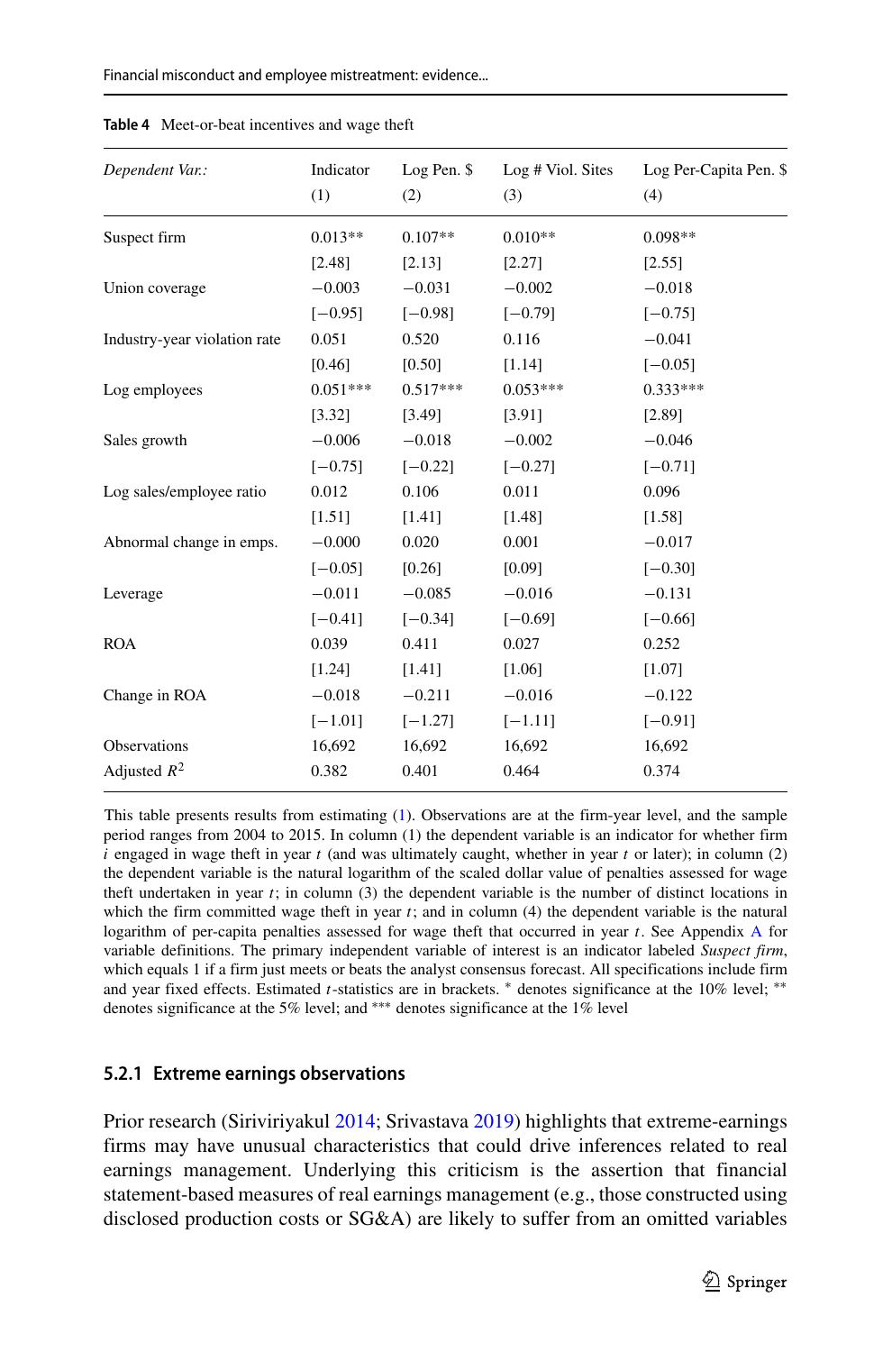**Table 4** Meet-or-beat incentives and wage theft

| *Dependent Var.:* | Indicator (1) | Log Pen. $ (2) | Log # Viol. Sites (3) | Log Per-Capita Pen. $ (4) |
|---|---|---|---|---|
| Suspect firm | 0.013** | 0.107** | 0.010** | 0.098** |
| | [2.48] | [2.13] | [2.27] | [2.55] |
| Union coverage | −0.003 | −0.031 | −0.002 | −0.018 |
| | [−0.95] | [−0.98] | [−0.79] | [−0.75] |
| Industry-year violation rate | 0.051 | 0.520 | 0.116 | −0.041 |
| | [0.46] | [0.50] | [1.14] | [−0.05] |
| Log employees | 0.051*** | 0.517*** | 0.053*** | 0.333*** |
| | [3.32] | [3.49] | [3.91] | [2.89] |
| Sales growth | −0.006 | −0.018 | −0.002 | −0.046 |
| | [−0.75] | [−0.22] | [−0.27] | [−0.71] |
| Log sales/employee ratio | 0.012 | 0.106 | 0.011 | 0.096 |
| | [1.51] | [1.41] | [1.48] | [1.58] |
| Abnormal change in emps. | −0.000 | 0.020 | 0.001 | −0.017 |
| | [−0.05] | [0.26] | [0.09] | [−0.30] |
| Leverage | −0.011 | −0.085 | −0.016 | −0.131 |
| | [−0.41] | [−0.34] | [−0.69] | [−0.66] |
| ROA | 0.039 | 0.411 | 0.027 | 0.252 |
| | [1.24] | [1.41] | [1.06] | [1.07] |
| Change in ROA | −0.018 | −0.211 | −0.016 | −0.122 |
| | [−1.01] | [−1.27] | [−1.11] | [−0.91] |
| Observations | 16,692 | 16,692 | 16,692 | 16,692 |
| Adjusted $R^2$ | 0.382 | 0.401 | 0.464 | 0.374 |

This table presents results from estimating (1). Observations are at the firm-year level, and the sample period ranges from 2004 to 2015. In column (1) the dependent variable is an indicator for whether firm $i$ engaged in wage theft in year $t$ (and was ultimately caught, whether in year $t$ or later); in column (2) the dependent variable is the natural logarithm of the scaled dollar value of penalties assessed for wage theft undertaken in year $t$; in column (3) the dependent variable is the number of distinct locations in which the firm committed wage theft in year $t$; and in column (4) the dependent variable is the natural logarithm of per-capita penalties assessed for wage theft that occurred in year $t$. See Appendix A for variable definitions. The primary independent variable of interest is an indicator labeled *Suspect firm*, which equals 1 if a firm just meets or beats the analyst consensus forecast. All specifications include firm and year fixed effects. Estimated $t$-statistics are in brackets. * denotes significance at the 10% level; ** denotes significance at the 5% level; and *** denotes significance at the 1% level

#### 5.2.1 Extreme earnings observations

Prior research (Siriviriyakul 2014; Srivastava 2019) highlights that extreme-earnings firms may have unusual characteristics that could drive inferences related to real earnings management. Underlying this criticism is the assertion that financial statement-based measures of real earnings management (e.g., those constructed using disclosed production costs or SG&A) are likely to suffer from an omitted variables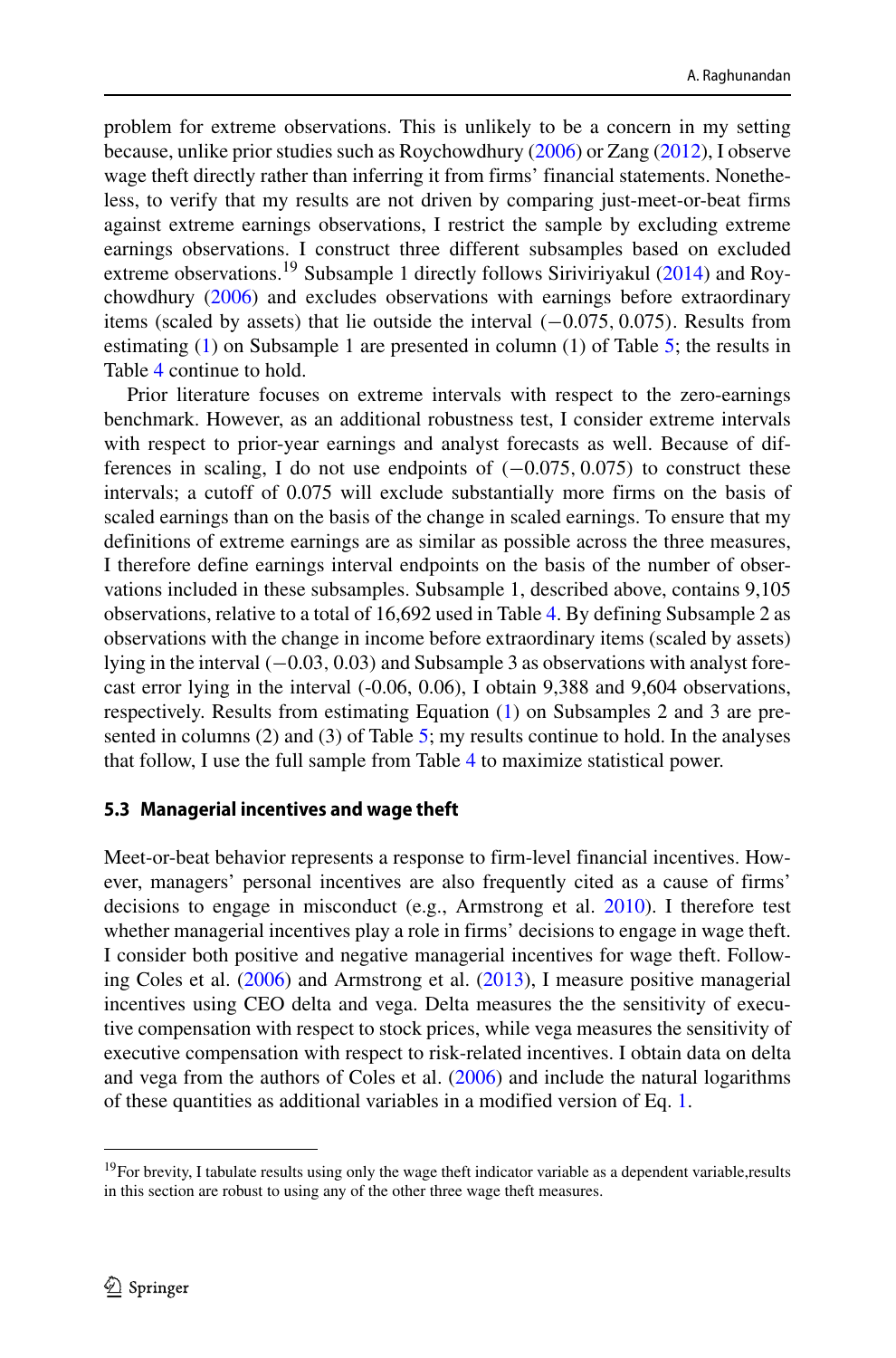problem for extreme observations. This is unlikely to be a concern in my setting because, unlike prior studies such as Roychowdhury (2006) or Zang (2012), I observe wage theft directly rather than inferring it from firms' financial statements. Nonetheless, to verify that my results are not driven by comparing just-meet-or-beat firms against extreme earnings observations, I restrict the sample by excluding extreme earnings observations. I construct three different subsamples based on excluded extreme observations.[19] Subsample 1 directly follows Siriviriyakul (2014) and Roychowdhury (2006) and excludes observations with earnings before extraordinary items (scaled by assets) that lie outside the interval $(-0.075, 0.075)$. Results from estimating (1) on Subsample 1 are presented in column (1) of Table 5; the results in Table 4 continue to hold.

Prior literature focuses on extreme intervals with respect to the zero-earnings benchmark. However, as an additional robustness test, I consider extreme intervals with respect to prior-year earnings and analyst forecasts as well. Because of differences in scaling, I do not use endpoints of $(-0.075, 0.075)$ to construct these intervals; a cutoff of 0.075 will exclude substantially more firms on the basis of scaled earnings than on the basis of the change in scaled earnings. To ensure that my definitions of extreme earnings are as similar as possible across the three measures, I therefore define earnings interval endpoints on the basis of the number of observations included in these subsamples. Subsample 1, described above, contains 9,105 observations, relative to a total of 16,692 used in Table 4. By defining Subsample 2 as observations with the change in income before extraordinary items (scaled by assets) lying in the interval $(-0.03, 0.03)$ and Subsample 3 as observations with analyst forecast error lying in the interval (-0.06, 0.06), I obtain 9,388 and 9,604 observations, respectively. Results from estimating Equation (1) on Subsamples 2 and 3 are presented in columns (2) and (3) of Table 5; my results continue to hold. In the analyses that follow, I use the full sample from Table 4 to maximize statistical power.

### 5.3 Managerial incentives and wage theft

Meet-or-beat behavior represents a response to firm-level financial incentives. However, managers' personal incentives are also frequently cited as a cause of firms' decisions to engage in misconduct (e.g., Armstrong et al. 2010). I therefore test whether managerial incentives play a role in firms' decisions to engage in wage theft. I consider both positive and negative managerial incentives for wage theft. Following Coles et al. (2006) and Armstrong et al. (2013), I measure positive managerial incentives using CEO delta and vega. Delta measures the the sensitivity of executive compensation with respect to stock prices, while vega measures the sensitivity of executive compensation with respect to risk-related incentives. I obtain data on delta and vega from the authors of Coles et al. (2006) and include the natural logarithms of these quantities as additional variables in a modified version of Eq. 1.

---

[19] For brevity, I tabulate results using only the wage theft indicator variable as a dependent variable,results in this section are robust to using any of the other three wage theft measures.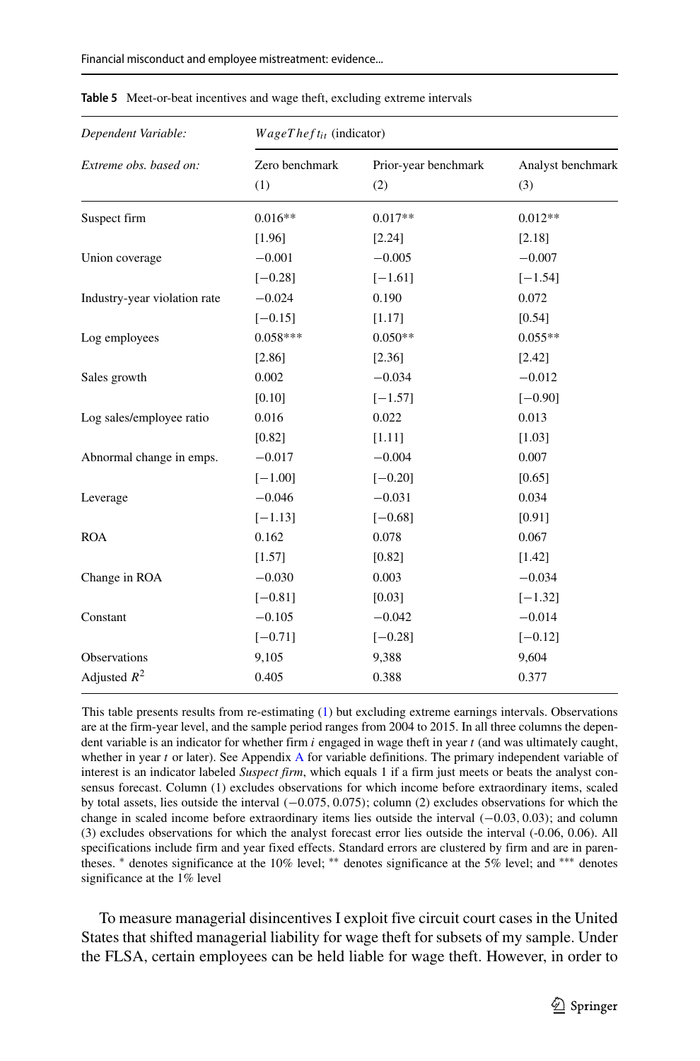**Table 5** Meet-or-beat incentives and wage theft, excluding extreme intervals

| *Dependent Variable:* | $WageTheft_{it}$ (indicator) | | |
|---|---|---|---|
| *Extreme obs. based on:* | Zero benchmark | Prior-year benchmark | Analyst benchmark |
| | (1) | (2) | (3) |
| Suspect firm | 0.016** | 0.017** | 0.012** |
| | [1.96] | [2.24] | [2.18] |
| Union coverage | −0.001 | −0.005 | −0.007 |
| | [−0.28] | [−1.61] | [−1.54] |
| Industry-year violation rate | −0.024 | 0.190 | 0.072 |
| | [−0.15] | [1.17] | [0.54] |
| Log employees | 0.058*** | 0.050** | 0.055** |
| | [2.86] | [2.36] | [2.42] |
| Sales growth | 0.002 | −0.034 | −0.012 |
| | [0.10] | [−1.57] | [−0.90] |
| Log sales/employee ratio | 0.016 | 0.022 | 0.013 |
| | [0.82] | [1.11] | [1.03] |
| Abnormal change in emps. | −0.017 | −0.004 | 0.007 |
| | [−1.00] | [−0.20] | [0.65] |
| Leverage | −0.046 | −0.031 | 0.034 |
| | [−1.13] | [−0.68] | [0.91] |
| ROA | 0.162 | 0.078 | 0.067 |
| | [1.57] | [0.82] | [1.42] |
| Change in ROA | −0.030 | 0.003 | −0.034 |
| | [−0.81] | [0.03] | [−1.32] |
| Constant | −0.105 | −0.042 | −0.014 |
| | [−0.71] | [−0.28] | [−0.12] |
| Observations | 9,105 | 9,388 | 9,604 |
| Adjusted $R^2$ | 0.405 | 0.388 | 0.377 |

This table presents results from re-estimating (1) but excluding extreme earnings intervals. Observations are at the firm-year level, and the sample period ranges from 2004 to 2015. In all three columns the dependent variable is an indicator for whether firm $i$ engaged in wage theft in year $t$ (and was ultimately caught, whether in year $t$ or later). See Appendix A for variable definitions. The primary independent variable of interest is an indicator labeled *Suspect firm*, which equals 1 if a firm just meets or beats the analyst consensus forecast. Column (1) excludes observations for which income before extraordinary items, scaled by total assets, lies outside the interval (−0.075, 0.075); column (2) excludes observations for which the change in scaled income before extraordinary items lies outside the interval (−0.03, 0.03); and column (3) excludes observations for which the analyst forecast error lies outside the interval (-0.06, 0.06). All specifications include firm and year fixed effects. Standard errors are clustered by firm and are in parentheses. * denotes significance at the 10% level; ** denotes significance at the 5% level; and *** denotes significance at the 1% level

To measure managerial disincentives I exploit five circuit court cases in the United States that shifted managerial liability for wage theft for subsets of my sample. Under the FLSA, certain employees can be held liable for wage theft. However, in order to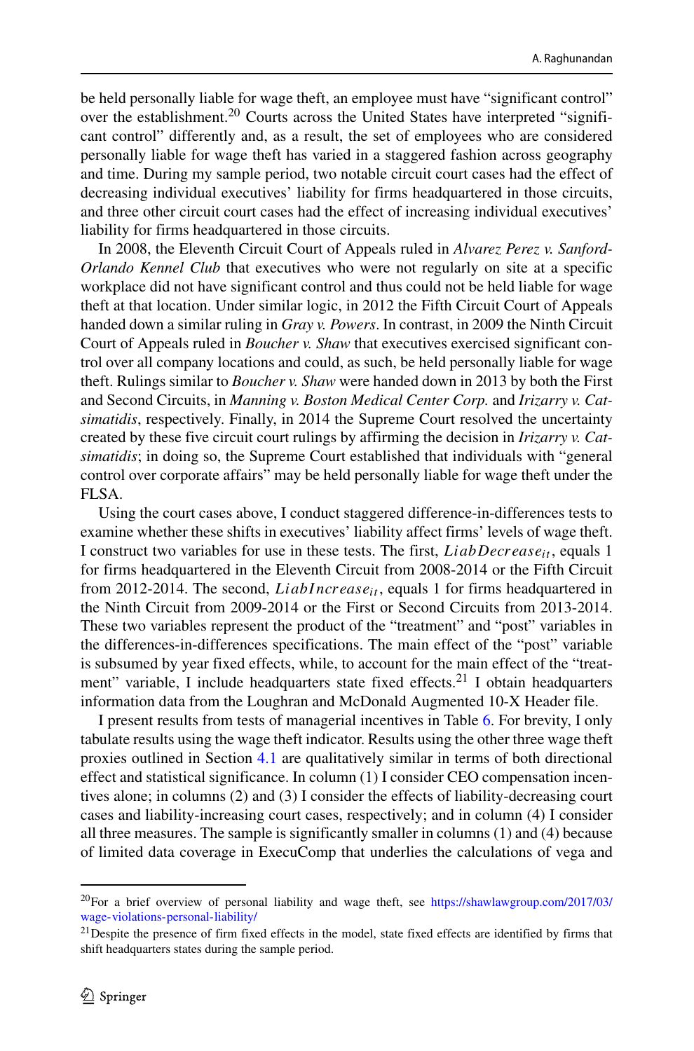be held personally liable for wage theft, an employee must have "significant control" over the establishment.[20] Courts across the United States have interpreted "significant control" differently and, as a result, the set of employees who are considered personally liable for wage theft has varied in a staggered fashion across geography and time. During my sample period, two notable circuit court cases had the effect of decreasing individual executives' liability for firms headquartered in those circuits, and three other circuit court cases had the effect of increasing individual executives' liability for firms headquartered in those circuits.

In 2008, the Eleventh Circuit Court of Appeals ruled in *Alvarez Perez v. Sanford-Orlando Kennel Club* that executives who were not regularly on site at a specific workplace did not have significant control and thus could not be held liable for wage theft at that location. Under similar logic, in 2012 the Fifth Circuit Court of Appeals handed down a similar ruling in *Gray v. Powers*. In contrast, in 2009 the Ninth Circuit Court of Appeals ruled in *Boucher v. Shaw* that executives exercised significant control over all company locations and could, as such, be held personally liable for wage theft. Rulings similar to *Boucher v. Shaw* were handed down in 2013 by both the First and Second Circuits, in *Manning v. Boston Medical Center Corp.* and *Irizarry v. Catsimatidis*, respectively. Finally, in 2014 the Supreme Court resolved the uncertainty created by these five circuit court rulings by affirming the decision in *Irizarry v. Catsimatidis*; in doing so, the Supreme Court established that individuals with "general control over corporate affairs" may be held personally liable for wage theft under the FLSA.

Using the court cases above, I conduct staggered difference-in-differences tests to examine whether these shifts in executives' liability affect firms' levels of wage theft. I construct two variables for use in these tests. The first, $LiabDecrease_{it}$, equals 1 for firms headquartered in the Eleventh Circuit from 2008-2014 or the Fifth Circuit from 2012-2014. The second, $LiabIncrease_{it}$, equals 1 for firms headquartered in the Ninth Circuit from 2009-2014 or the First or Second Circuits from 2013-2014. These two variables represent the product of the "treatment" and "post" variables in the differences-in-differences specifications. The main effect of the "post" variable is subsumed by year fixed effects, while, to account for the main effect of the "treatment" variable, I include headquarters state fixed effects.[21] I obtain headquarters information data from the Loughran and McDonald Augmented 10-X Header file.

I present results from tests of managerial incentives in Table 6. For brevity, I only tabulate results using the wage theft indicator. Results using the other three wage theft proxies outlined in Section 4.1 are qualitatively similar in terms of both directional effect and statistical significance. In column (1) I consider CEO compensation incentives alone; in columns (2) and (3) I consider the effects of liability-decreasing court cases and liability-increasing court cases, respectively; and in column (4) I consider all three measures. The sample is significantly smaller in columns (1) and (4) because of limited data coverage in ExecuComp that underlies the calculations of vega and

[20] For a brief overview of personal liability and wage theft, see https://shawlawgroup.com/2017/03/wage-violations-personal-liability/

[21] Despite the presence of firm fixed effects in the model, state fixed effects are identified by firms that shift headquarters states during the sample period.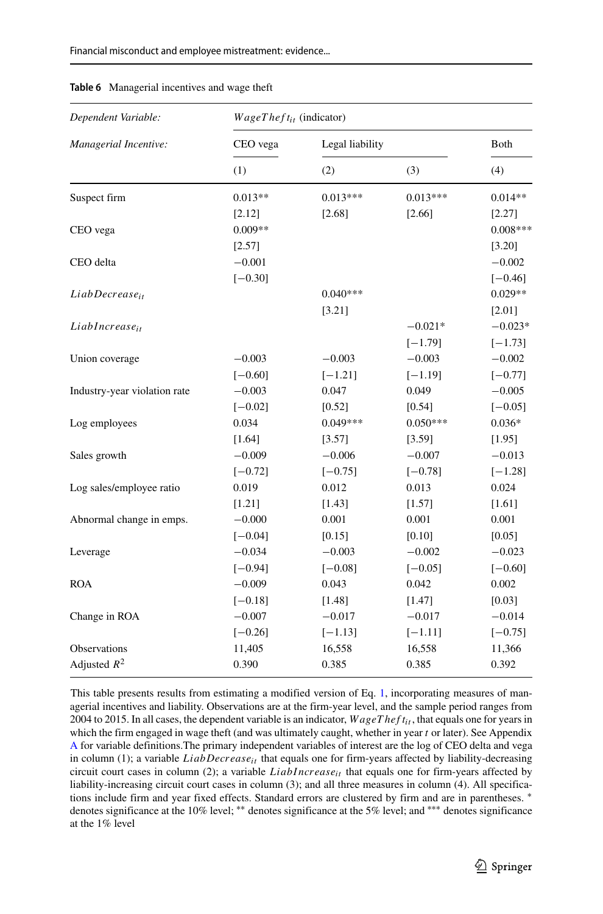**Table 6** Managerial incentives and wage theft

| *Dependent Variable:* | $WageTheft_{it}$ (indicator) | | | |
|---|---|---|---|---|
| *Managerial Incentive:* | CEO vega | Legal liability | | Both |
| | (1) | (2) | (3) | (4) |
| Suspect firm | 0.013** | 0.013*** | 0.013*** | 0.014** |
| | [2.12] | [2.68] | [2.66] | [2.27] |
| CEO vega | 0.009** | | | 0.008*** |
| | [2.57] | | | [3.20] |
| CEO delta | −0.001 | | | −0.002 |
| | [−0.30] | | | [−0.46] |
| $LiabDecrease_{it}$ | | 0.040*** | | 0.029** |
| | | [3.21] | | [2.01] |
| $LiabIncrease_{it}$ | | | −0.021* | −0.023* |
| | | | [−1.79] | [−1.73] |
| Union coverage | −0.003 | −0.003 | −0.003 | −0.002 |
| | [−0.60] | [−1.21] | [−1.19] | [−0.77] |
| Industry-year violation rate | −0.003 | 0.047 | 0.049 | −0.005 |
| | [−0.02] | [0.52] | [0.54] | [−0.05] |
| Log employees | 0.034 | 0.049*** | 0.050*** | 0.036* |
| | [1.64] | [3.57] | [3.59] | [1.95] |
| Sales growth | −0.009 | −0.006 | −0.007 | −0.013 |
| | [−0.72] | [−0.75] | [−0.78] | [−1.28] |
| Log sales/employee ratio | 0.019 | 0.012 | 0.013 | 0.024 |
| | [1.21] | [1.43] | [1.57] | [1.61] |
| Abnormal change in emps. | −0.000 | 0.001 | 0.001 | 0.001 |
| | [−0.04] | [0.15] | [0.10] | [0.05] |
| Leverage | −0.034 | −0.003 | −0.002 | −0.023 |
| | [−0.94] | [−0.08] | [−0.05] | [−0.60] |
| ROA | −0.009 | 0.043 | 0.042 | 0.002 |
| | [−0.18] | [1.48] | [1.47] | [0.03] |
| Change in ROA | −0.007 | −0.017 | −0.017 | −0.014 |
| | [−0.26] | [−1.13] | [−1.11] | [−0.75] |
| Observations | 11,405 | 16,558 | 16,558 | 11,366 |
| Adjusted $R^2$ | 0.390 | 0.385 | 0.385 | 0.392 |

This table presents results from estimating a modified version of Eq. 1, incorporating measures of managerial incentives and liability. Observations are at the firm-year level, and the sample period ranges from 2004 to 2015. In all cases, the dependent variable is an indicator, $WageTheft_{it}$, that equals one for years in which the firm engaged in wage theft (and was ultimately caught, whether in year $t$ or later). See Appendix A for variable definitions.The primary independent variables of interest are the log of CEO delta and vega in column (1); a variable $LiabDecrease_{it}$ that equals one for firm-years affected by liability-decreasing circuit court cases in column (2); a variable $LiabIncrease_{it}$ that equals one for firm-years affected by liability-increasing circuit court cases in column (3); and all three measures in column (4). All specifications include firm and year fixed effects. Standard errors are clustered by firm and are in parentheses. * denotes significance at the 10% level; ** denotes significance at the 5% level; and *** denotes significance at the 1% level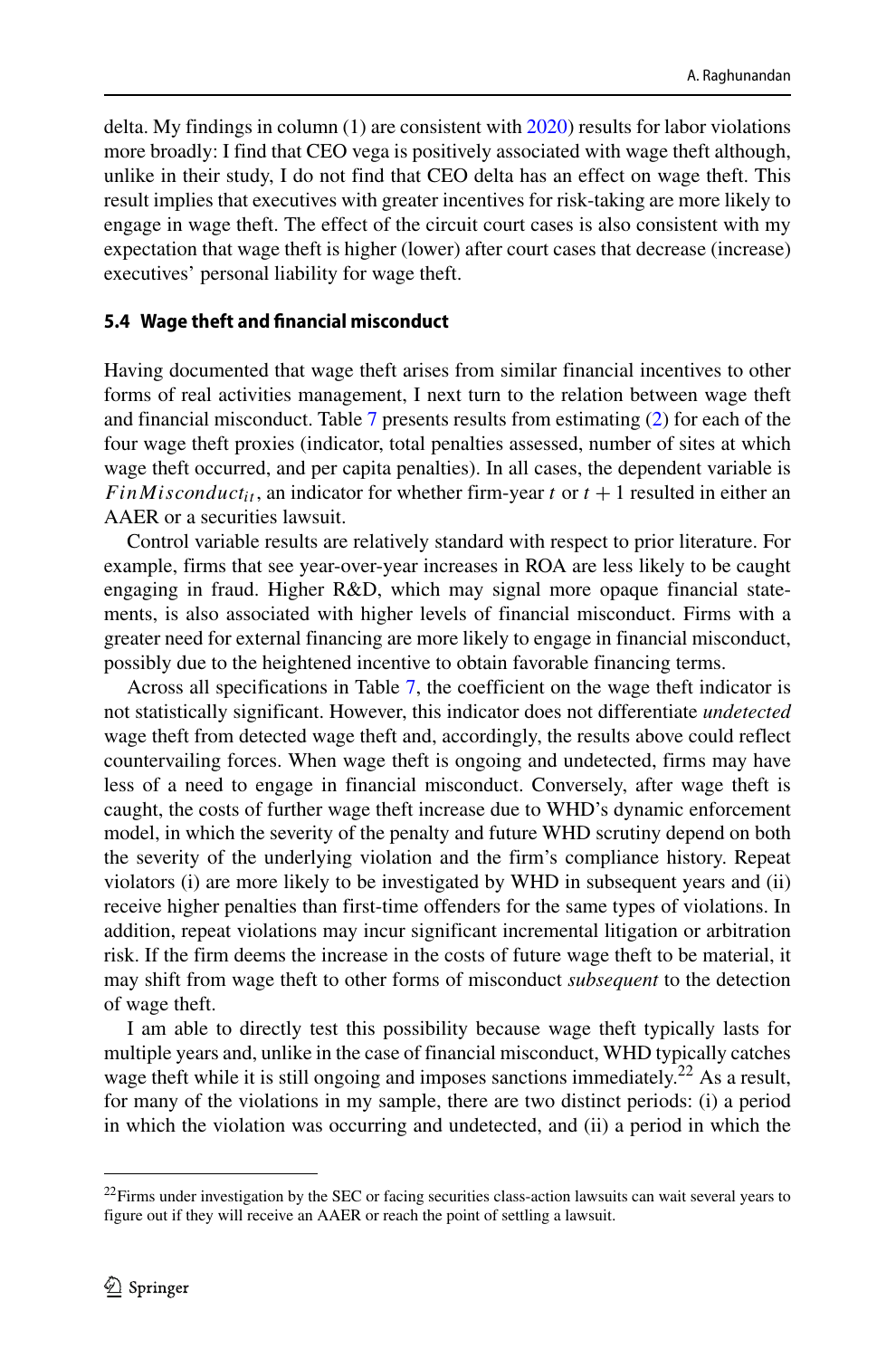delta. My findings in column (1) are consistent with 2020) results for labor violations more broadly: I find that CEO vega is positively associated with wage theft although, unlike in their study, I do not find that CEO delta has an effect on wage theft. This result implies that executives with greater incentives for risk-taking are more likely to engage in wage theft. The effect of the circuit court cases is also consistent with my expectation that wage theft is higher (lower) after court cases that decrease (increase) executives' personal liability for wage theft.

### 5.4 Wage theft and financial misconduct

Having documented that wage theft arises from similar financial incentives to other forms of real activities management, I next turn to the relation between wage theft and financial misconduct. Table 7 presents results from estimating (2) for each of the four wage theft proxies (indicator, total penalties assessed, number of sites at which wage theft occurred, and per capita penalties). In all cases, the dependent variable is $FinMisconduct_{it}$, an indicator for whether firm-year $t$ or $t+1$ resulted in either an AAER or a securities lawsuit.

Control variable results are relatively standard with respect to prior literature. For example, firms that see year-over-year increases in ROA are less likely to be caught engaging in fraud. Higher R&D, which may signal more opaque financial statements, is also associated with higher levels of financial misconduct. Firms with a greater need for external financing are more likely to engage in financial misconduct, possibly due to the heightened incentive to obtain favorable financing terms.

Across all specifications in Table 7, the coefficient on the wage theft indicator is not statistically significant. However, this indicator does not differentiate *undetected* wage theft from detected wage theft and, accordingly, the results above could reflect countervailing forces. When wage theft is ongoing and undetected, firms may have less of a need to engage in financial misconduct. Conversely, after wage theft is caught, the costs of further wage theft increase due to WHD's dynamic enforcement model, in which the severity of the penalty and future WHD scrutiny depend on both the severity of the underlying violation and the firm's compliance history. Repeat violators (i) are more likely to be investigated by WHD in subsequent years and (ii) receive higher penalties than first-time offenders for the same types of violations. In addition, repeat violations may incur significant incremental litigation or arbitration risk. If the firm deems the increase in the costs of future wage theft to be material, it may shift from wage theft to other forms of misconduct *subsequent* to the detection of wage theft.

I am able to directly test this possibility because wage theft typically lasts for multiple years and, unlike in the case of financial misconduct, WHD typically catches wage theft while it is still ongoing and imposes sanctions immediately.[22] As a result, for many of the violations in my sample, there are two distinct periods: (i) a period in which the violation was occurring and undetected, and (ii) a period in which the

[22] Firms under investigation by the SEC or facing securities class-action lawsuits can wait several years to figure out if they will receive an AAER or reach the point of settling a lawsuit.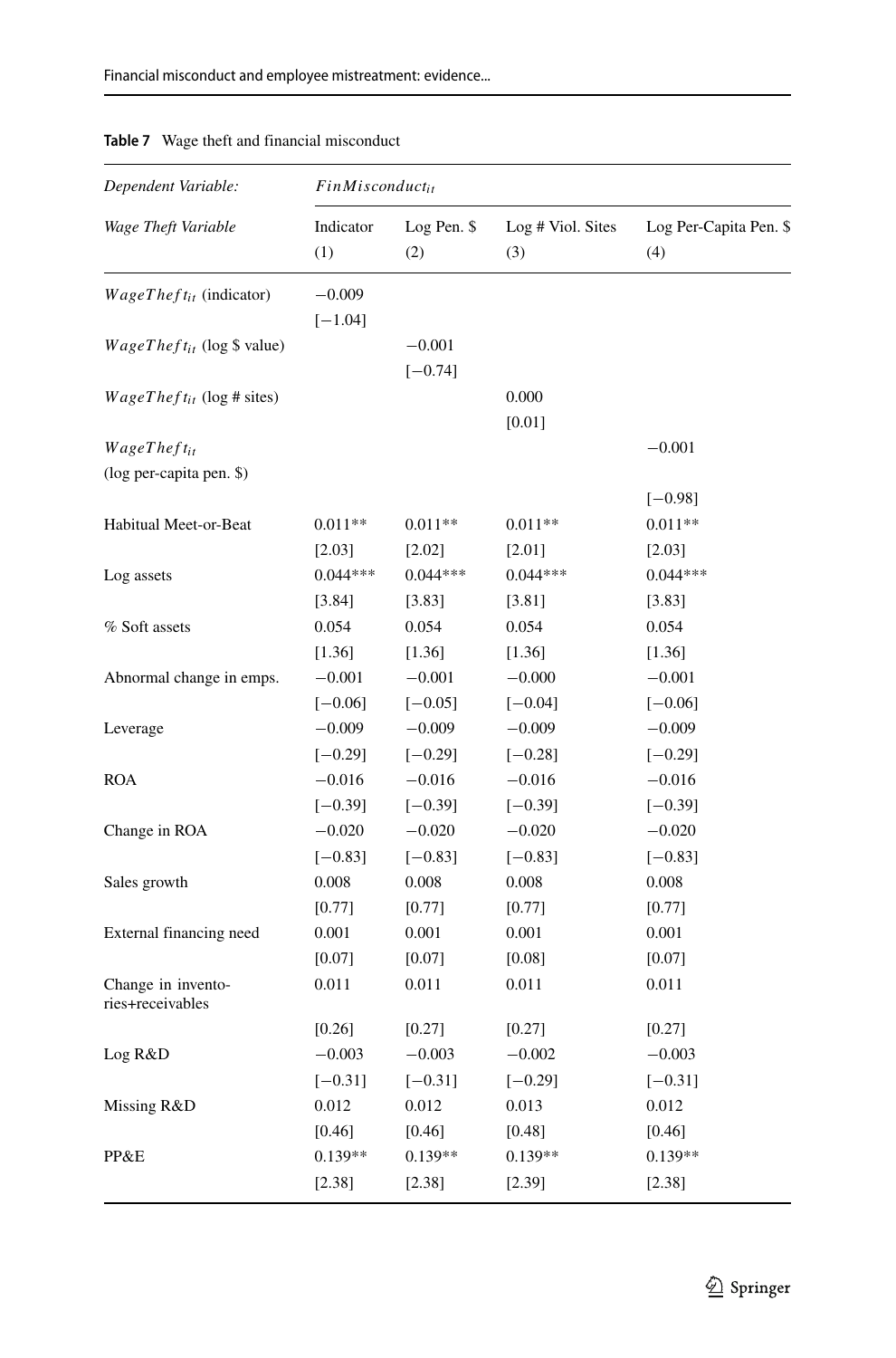**Table 7** Wage theft and financial misconduct

| *Dependent Variable:* | $FinMisconduct_{it}$ | | | |
|---|---|---|---|---|
| *Wage Theft Variable* | Indicator (1) | Log Pen. $ (2) | Log # Viol. Sites (3) | Log Per-Capita Pen. $ (4) |
| $WageTheft_{it}$ (indicator) | −0.009 | | | |
| | [−1.04] | | | |
| $WageTheft_{it}$ (log $ value) | | −0.001 | | |
| | | [−0.74] | | |
| $WageTheft_{it}$ (log # sites) | | | 0.000 | |
| | | | [0.01] | |
| $WageTheft_{it}$ (log per-capita pen. $) | | | | −0.001 |
| | | | | [−0.98] |
| Habitual Meet-or-Beat | 0.011** | 0.011** | 0.011** | 0.011** |
| | [2.03] | [2.02] | [2.01] | [2.03] |
| Log assets | 0.044*** | 0.044*** | 0.044*** | 0.044*** |
| | [3.84] | [3.83] | [3.81] | [3.83] |
| % Soft assets | 0.054 | 0.054 | 0.054 | 0.054 |
| | [1.36] | [1.36] | [1.36] | [1.36] |
| Abnormal change in emps. | −0.001 | −0.001 | −0.000 | −0.001 |
| | [−0.06] | [−0.05] | [−0.04] | [−0.06] |
| Leverage | −0.009 | −0.009 | −0.009 | −0.009 |
| | [−0.29] | [−0.29] | [−0.28] | [−0.29] |
| ROA | −0.016 | −0.016 | −0.016 | −0.016 |
| | [−0.39] | [−0.39] | [−0.39] | [−0.39] |
| Change in ROA | −0.020 | −0.020 | −0.020 | −0.020 |
| | [−0.83] | [−0.83] | [−0.83] | [−0.83] |
| Sales growth | 0.008 | 0.008 | 0.008 | 0.008 |
| | [0.77] | [0.77] | [0.77] | [0.77] |
| External financing need | 0.001 | 0.001 | 0.001 | 0.001 |
| | [0.07] | [0.07] | [0.08] | [0.07] |
| Change in inventories+receivables | 0.011 | 0.011 | 0.011 | 0.011 |
| | [0.26] | [0.27] | [0.27] | [0.27] |
| Log R&D | −0.003 | −0.003 | −0.002 | −0.003 |
| | [−0.31] | [−0.31] | [−0.29] | [−0.31] |
| Missing R&D | 0.012 | 0.012 | 0.013 | 0.012 |
| | [0.46] | [0.46] | [0.48] | [0.46] |
| PP&E | 0.139** | 0.139** | 0.139** | 0.139** |
| | [2.38] | [2.38] | [2.39] | [2.38] |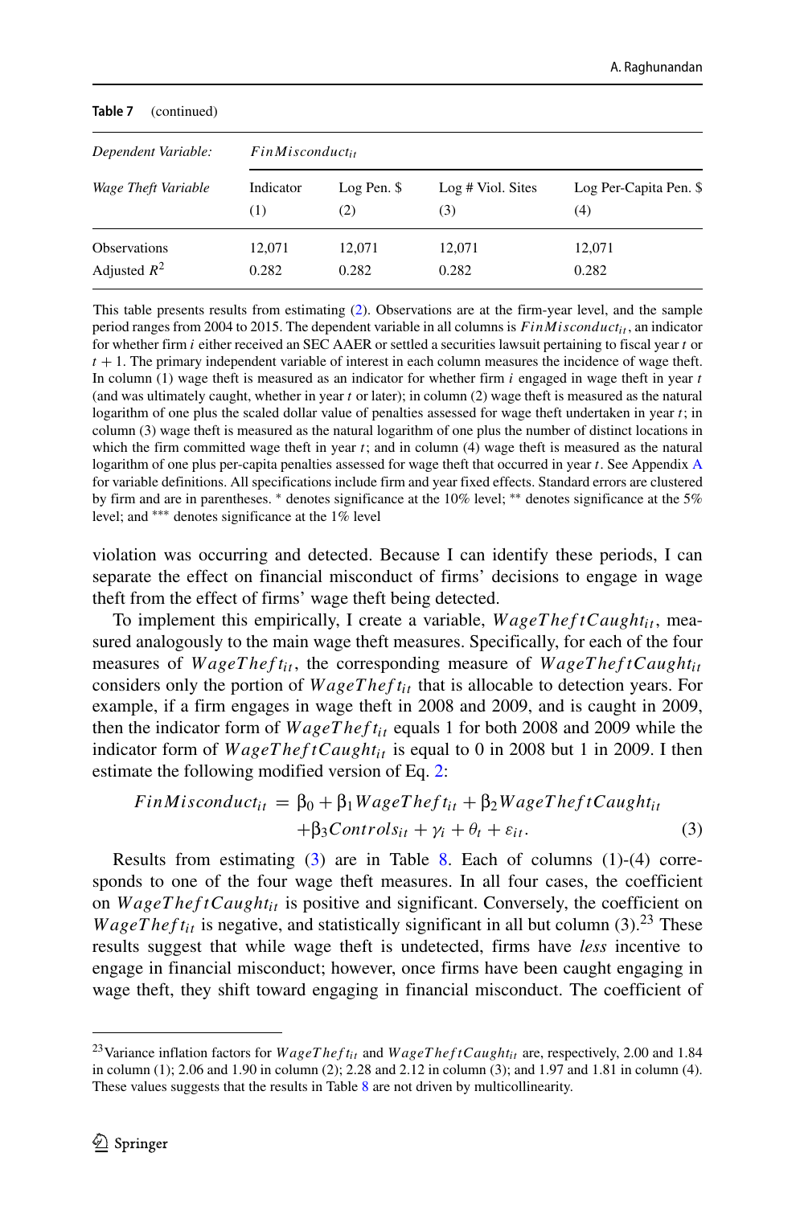**Table 7** (continued)

| *Dependent Variable:* | $FinMisconduct_{it}$ | | | |
|---|---|---|---|---|
| *Wage Theft Variable* | Indicator (1) | Log Pen. \$ (2) | Log # Viol. Sites (3) | Log Per-Capita Pen. \$ (4) |
| Observations | 12,071 | 12,071 | 12,071 | 12,071 |
| Adjusted $R^2$ | 0.282 | 0.282 | 0.282 | 0.282 |

This table presents results from estimating (2). Observations are at the firm-year level, and the sample period ranges from 2004 to 2015. The dependent variable in all columns is $FinMisconduct_{it}$, an indicator for whether firm $i$ either received an SEC AAER or settled a securities lawsuit pertaining to fiscal year $t$ or $t+1$. The primary independent variable of interest in each column measures the incidence of wage theft. In column (1) wage theft is measured as an indicator for whether firm $i$ engaged in wage theft in year $t$ (and was ultimately caught, whether in year $t$ or later); in column (2) wage theft is measured as the natural logarithm of one plus the scaled dollar value of penalties assessed for wage theft undertaken in year $t$; in column (3) wage theft is measured as the natural logarithm of one plus the number of distinct locations in which the firm committed wage theft in year $t$; and in column (4) wage theft is measured as the natural logarithm of one plus per-capita penalties assessed for wage theft that occurred in year $t$. See Appendix A for variable definitions. All specifications include firm and year fixed effects. Standard errors are clustered by firm and are in parentheses. * denotes significance at the 10% level; ** denotes significance at the 5% level; and *** denotes significance at the 1% level

violation was occurring and detected. Because I can identify these periods, I can separate the effect on financial misconduct of firms' decisions to engage in wage theft from the effect of firms' wage theft being detected.

To implement this empirically, I create a variable, $WageTheftCaught_{it}$, measured analogously to the main wage theft measures. Specifically, for each of the four measures of $WageTheft_{it}$, the corresponding measure of $WageTheftCaught_{it}$ considers only the portion of $WageTheft_{it}$ that is allocable to detection years. For example, if a firm engages in wage theft in 2008 and 2009, and is caught in 2009, then the indicator form of $WageTheft_{it}$ equals 1 for both 2008 and 2009 while the indicator form of $WageTheftCaught_{it}$ is equal to 0 in 2008 but 1 in 2009. I then estimate the following modified version of Eq. 2:

$$
\begin{aligned}
FinMisconduct_{it} = {} & \beta_0 + \beta_1 WageTheft_{it} + \beta_2 WageTheftCaught_{it} \\
& + \beta_3 Controls_{it} + \gamma_i + \theta_t + \varepsilon_{it}. \qquad (3)
\end{aligned}
$$

Results from estimating (3) are in Table 8. Each of columns (1)-(4) corresponds to one of the four wage theft measures. In all four cases, the coefficient on $WageTheftCaught_{it}$ is positive and significant. Conversely, the coefficient on $WageTheft_{it}$ is negative, and statistically significant in all but column (3).[23] These results suggest that while wage theft is undetected, firms have *less* incentive to engage in financial misconduct; however, once firms have been caught engaging in wage theft, they shift toward engaging in financial misconduct. The coefficient of

[23] Variance inflation factors for $WageTheft_{it}$ and $WageTheftCaught_{it}$ are, respectively, 2.00 and 1.84 in column (1); 2.06 and 1.90 in column (2); 2.28 and 2.12 in column (3); and 1.97 and 1.81 in column (4). These values suggests that the results in Table 8 are not driven by multicollinearity.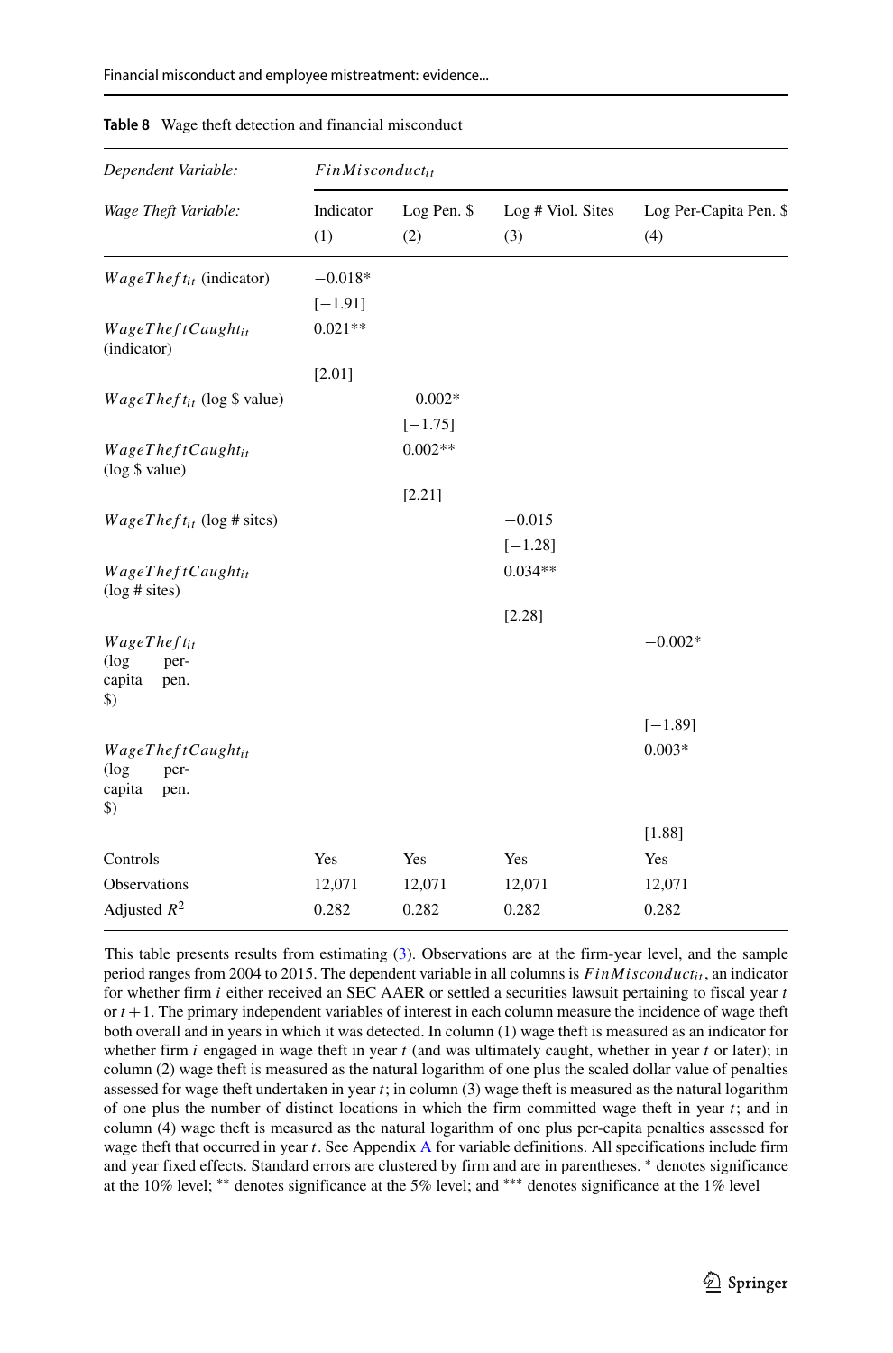**Table 8** Wage theft detection and financial misconduct

| *Dependent Variable:* | $FinMisconduct_{it}$ | | | |
|---|---|---|---|---|
| *Wage Theft Variable:* | Indicator (1) | Log Pen. $ (2) | Log # Viol. Sites (3) | Log Per-Capita Pen. $ (4) |
| $WageTheft_{it}$ (indicator) | −0.018* | | | |
| | [−1.91] | | | |
| $WageTheftCaught_{it}$ (indicator) | 0.021** | | | |
| | [2.01] | | | |
| $WageTheft_{it}$ (log $ value) | | −0.002* | | |
| | | [−1.75] | | |
| $WageTheftCaught_{it}$ (log $ value) | | 0.002** | | |
| | | [2.21] | | |
| $WageTheft_{it}$ (log # sites) | | | −0.015 | |
| | | | [−1.28] | |
| $WageTheftCaught_{it}$ (log # sites) | | | 0.034** | |
| | | | [2.28] | |
| $WageTheft_{it}$ (log per-capita pen. $) | | | | −0.002* |
| | | | | [−1.89] |
| $WageTheftCaught_{it}$ (log per-capita pen. $) | | | | 0.003* |
| | | | | [1.88] |
| Controls | Yes | Yes | Yes | Yes |
| Observations | 12,071 | 12,071 | 12,071 | 12,071 |
| Adjusted $R^2$ | 0.282 | 0.282 | 0.282 | 0.282 |

This table presents results from estimating (3). Observations are at the firm-year level, and the sample period ranges from 2004 to 2015. The dependent variable in all columns is $FinMisconduct_{it}$, an indicator for whether firm $i$ either received an SEC AAER or settled a securities lawsuit pertaining to fiscal year $t$ or $t+1$. The primary independent variables of interest in each column measure the incidence of wage theft both overall and in years in which it was detected. In column (1) wage theft is measured as an indicator for whether firm $i$ engaged in wage theft in year $t$ (and was ultimately caught, whether in year $t$ or later); in column (2) wage theft is measured as the natural logarithm of one plus the scaled dollar value of penalties assessed for wage theft undertaken in year $t$; in column (3) wage theft is measured as the natural logarithm of one plus the number of distinct locations in which the firm committed wage theft in year $t$; and in column (4) wage theft is measured as the natural logarithm of one plus per-capita penalties assessed for wage theft that occurred in year $t$. See Appendix A for variable definitions. All specifications include firm and year fixed effects. Standard errors are clustered by firm and are in parentheses. * denotes significance at the 10% level; ** denotes significance at the 5% level; and *** denotes significance at the 1% level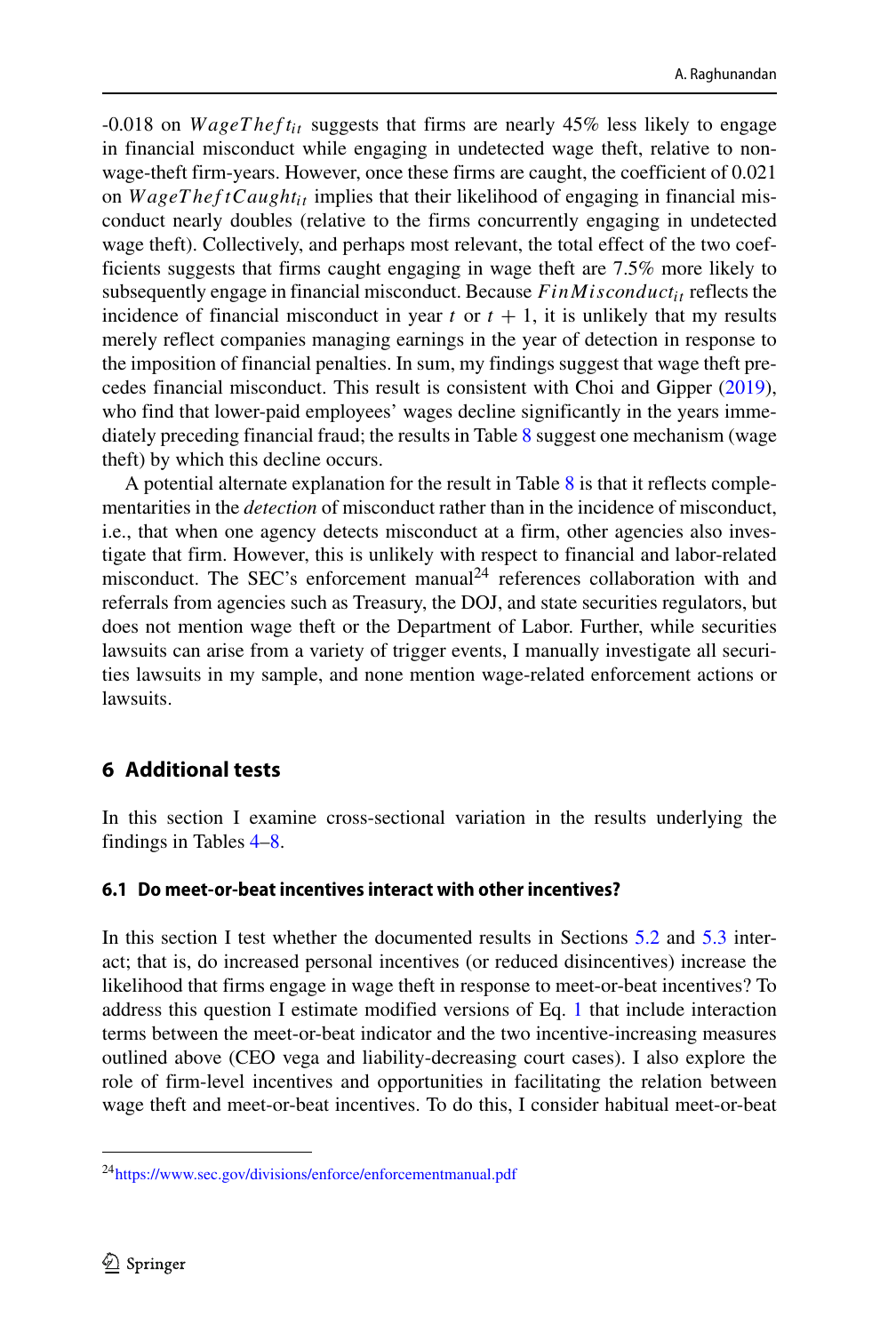-0.018 on $WageTheft_{it}$ suggests that firms are nearly 45% less likely to engage in financial misconduct while engaging in undetected wage theft, relative to non-wage-theft firm-years. However, once these firms are caught, the coefficient of 0.021 on $WageTheftCaught_{it}$ implies that their likelihood of engaging in financial misconduct nearly doubles (relative to the firms concurrently engaging in undetected wage theft). Collectively, and perhaps most relevant, the total effect of the two coefficients suggests that firms caught engaging in wage theft are 7.5% more likely to subsequently engage in financial misconduct. Because $FinMisconduct_{it}$ reflects the incidence of financial misconduct in year $t$ or $t + 1$, it is unlikely that my results merely reflect companies managing earnings in the year of detection in response to the imposition of financial penalties. In sum, my findings suggest that wage theft precedes financial misconduct. This result is consistent with Choi and Gipper (2019), who find that lower-paid employees' wages decline significantly in the years immediately preceding financial fraud; the results in Table 8 suggest one mechanism (wage theft) by which this decline occurs.

A potential alternate explanation for the result in Table 8 is that it reflects complementarities in the *detection* of misconduct rather than in the incidence of misconduct, i.e., that when one agency detects misconduct at a firm, other agencies also investigate that firm. However, this is unlikely with respect to financial and labor-related misconduct. The SEC's enforcement manual[24] references collaboration with and referrals from agencies such as Treasury, the DOJ, and state securities regulators, but does not mention wage theft or the Department of Labor. Further, while securities lawsuits can arise from a variety of trigger events, I manually investigate all securities lawsuits in my sample, and none mention wage-related enforcement actions or lawsuits.

## 6 Additional tests

In this section I examine cross-sectional variation in the results underlying the findings in Tables 4–8.

### 6.1 Do meet-or-beat incentives interact with other incentives?

In this section I test whether the documented results in Sections 5.2 and 5.3 interact; that is, do increased personal incentives (or reduced disincentives) increase the likelihood that firms engage in wage theft in response to meet-or-beat incentives? To address this question I estimate modified versions of Eq. 1 that include interaction terms between the meet-or-beat indicator and the two incentive-increasing measures outlined above (CEO vega and liability-decreasing court cases). I also explore the role of firm-level incentives and opportunities in facilitating the relation between wage theft and meet-or-beat incentives. To do this, I consider habitual meet-or-beat

[24] https://www.sec.gov/divisions/enforce/enforcementmanual.pdf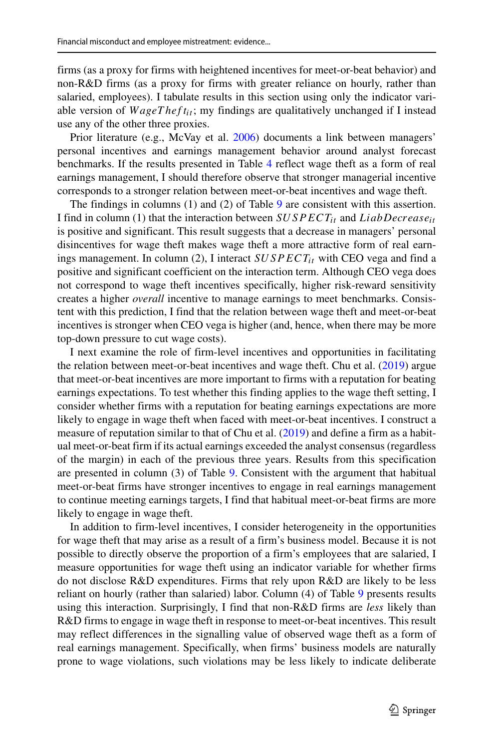firms (as a proxy for firms with heightened incentives for meet-or-beat behavior) and non-R&D firms (as a proxy for firms with greater reliance on hourly, rather than salaried, employees). I tabulate results in this section using only the indicator variable version of $WageTheft_{it}$; my findings are qualitatively unchanged if I instead use any of the other three proxies.

Prior literature (e.g., McVay et al. 2006) documents a link between managers' personal incentives and earnings management behavior around analyst forecast benchmarks. If the results presented in Table 4 reflect wage theft as a form of real earnings management, I should therefore observe that stronger managerial incentive corresponds to a stronger relation between meet-or-beat incentives and wage theft.

The findings in columns (1) and (2) of Table 9 are consistent with this assertion. I find in column (1) that the interaction between $SUSPECT_{it}$ and $LiabDecrease_{it}$ is positive and significant. This result suggests that a decrease in managers' personal disincentives for wage theft makes wage theft a more attractive form of real earnings management. In column (2), I interact $SUSPECT_{it}$ with CEO vega and find a positive and significant coefficient on the interaction term. Although CEO vega does not correspond to wage theft incentives specifically, higher risk-reward sensitivity creates a higher *overall* incentive to manage earnings to meet benchmarks. Consistent with this prediction, I find that the relation between wage theft and meet-or-beat incentives is stronger when CEO vega is higher (and, hence, when there may be more top-down pressure to cut wage costs).

I next examine the role of firm-level incentives and opportunities in facilitating the relation between meet-or-beat incentives and wage theft. Chu et al. (2019) argue that meet-or-beat incentives are more important to firms with a reputation for beating earnings expectations. To test whether this finding applies to the wage theft setting, I consider whether firms with a reputation for beating earnings expectations are more likely to engage in wage theft when faced with meet-or-beat incentives. I construct a measure of reputation similar to that of Chu et al. (2019) and define a firm as a habitual meet-or-beat firm if its actual earnings exceeded the analyst consensus (regardless of the margin) in each of the previous three years. Results from this specification are presented in column (3) of Table 9. Consistent with the argument that habitual meet-or-beat firms have stronger incentives to engage in real earnings management to continue meeting earnings targets, I find that habitual meet-or-beat firms are more likely to engage in wage theft.

In addition to firm-level incentives, I consider heterogeneity in the opportunities for wage theft that may arise as a result of a firm's business model. Because it is not possible to directly observe the proportion of a firm's employees that are salaried, I measure opportunities for wage theft using an indicator variable for whether firms do not disclose R&D expenditures. Firms that rely upon R&D are likely to be less reliant on hourly (rather than salaried) labor. Column (4) of Table 9 presents results using this interaction. Surprisingly, I find that non-R&D firms are *less* likely than R&D firms to engage in wage theft in response to meet-or-beat incentives. This result may reflect differences in the signalling value of observed wage theft as a form of real earnings management. Specifically, when firms' business models are naturally prone to wage violations, such violations may be less likely to indicate deliberate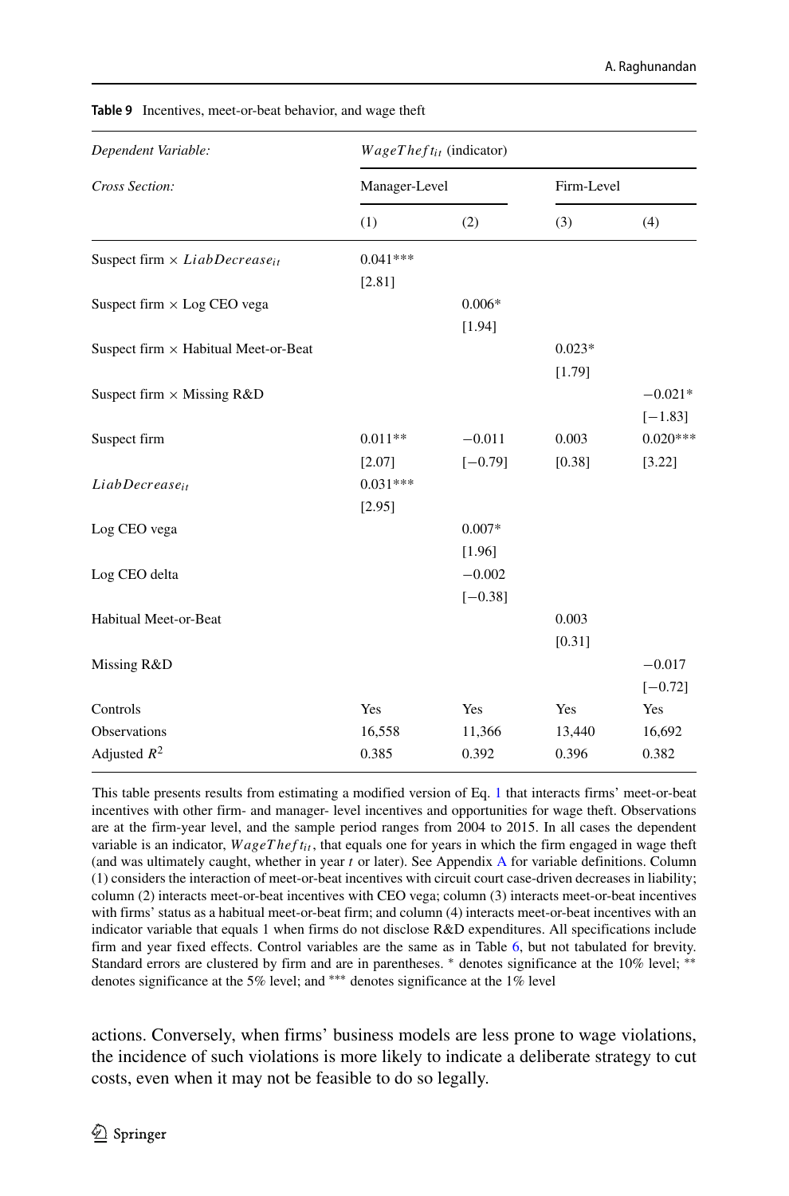**Table 9** Incentives, meet-or-beat behavior, and wage theft

| *Dependent Variable:* | $WageTheft_{it}$ (indicator) | | | |
|---|---|---|---|---|
| *Cross Section:* | Manager-Level | | Firm-Level | |
| | (1) | (2) | (3) | (4) |
| Suspect firm × $LiabDecrease_{it}$ | 0.041*** | | | |
| | [2.81] | | | |
| Suspect firm × Log CEO vega | | 0.006* | | |
| | | [1.94] | | |
| Suspect firm × Habitual Meet-or-Beat | | | 0.023* | |
| | | | [1.79] | |
| Suspect firm × Missing R&D | | | | −0.021* |
| | | | | [−1.83] |
| Suspect firm | 0.011** | −0.011 | 0.003 | 0.020*** |
| | [2.07] | [−0.79] | [0.38] | [3.22] |
| $LiabDecrease_{it}$ | 0.031*** | | | |
| | [2.95] | | | |
| Log CEO vega | | 0.007* | | |
| | | [1.96] | | |
| Log CEO delta | | −0.002 | | |
| | | [−0.38] | | |
| Habitual Meet-or-Beat | | | 0.003 | |
| | | | [0.31] | |
| Missing R&D | | | | −0.017 |
| | | | | [−0.72] |
| Controls | Yes | Yes | Yes | Yes |
| Observations | 16,558 | 11,366 | 13,440 | 16,692 |
| Adjusted $R^2$ | 0.385 | 0.392 | 0.396 | 0.382 |

This table presents results from estimating a modified version of Eq. 1 that interacts firms' meet-or-beat incentives with other firm- and manager- level incentives and opportunities for wage theft. Observations are at the firm-year level, and the sample period ranges from 2004 to 2015. In all cases the dependent variable is an indicator, $WageTheft_{it}$, that equals one for years in which the firm engaged in wage theft (and was ultimately caught, whether in year $t$ or later). See Appendix A for variable definitions. Column (1) considers the interaction of meet-or-beat incentives with circuit court case-driven decreases in liability; column (2) interacts meet-or-beat incentives with CEO vega; column (3) interacts meet-or-beat incentives with firms' status as a habitual meet-or-beat firm; and column (4) interacts meet-or-beat incentives with an indicator variable that equals 1 when firms do not disclose R&D expenditures. All specifications include firm and year fixed effects. Control variables are the same as in Table 6, but not tabulated for brevity. Standard errors are clustered by firm and are in parentheses. * denotes significance at the 10% level; ** denotes significance at the 5% level; and *** denotes significance at the 1% level

actions. Conversely, when firms' business models are less prone to wage violations, the incidence of such violations is more likely to indicate a deliberate strategy to cut costs, even when it may not be feasible to do so legally.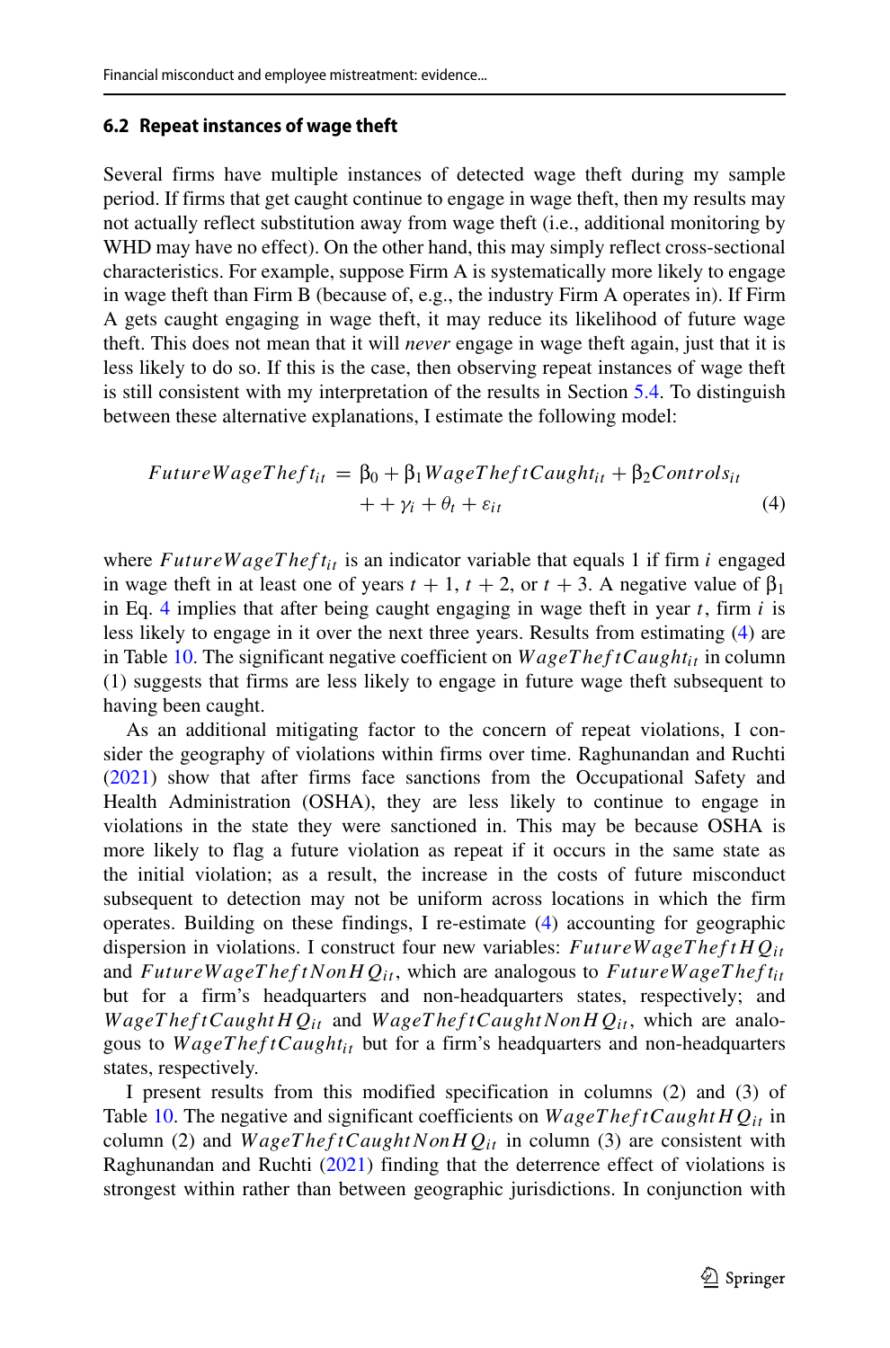### 6.2 Repeat instances of wage theft

Several firms have multiple instances of detected wage theft during my sample period. If firms that get caught continue to engage in wage theft, then my results may not actually reflect substitution away from wage theft (i.e., additional monitoring by WHD may have no effect). On the other hand, this may simply reflect cross-sectional characteristics. For example, suppose Firm A is systematically more likely to engage in wage theft than Firm B (because of, e.g., the industry Firm A operates in). If Firm A gets caught engaging in wage theft, it may reduce its likelihood of future wage theft. This does not mean that it will *never* engage in wage theft again, just that it is less likely to do so. If this is the case, then observing repeat instances of wage theft is still consistent with my interpretation of the results in Section 5.4. To distinguish between these alternative explanations, I estimate the following model:

$$
\begin{aligned}
FutureWageTheft_{it} = \beta_0 + \beta_1 WageTheftCaught_{it} + \beta_2 Controls_{it} \\
+ + \gamma_i + \theta_t + \varepsilon_{it}
\end{aligned}
\tag{4}
$$

where $FutureWageTheft_{it}$ is an indicator variable that equals 1 if firm $i$ engaged in wage theft in at least one of years $t+1$, $t+2$, or $t+3$. A negative value of $\beta_1$ in Eq. 4 implies that after being caught engaging in wage theft in year $t$, firm $i$ is less likely to engage in it over the next three years. Results from estimating (4) are in Table 10. The significant negative coefficient on $WageTheftCaught_{it}$ in column (1) suggests that firms are less likely to engage in future wage theft subsequent to having been caught.

As an additional mitigating factor to the concern of repeat violations, I consider the geography of violations within firms over time. Raghunandan and Ruchti (2021) show that after firms face sanctions from the Occupational Safety and Health Administration (OSHA), they are less likely to continue to engage in violations in the state they were sanctioned in. This may be because OSHA is more likely to flag a future violation as repeat if it occurs in the same state as the initial violation; as a result, the increase in the costs of future misconduct subsequent to detection may not be uniform across locations in which the firm operates. Building on these findings, I re-estimate (4) accounting for geographic dispersion in violations. I construct four new variables: $FutureWageTheftHQ_{it}$ and $FutureWageTheftNonHQ_{it}$, which are analogous to $FutureWageTheft_{it}$ but for a firm's headquarters and non-headquarters states, respectively; and $WageTheftCaughtHQ_{it}$ and $WageTheftCaughtNonHQ_{it}$, which are analogous to $WageTheftCaught_{it}$ but for a firm's headquarters and non-headquarters states, respectively.

I present results from this modified specification in columns (2) and (3) of Table 10. The negative and significant coefficients on $WageTheftCaughtHQ_{it}$ in column (2) and $WageTheftCaughtNonHQ_{it}$ in column (3) are consistent with Raghunandan and Ruchti (2021) finding that the deterrence effect of violations is strongest within rather than between geographic jurisdictions. In conjunction with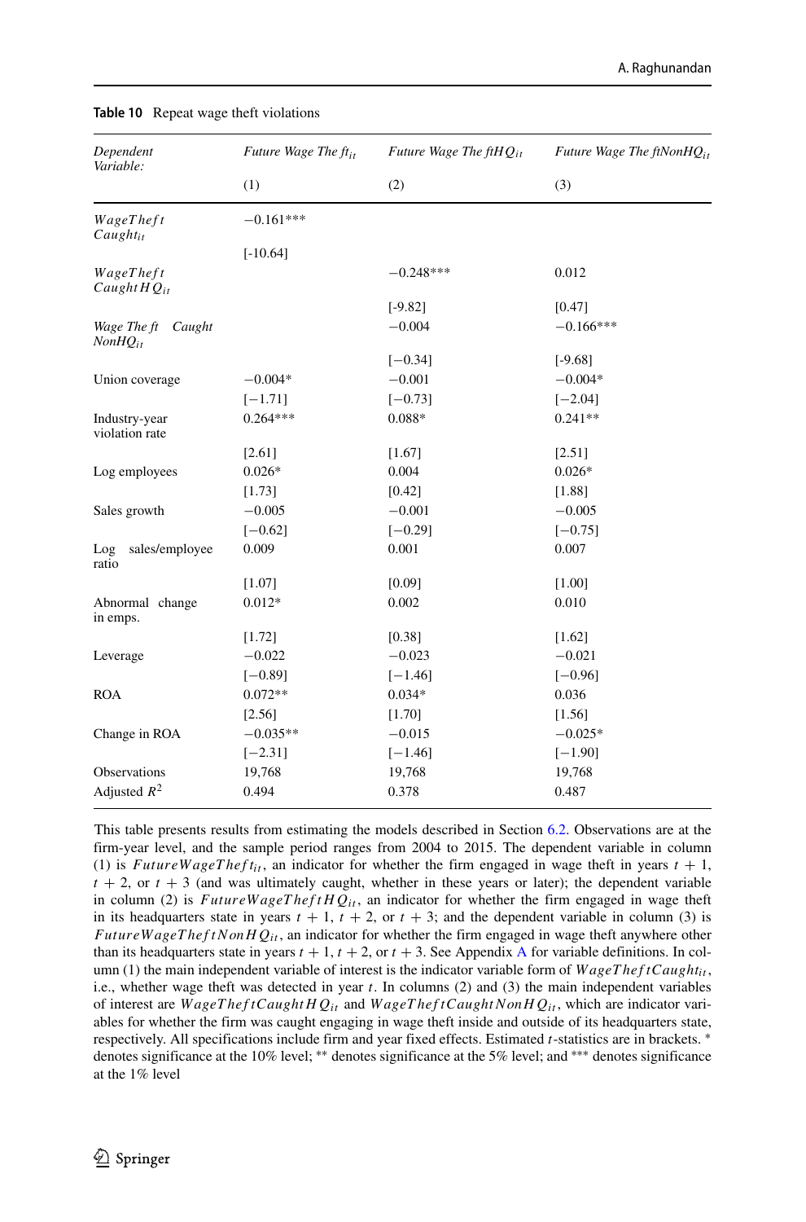**Table 10** Repeat wage theft violations

| Dependent Variable: | $Future\ Wage\ Theft_{it}$ | $Future\ Wage\ TheftHQ_{it}$ | $Future\ Wage\ TheftNonHQ_{it}$ |
|---|---|---|---|
| | (1) | (2) | (3) |
| $WageTheft\ Caught_{it}$ | −0.161*** | | |
| | [-10.64] | | |
| $WageTheft\ CaughtHQ_{it}$ | | −0.248*** | 0.012 |
| | | [-9.82] | [0.47] |
| $Wage\ Theft\ Caught\ NonHQ_{it}$ | | −0.004 | −0.166*** |
| | | [−0.34] | [-9.68] |
| Union coverage | −0.004* | −0.001 | −0.004* |
| | [−1.71] | [−0.73] | [−2.04] |
| Industry-year violation rate | 0.264*** | 0.088* | 0.241** |
| | [2.61] | [1.67] | [2.51] |
| Log employees | 0.026* | 0.004 | 0.026* |
| | [1.73] | [0.42] | [1.88] |
| Sales growth | −0.005 | −0.001 | −0.005 |
| | [−0.62] | [−0.29] | [−0.75] |
| Log sales/employee ratio | 0.009 | 0.001 | 0.007 |
| | [1.07] | [0.09] | [1.00] |
| Abnormal change in emps. | 0.012* | 0.002 | 0.010 |
| | [1.72] | [0.38] | [1.62] |
| Leverage | −0.022 | −0.023 | −0.021 |
| | [−0.89] | [−1.46] | [−0.96] |
| ROA | 0.072** | 0.034* | 0.036 |
| | [2.56] | [1.70] | [1.56] |
| Change in ROA | −0.035** | −0.015 | −0.025* |
| | [−2.31] | [−1.46] | [−1.90] |
| Observations | 19,768 | 19,768 | 19,768 |
| Adjusted $R^2$ | 0.494 | 0.378 | 0.487 |

This table presents results from estimating the models described in Section 6.2. Observations are at the firm-year level, and the sample period ranges from 2004 to 2015. The dependent variable in column (1) is $FutureWageTheft_{it}$, an indicator for whether the firm engaged in wage theft in years $t+1$, $t+2$, or $t+3$ (and was ultimately caught, whether in these years or later); the dependent variable in column (2) is $FutureWageTheftHQ_{it}$, an indicator for whether the firm engaged in wage theft in its headquarters state in years $t+1$, $t+2$, or $t+3$; and the dependent variable in column (3) is $FutureWageTheftNonHQ_{it}$, an indicator for whether the firm engaged in wage theft anywhere other than its headquarters state in years $t+1$, $t+2$, or $t+3$. See Appendix A for variable definitions. In column (1) the main independent variable of interest is the indicator variable form of $WageTheftCaught_{it}$, i.e., whether wage theft was detected in year $t$. In columns (2) and (3) the main independent variables of interest are $WageTheftCaughtHQ_{it}$ and $WageTheftCaughtNonHQ_{it}$, which are indicator variables for whether the firm was caught engaging in wage theft inside and outside of its headquarters state, respectively. All specifications include firm and year fixed effects. Estimated $t$-statistics are in brackets. * denotes significance at the 10% level; ** denotes significance at the 5% level; and *** denotes significance at the 1% level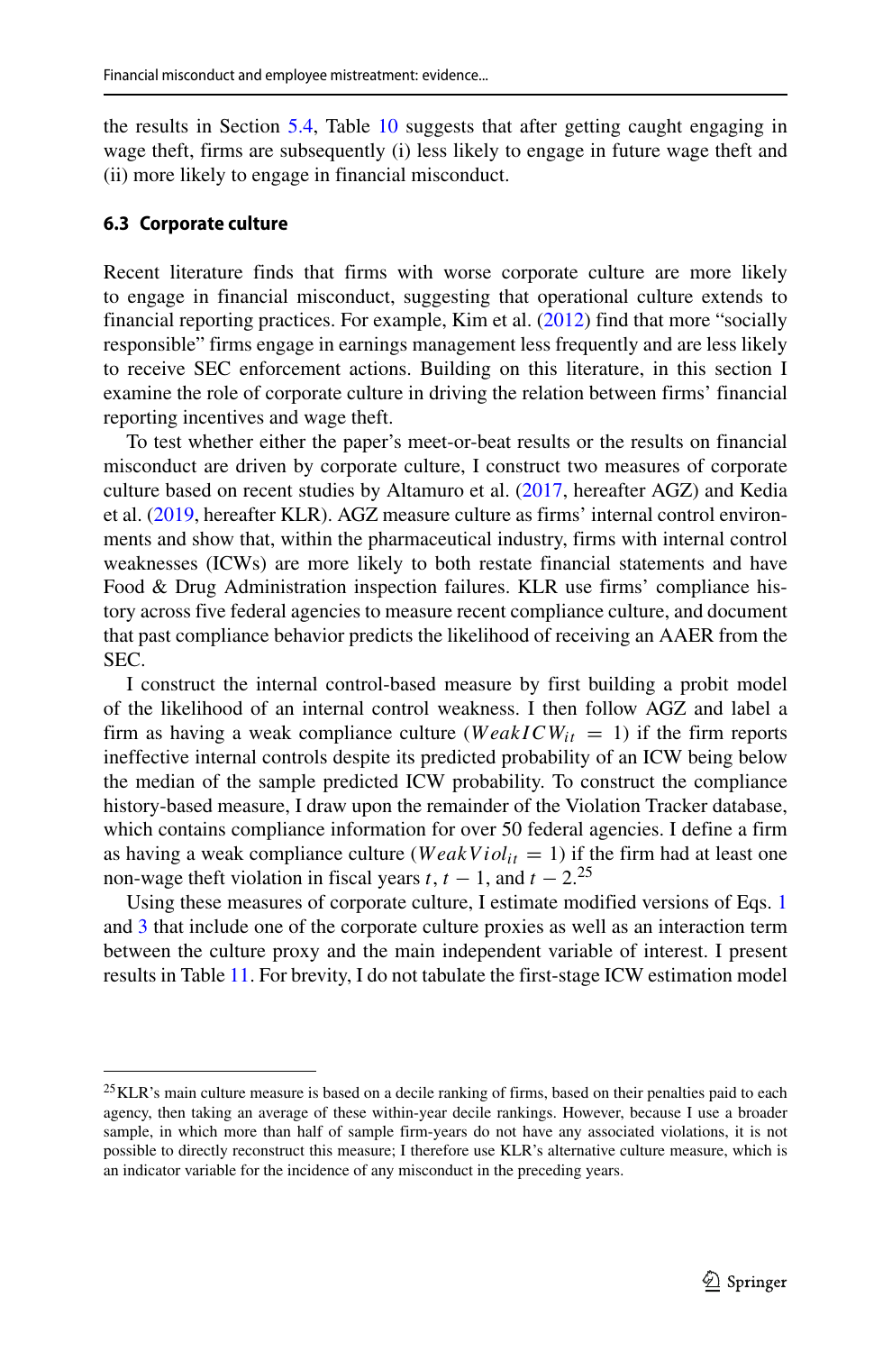the results in Section 5.4, Table 10 suggests that after getting caught engaging in wage theft, firms are subsequently (i) less likely to engage in future wage theft and (ii) more likely to engage in financial misconduct.

### 6.3 Corporate culture

Recent literature finds that firms with worse corporate culture are more likely to engage in financial misconduct, suggesting that operational culture extends to financial reporting practices. For example, Kim et al. (2012) find that more "socially responsible" firms engage in earnings management less frequently and are less likely to receive SEC enforcement actions. Building on this literature, in this section I examine the role of corporate culture in driving the relation between firms' financial reporting incentives and wage theft.

To test whether either the paper's meet-or-beat results or the results on financial misconduct are driven by corporate culture, I construct two measures of corporate culture based on recent studies by Altamuro et al. (2017, hereafter AGZ) and Kedia et al. (2019, hereafter KLR). AGZ measure culture as firms' internal control environments and show that, within the pharmaceutical industry, firms with internal control weaknesses (ICWs) are more likely to both restate financial statements and have Food & Drug Administration inspection failures. KLR use firms' compliance history across five federal agencies to measure recent compliance culture, and document that past compliance behavior predicts the likelihood of receiving an AAER from the SEC.

I construct the internal control-based measure by first building a probit model of the likelihood of an internal control weakness. I then follow AGZ and label a firm as having a weak compliance culture ($WeakICW_{it} = 1$) if the firm reports ineffective internal controls despite its predicted probability of an ICW being below the median of the sample predicted ICW probability. To construct the compliance history-based measure, I draw upon the remainder of the Violation Tracker database, which contains compliance information for over 50 federal agencies. I define a firm as having a weak compliance culture ($WeakViol_{it} = 1$) if the firm had at least one non-wage theft violation in fiscal years $t$, $t-1$, and $t-2$.[25]

Using these measures of corporate culture, I estimate modified versions of Eqs. 1 and 3 that include one of the corporate culture proxies as well as an interaction term between the culture proxy and the main independent variable of interest. I present results in Table 11. For brevity, I do not tabulate the first-stage ICW estimation model

[25] KLR's main culture measure is based on a decile ranking of firms, based on their penalties paid to each agency, then taking an average of these within-year decile rankings. However, because I use a broader sample, in which more than half of sample firm-years do not have any associated violations, it is not possible to directly reconstruct this measure; I therefore use KLR's alternative culture measure, which is an indicator variable for the incidence of any misconduct in the preceding years.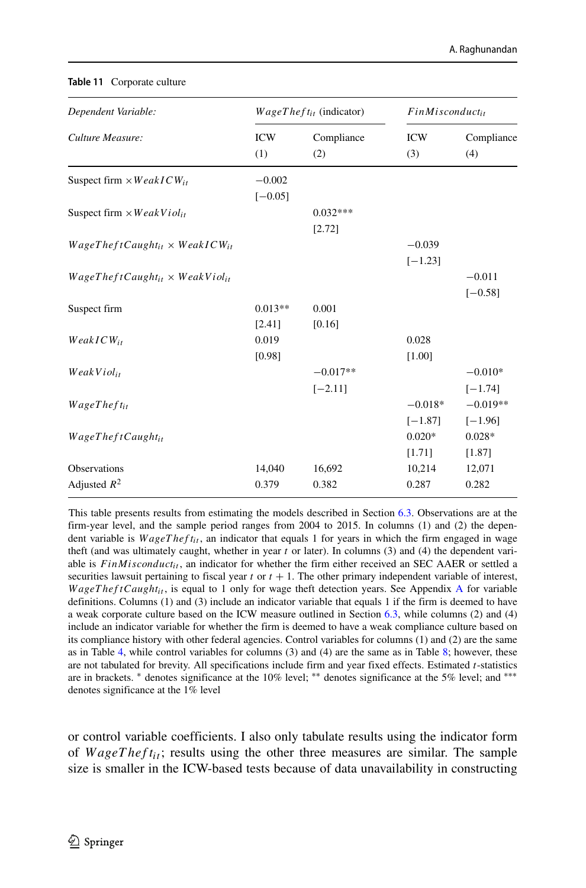**Table 11** Corporate culture

| *Dependent Variable:* | $WageTheft_{it}$ (indicator) | | $FinMisconduct_{it}$ | |
|---|---|---|---|---|
| *Culture Measure:* | ICW (1) | Compliance (2) | ICW (3) | Compliance (4) |
| Suspect firm $\times WeakICW_{it}$ | −0.002 | | | |
| | [−0.05] | | | |
| Suspect firm $\times WeakViol_{it}$ | | 0.032*** | | |
| | | [2.72] | | |
| $WageTheftCaught_{it} \times WeakICW_{it}$ | | | −0.039 | |
| | | | [−1.23] | |
| $WageTheftCaught_{it} \times WeakViol_{it}$ | | | | −0.011 |
| | | | | [−0.58] |
| Suspect firm | 0.013** | 0.001 | | |
| | [2.41] | [0.16] | | |
| $WeakICW_{it}$ | 0.019 | | 0.028 | |
| | [0.98] | | [1.00] | |
| $WeakViol_{it}$ | | −0.017** | | −0.010* |
| | | [−2.11] | | [−1.74] |
| $WageTheft_{it}$ | | | −0.018* | −0.019** |
| | | | [−1.87] | [−1.96] |
| $WageTheftCaught_{it}$ | | | 0.020* | 0.028* |
| | | | [1.71] | [1.87] |
| Observations | 14,040 | 16,692 | 10,214 | 12,071 |
| Adjusted $R^2$ | 0.379 | 0.382 | 0.287 | 0.282 |

This table presents results from estimating the models described in Section 6.3. Observations are at the firm-year level, and the sample period ranges from 2004 to 2015. In columns (1) and (2) the dependent variable is $WageTheft_{it}$, an indicator that equals 1 for years in which the firm engaged in wage theft (and was ultimately caught, whether in year $t$ or later). In columns (3) and (4) the dependent variable is $FinMisconduct_{it}$, an indicator for whether the firm either received an SEC AAER or settled a securities lawsuit pertaining to fiscal year $t$ or $t+1$. The other primary independent variable of interest, $WageTheftCaught_{it}$, is equal to 1 only for wage theft detection years. See Appendix A for variable definitions. Columns (1) and (3) include an indicator variable that equals 1 if the firm is deemed to have a weak corporate culture based on the ICW measure outlined in Section 6.3, while columns (2) and (4) include an indicator variable for whether the firm is deemed to have a weak compliance culture based on its compliance history with other federal agencies. Control variables for columns (1) and (2) are the same as in Table 4, while control variables for columns (3) and (4) are the same as in Table 8; however, these are not tabulated for brevity. All specifications include firm and year fixed effects. Estimated $t$-statistics are in brackets. * denotes significance at the 10% level; ** denotes significance at the 5% level; and *** denotes significance at the 1% level

or control variable coefficients. I also only tabulate results using the indicator form of $WageTheft_{it}$; results using the other three measures are similar. The sample size is smaller in the ICW-based tests because of data unavailability in constructing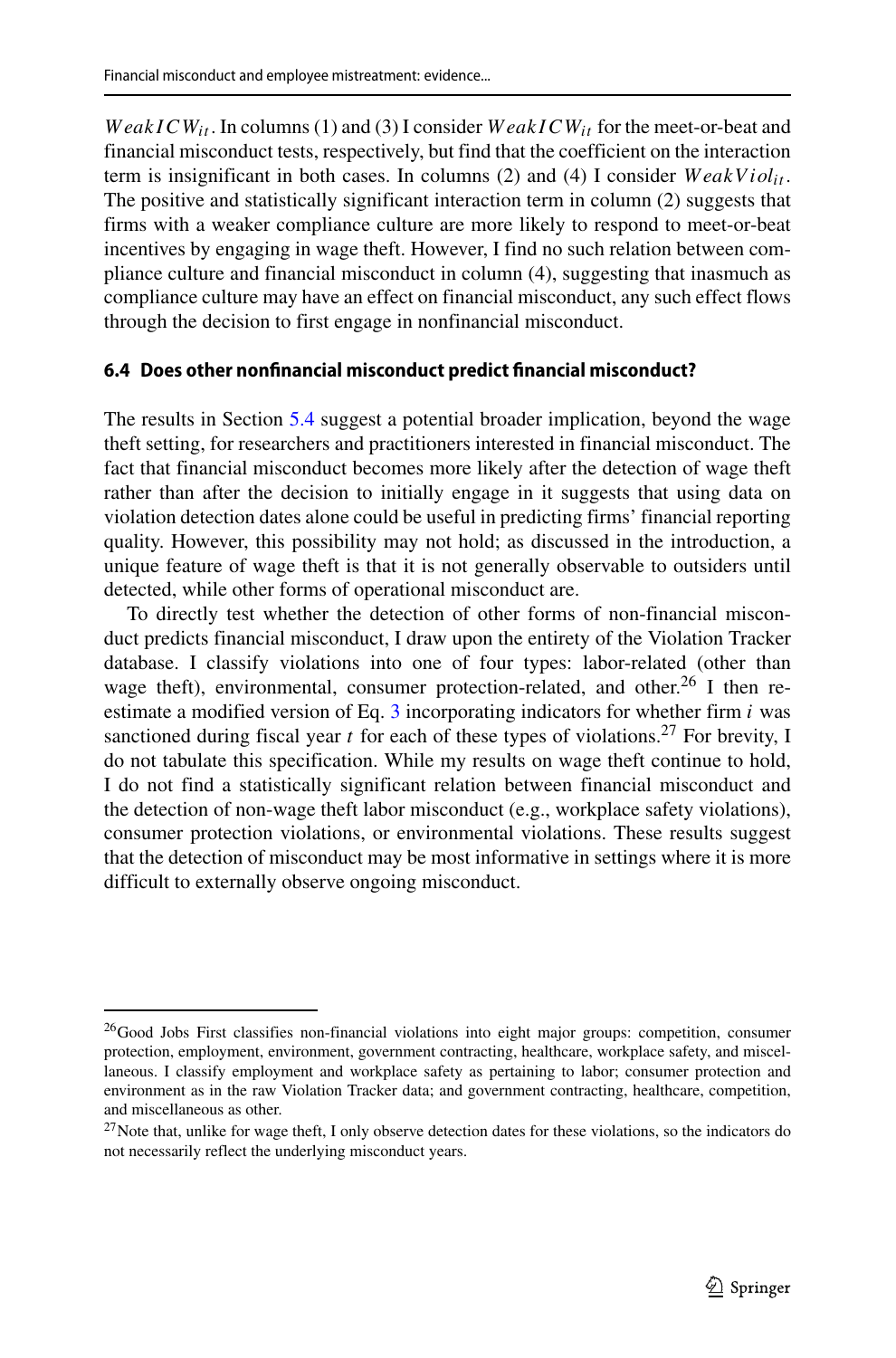$WeakICW_{it}$. In columns (1) and (3) I consider $WeakICW_{it}$ for the meet-or-beat and financial misconduct tests, respectively, but find that the coefficient on the interaction term is insignificant in both cases. In columns (2) and (4) I consider $WeakViol_{it}$. The positive and statistically significant interaction term in column (2) suggests that firms with a weaker compliance culture are more likely to respond to meet-or-beat incentives by engaging in wage theft. However, I find no such relation between compliance culture and financial misconduct in column (4), suggesting that inasmuch as compliance culture may have an effect on financial misconduct, any such effect flows through the decision to first engage in nonfinancial misconduct.

### 6.4 Does other nonfinancial misconduct predict financial misconduct?

The results in Section 5.4 suggest a potential broader implication, beyond the wage theft setting, for researchers and practitioners interested in financial misconduct. The fact that financial misconduct becomes more likely after the detection of wage theft rather than after the decision to initially engage in it suggests that using data on violation detection dates alone could be useful in predicting firms' financial reporting quality. However, this possibility may not hold; as discussed in the introduction, a unique feature of wage theft is that it is not generally observable to outsiders until detected, while other forms of operational misconduct are.

To directly test whether the detection of other forms of non-financial misconduct predicts financial misconduct, I draw upon the entirety of the Violation Tracker database. I classify violations into one of four types: labor-related (other than wage theft), environmental, consumer protection-related, and other.[26] I then re-estimate a modified version of Eq. 3 incorporating indicators for whether firm $i$ was sanctioned during fiscal year $t$ for each of these types of violations.[27] For brevity, I do not tabulate this specification. While my results on wage theft continue to hold, I do not find a statistically significant relation between financial misconduct and the detection of non-wage theft labor misconduct (e.g., workplace safety violations), consumer protection violations, or environmental violations. These results suggest that the detection of misconduct may be most informative in settings where it is more difficult to externally observe ongoing misconduct.

---

[26] Good Jobs First classifies non-financial violations into eight major groups: competition, consumer protection, employment, environment, government contracting, healthcare, workplace safety, and miscellaneous. I classify employment and workplace safety as pertaining to labor; consumer protection and environment as in the raw Violation Tracker data; and government contracting, healthcare, competition, and miscellaneous as other.

[27] Note that, unlike for wage theft, I only observe detection dates for these violations, so the indicators do not necessarily reflect the underlying misconduct years.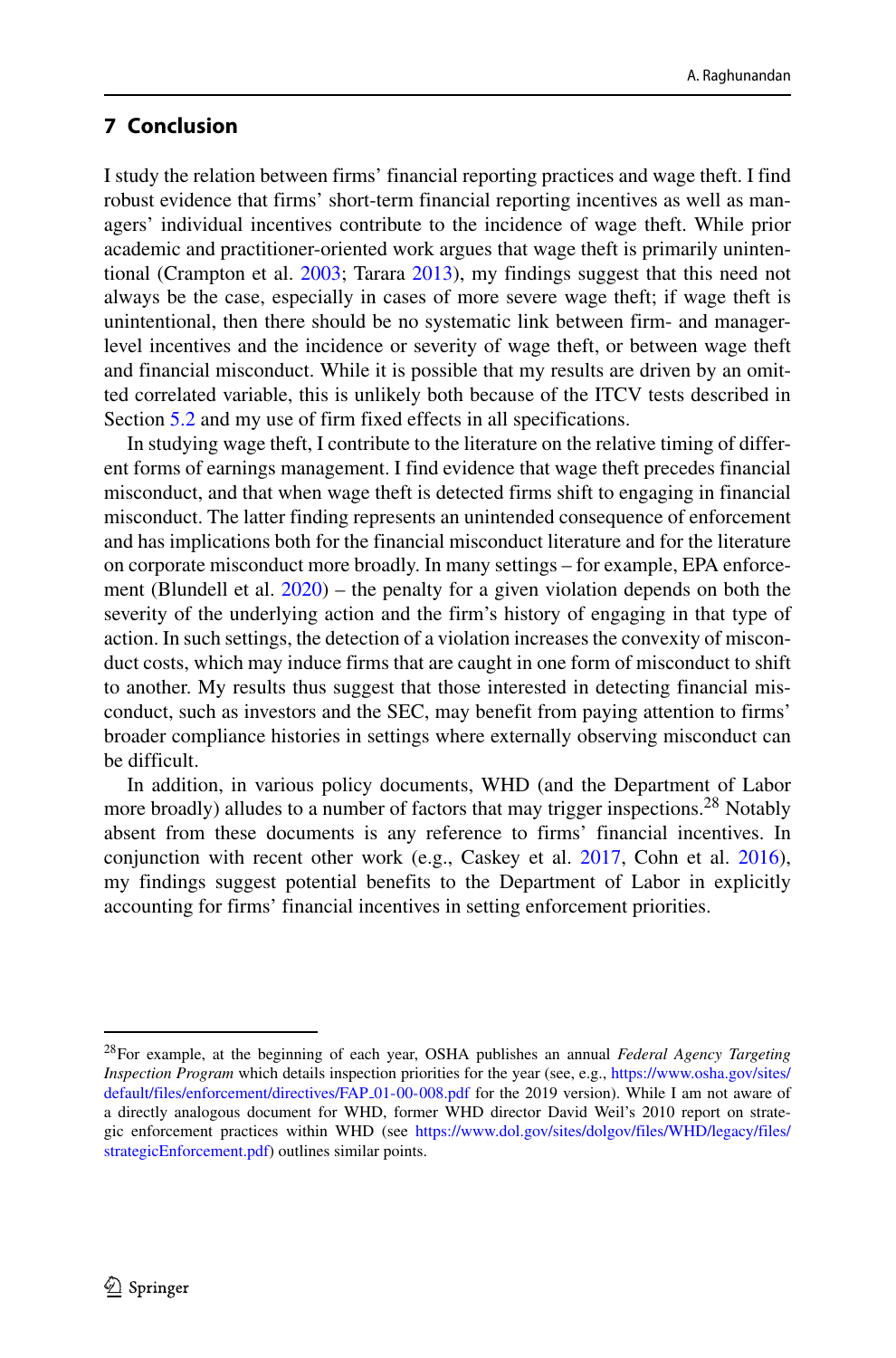## 7 Conclusion

I study the relation between firms' financial reporting practices and wage theft. I find robust evidence that firms' short-term financial reporting incentives as well as managers' individual incentives contribute to the incidence of wage theft. While prior academic and practitioner-oriented work argues that wage theft is primarily unintentional (Crampton et al. 2003; Tarara 2013), my findings suggest that this need not always be the case, especially in cases of more severe wage theft; if wage theft is unintentional, then there should be no systematic link between firm- and manager-level incentives and the incidence or severity of wage theft, or between wage theft and financial misconduct. While it is possible that my results are driven by an omitted correlated variable, this is unlikely both because of the ITCV tests described in Section 5.2 and my use of firm fixed effects in all specifications.

In studying wage theft, I contribute to the literature on the relative timing of different forms of earnings management. I find evidence that wage theft precedes financial misconduct, and that when wage theft is detected firms shift to engaging in financial misconduct. The latter finding represents an unintended consequence of enforcement and has implications both for the financial misconduct literature and for the literature on corporate misconduct more broadly. In many settings – for example, EPA enforcement (Blundell et al. 2020) – the penalty for a given violation depends on both the severity of the underlying action and the firm's history of engaging in that type of action. In such settings, the detection of a violation increases the convexity of misconduct costs, which may induce firms that are caught in one form of misconduct to shift to another. My results thus suggest that those interested in detecting financial misconduct, such as investors and the SEC, may benefit from paying attention to firms' broader compliance histories in settings where externally observing misconduct can be difficult.

In addition, in various policy documents, WHD (and the Department of Labor more broadly) alludes to a number of factors that may trigger inspections.[28] Notably absent from these documents is any reference to firms' financial incentives. In conjunction with recent other work (e.g., Caskey et al. 2017, Cohn et al. 2016), my findings suggest potential benefits to the Department of Labor in explicitly accounting for firms' financial incentives in setting enforcement priorities.

---

[28] For example, at the beginning of each year, OSHA publishes an annual *Federal Agency Targeting Inspection Program* which details inspection priorities for the year (see, e.g., https://www.osha.gov/sites/default/files/enforcement/directives/FAP_01-00-008.pdf for the 2019 version). While I am not aware of a directly analogous document for WHD, former WHD director David Weil's 2010 report on strategic enforcement practices within WHD (see https://www.dol.gov/sites/dolgov/files/WHD/legacy/files/strategicEnforcement.pdf) outlines similar points.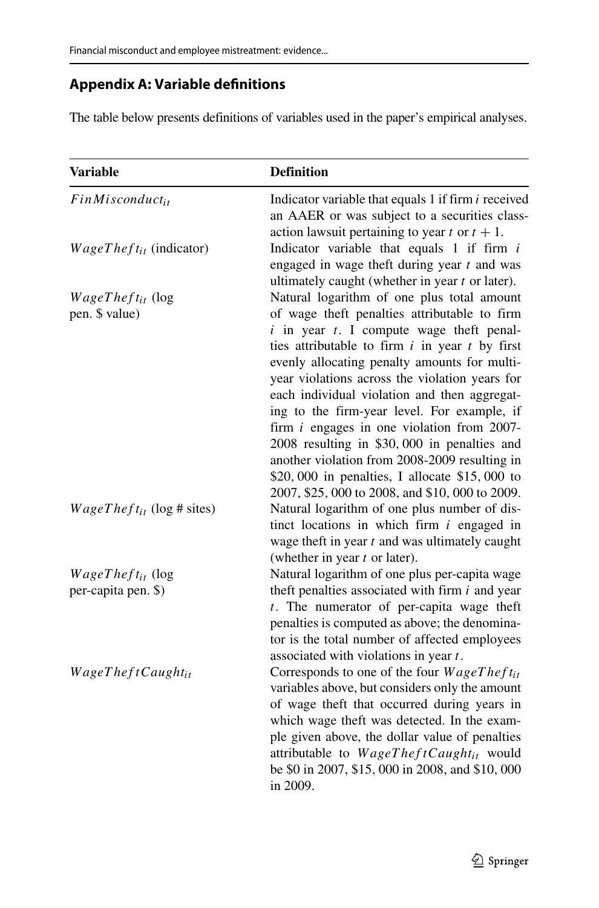## Appendix A: Variable definitions

The table below presents definitions of variables used in the paper's empirical analyses.

| Variable | Definition |
|---|---|
| $FinMisconduct_{it}$ | Indicator variable that equals 1 if firm $i$ received an AAER or was subject to a securities class-action lawsuit pertaining to year $t$ or $t+1$. |
| $WageTheft_{it}$ (indicator) | Indicator variable that equals 1 if firm $i$ engaged in wage theft during year $t$ and was ultimately caught (whether in year $t$ or later). |
| $WageTheft_{it}$ (log pen. $ value) | Natural logarithm of one plus total amount of wage theft penalties attributable to firm $i$ in year $t$. I compute wage theft penalties attributable to firm $i$ in year $t$ by first evenly allocating penalty amounts for multi-year violations across the violation years for each individual violation and then aggregating to the firm-year level. For example, if firm $i$ engages in one violation from 2007-2008 resulting in \$30,000 in penalties and another violation from 2008-2009 resulting in \$20,000 in penalties, I allocate \$15,000 to 2007, \$25,000 to 2008, and \$10,000 to 2009. |
| $WageTheft_{it}$ (log # sites) | Natural logarithm of one plus number of distinct locations in which firm $i$ engaged in wage theft in year $t$ and was ultimately caught (whether in year $t$ or later). |
| $WageTheft_{it}$ (log per-capita pen. $) | Natural logarithm of one plus per-capita wage theft penalties associated with firm $i$ and year $t$. The numerator of per-capita wage theft penalties is computed as above; the denominator is the total number of affected employees associated with violations in year $t$. |
| $WageTheftCaught_{it}$ | Corresponds to one of the four $WageTheft_{it}$ variables above, but considers only the amount of wage theft that occurred during years in which wage theft was detected. In the example given above, the dollar value of penalties attributable to $WageTheftCaught_{it}$ would be \$0 in 2007, \$15,000 in 2008, and \$10,000 in 2009. |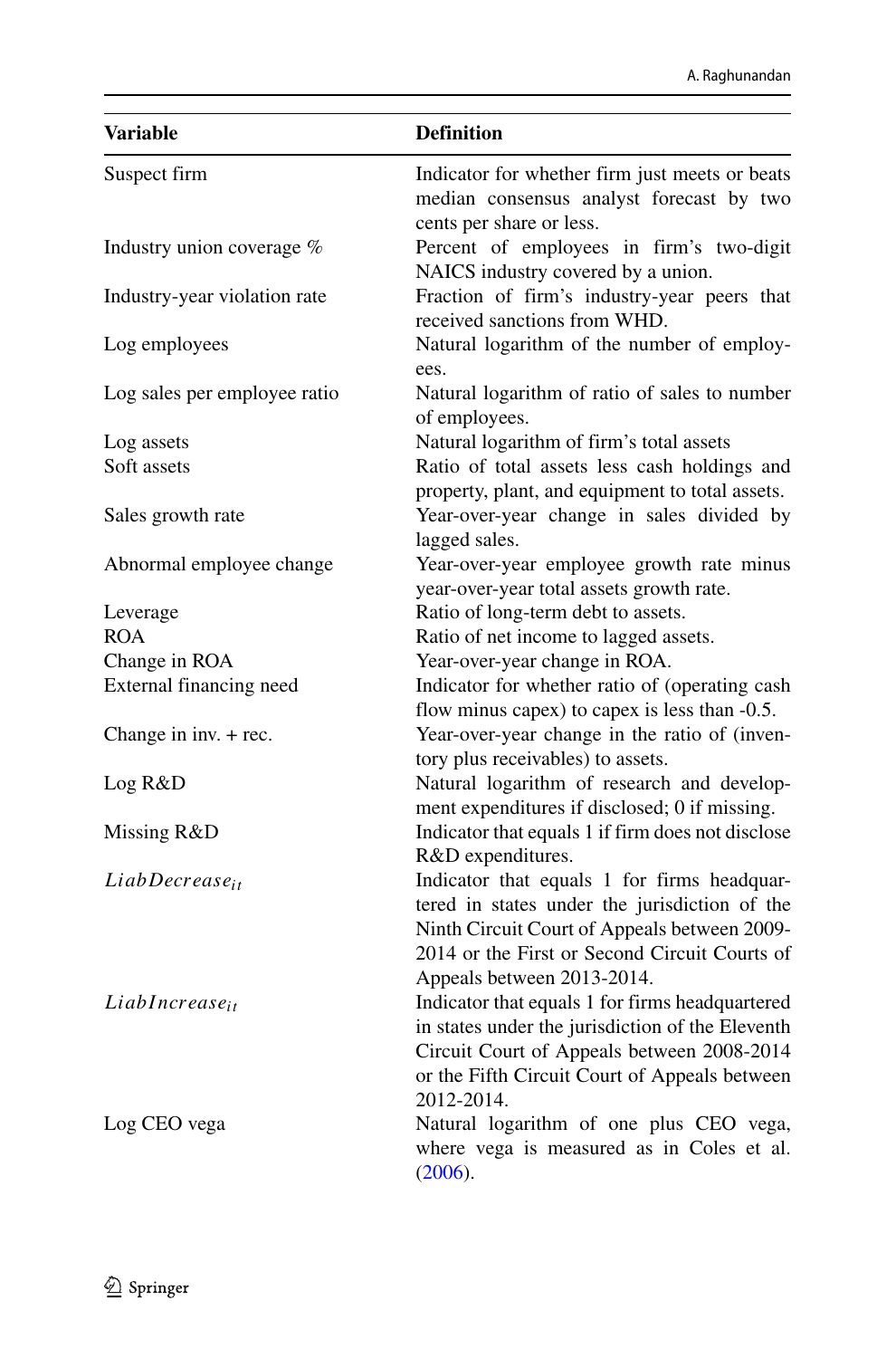| Variable | Definition |
|---|---|
| Suspect firm | Indicator for whether firm just meets or beats median consensus analyst forecast by two cents per share or less. |
| Industry union coverage % | Percent of employees in firm's two-digit NAICS industry covered by a union. |
| Industry-year violation rate | Fraction of firm's industry-year peers that received sanctions from WHD. |
| Log employees | Natural logarithm of the number of employees. |
| Log sales per employee ratio | Natural logarithm of ratio of sales to number of employees. |
| Log assets | Natural logarithm of firm's total assets |
| Soft assets | Ratio of total assets less cash holdings and property, plant, and equipment to total assets. |
| Sales growth rate | Year-over-year change in sales divided by lagged sales. |
| Abnormal employee change | Year-over-year employee growth rate minus year-over-year total assets growth rate. |
| Leverage | Ratio of long-term debt to assets. |
| ROA | Ratio of net income to lagged assets. |
| Change in ROA | Year-over-year change in ROA. |
| External financing need | Indicator for whether ratio of (operating cash flow minus capex) to capex is less than -0.5. |
| Change in inv. + rec. | Year-over-year change in the ratio of (inventory plus receivables) to assets. |
| Log R&D | Natural logarithm of research and development expenditures if disclosed; 0 if missing. |
| Missing R&D | Indicator that equals 1 if firm does not disclose R&D expenditures. |
| $LiabDecrease_{it}$ | Indicator that equals 1 for firms headquartered in states under the jurisdiction of the Ninth Circuit Court of Appeals between 2009-2014 or the First or Second Circuit Courts of Appeals between 2013-2014. |
| $LiabIncrease_{it}$ | Indicator that equals 1 for firms headquartered in states under the jurisdiction of the Eleventh Circuit Court of Appeals between 2008-2014 or the Fifth Circuit Court of Appeals between 2012-2014. |
| Log CEO vega | Natural logarithm of one plus CEO vega, where vega is measured as in Coles et al. (2006). |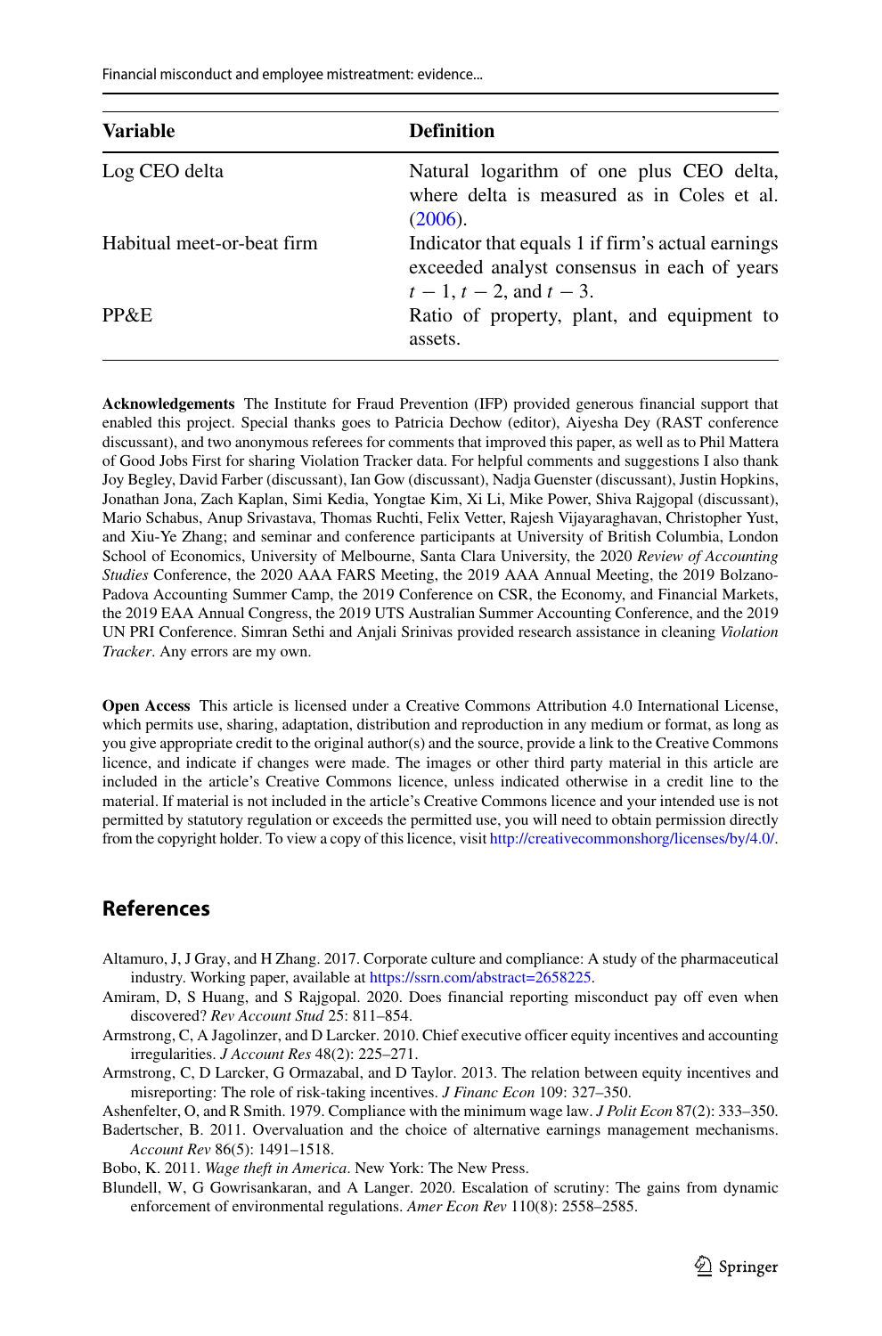| Variable | Definition |
|---|---|
| Log CEO delta | Natural logarithm of one plus CEO delta, where delta is measured as in Coles et al. (2006). |
| Habitual meet-or-beat firm | Indicator that equals 1 if firm's actual earnings exceeded analyst consensus in each of years $t-1$, $t-2$, and $t-3$. |
| PP&E | Ratio of property, plant, and equipment to assets. |

**Acknowledgements** The Institute for Fraud Prevention (IFP) provided generous financial support that enabled this project. Special thanks goes to Patricia Dechow (editor), Aiyesha Dey (RAST conference discussant), and two anonymous referees for comments that improved this paper, as well as to Phil Mattera of Good Jobs First for sharing Violation Tracker data. For helpful comments and suggestions I also thank Joy Begley, David Farber (discussant), Ian Gow (discussant), Nadja Guenster (discussant), Justin Hopkins, Jonathan Jona, Zach Kaplan, Simi Kedia, Yongtae Kim, Xi Li, Mike Power, Shiva Rajgopal (discussant), Mario Schabus, Anup Srivastava, Thomas Ruchti, Felix Vetter, Rajesh Vijayaraghavan, Christopher Yust, and Xiu-Ye Zhang; and seminar and conference participants at University of British Columbia, London School of Economics, University of Melbourne, Santa Clara University, the 2020 *Review of Accounting Studies* Conference, the 2020 AAA FARS Meeting, the 2019 AAA Annual Meeting, the 2019 Bolzano-Padova Accounting Summer Camp, the 2019 Conference on CSR, the Economy, and Financial Markets, the 2019 EAA Annual Congress, the 2019 UTS Australian Summer Accounting Conference, and the 2019 UN PRI Conference. Simran Sethi and Anjali Srinivas provided research assistance in cleaning *Violation Tracker*. Any errors are my own.

**Open Access** This article is licensed under a Creative Commons Attribution 4.0 International License, which permits use, sharing, adaptation, distribution and reproduction in any medium or format, as long as you give appropriate credit to the original author(s) and the source, provide a link to the Creative Commons licence, and indicate if changes were made. The images or other third party material in this article are included in the article's Creative Commons licence, unless indicated otherwise in a credit line to the material. If material is not included in the article's Creative Commons licence and your intended use is not permitted by statutory regulation or exceeds the permitted use, you will need to obtain permission directly from the copyright holder. To view a copy of this licence, visit http://creativecommonshorg/licenses/by/4.0/.

## References

Altamuro, J, J Gray, and H Zhang. 2017. Corporate culture and compliance: A study of the pharmaceutical industry. Working paper, available at https://ssrn.com/abstract=2658225.

Amiram, D, S Huang, and S Rajgopal. 2020. Does financial reporting misconduct pay off even when discovered? *Rev Account Stud* 25: 811–854.

Armstrong, C, A Jagolinzer, and D Larcker. 2010. Chief executive officer equity incentives and accounting irregularities. *J Account Res* 48(2): 225–271.

Armstrong, C, D Larcker, G Ormazabal, and D Taylor. 2013. The relation between equity incentives and misreporting: The role of risk-taking incentives. *J Financ Econ* 109: 327–350.

Ashenfelter, O, and R Smith. 1979. Compliance with the minimum wage law. *J Polit Econ* 87(2): 333–350.

Badertscher, B. 2011. Overvaluation and the choice of alternative earnings management mechanisms. *Account Rev* 86(5): 1491–1518.

Bobo, K. 2011. *Wage theft in America*. New York: The New Press.

Blundell, W, G Gowrisankaran, and A Langer. 2020. Escalation of scrutiny: The gains from dynamic enforcement of environmental regulations. *Amer Econ Rev* 110(8): 2558–2585.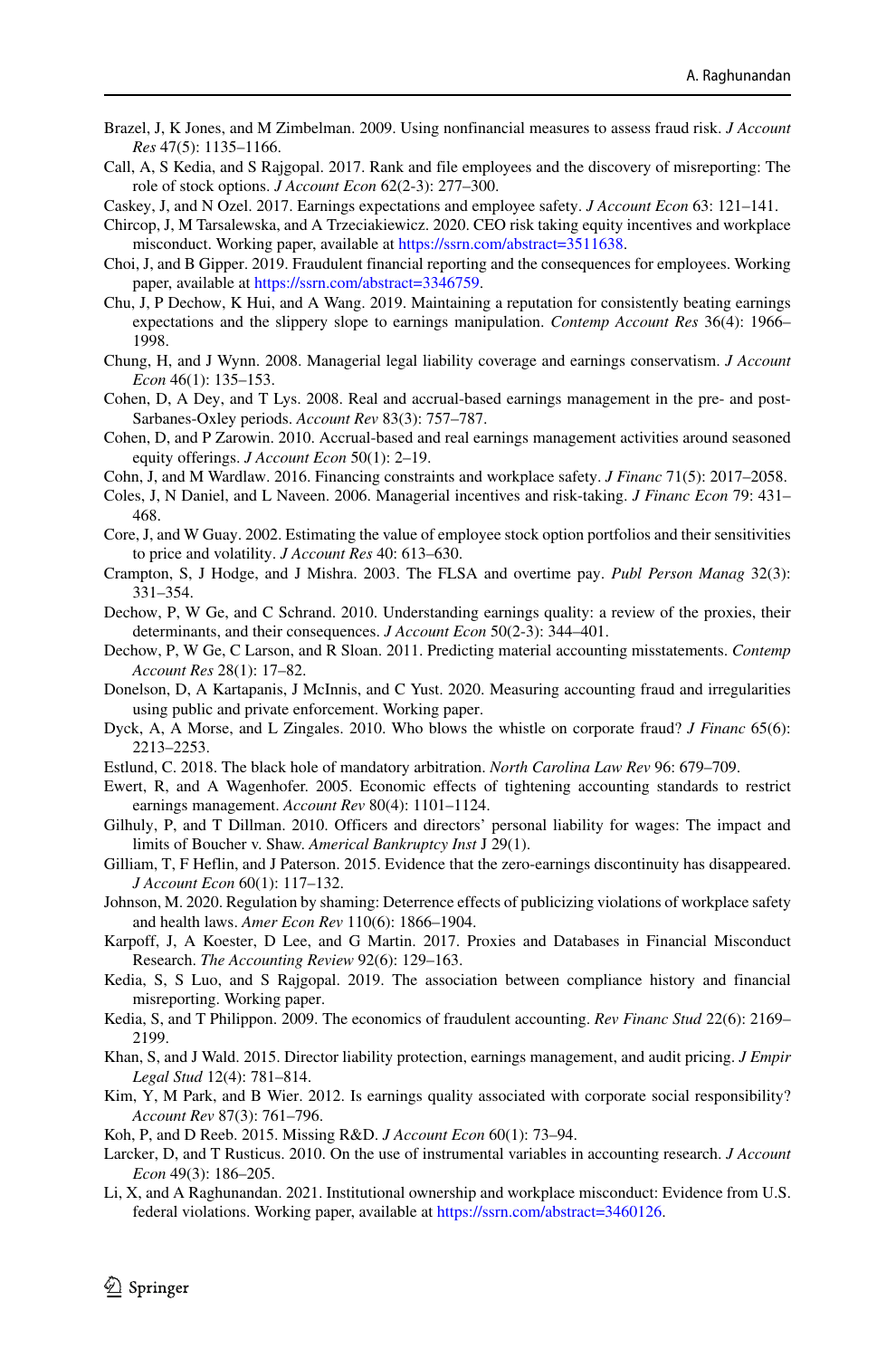Brazel, J, K Jones, and M Zimbelman. 2009. Using nonfinancial measures to assess fraud risk. *J Account Res* 47(5): 1135–1166.

Call, A, S Kedia, and S Rajgopal. 2017. Rank and file employees and the discovery of misreporting: The role of stock options. *J Account Econ* 62(2-3): 277–300.

Caskey, J, and N Ozel. 2017. Earnings expectations and employee safety. *J Account Econ* 63: 121–141.

Chircop, J, M Tarsalewska, and A Trzeciakiewicz. 2020. CEO risk taking equity incentives and workplace misconduct. Working paper, available at https://ssrn.com/abstract=3511638.

Choi, J, and B Gipper. 2019. Fraudulent financial reporting and the consequences for employees. Working paper, available at https://ssrn.com/abstract=3346759.

Chu, J, P Dechow, K Hui, and A Wang. 2019. Maintaining a reputation for consistently beating earnings expectations and the slippery slope to earnings manipulation. *Contemp Account Res* 36(4): 1966–1998.

Chung, H, and J Wynn. 2008. Managerial legal liability coverage and earnings conservatism. *J Account Econ* 46(1): 135–153.

Cohen, D, A Dey, and T Lys. 2008. Real and accrual-based earnings management in the pre- and post-Sarbanes-Oxley periods. *Account Rev* 83(3): 757–787.

Cohen, D, and P Zarowin. 2010. Accrual-based and real earnings management activities around seasoned equity offerings. *J Account Econ* 50(1): 2–19.

Cohn, J, and M Wardlaw. 2016. Financing constraints and workplace safety. *J Financ* 71(5): 2017–2058.

Coles, J, N Daniel, and L Naveen. 2006. Managerial incentives and risk-taking. *J Financ Econ* 79: 431–468.

Core, J, and W Guay. 2002. Estimating the value of employee stock option portfolios and their sensitivities to price and volatility. *J Account Res* 40: 613–630.

Crampton, S, J Hodge, and J Mishra. 2003. The FLSA and overtime pay. *Publ Person Manag* 32(3): 331–354.

Dechow, P, W Ge, and C Schrand. 2010. Understanding earnings quality: a review of the proxies, their determinants, and their consequences. *J Account Econ* 50(2-3): 344–401.

Dechow, P, W Ge, C Larson, and R Sloan. 2011. Predicting material accounting misstatements. *Contemp Account Res* 28(1): 17–82.

Donelson, D, A Kartapanis, J McInnis, and C Yust. 2020. Measuring accounting fraud and irregularities using public and private enforcement. Working paper.

Dyck, A, A Morse, and L Zingales. 2010. Who blows the whistle on corporate fraud? *J Financ* 65(6): 2213–2253.

Estlund, C. 2018. The black hole of mandatory arbitration. *North Carolina Law Rev* 96: 679–709.

Ewert, R, and A Wagenhofer. 2005. Economic effects of tightening accounting standards to restrict earnings management. *Account Rev* 80(4): 1101–1124.

Gilhuly, P, and T Dillman. 2010. Officers and directors' personal liability for wages: The impact and limits of Boucher v. Shaw. *Americal Bankruptcy Inst* J 29(1).

Gilliam, T, F Heflin, and J Paterson. 2015. Evidence that the zero-earnings discontinuity has disappeared. *J Account Econ* 60(1): 117–132.

Johnson, M. 2020. Regulation by shaming: Deterrence effects of publicizing violations of workplace safety and health laws. *Amer Econ Rev* 110(6): 1866–1904.

Karpoff, J, A Koester, D Lee, and G Martin. 2017. Proxies and Databases in Financial Misconduct Research. *The Accounting Review* 92(6): 129–163.

Kedia, S, S Luo, and S Rajgopal. 2019. The association between compliance history and financial misreporting. Working paper.

Kedia, S, and T Philippon. 2009. The economics of fraudulent accounting. *Rev Financ Stud* 22(6): 2169–2199.

Khan, S, and J Wald. 2015. Director liability protection, earnings management, and audit pricing. *J Empir Legal Stud* 12(4): 781–814.

Kim, Y, M Park, and B Wier. 2012. Is earnings quality associated with corporate social responsibility? *Account Rev* 87(3): 761–796.

Koh, P, and D Reeb. 2015. Missing R&D. *J Account Econ* 60(1): 73–94.

Larcker, D, and T Rusticus. 2010. On the use of instrumental variables in accounting research. *J Account Econ* 49(3): 186–205.

Li, X, and A Raghunandan. 2021. Institutional ownership and workplace misconduct: Evidence from U.S. federal violations. Working paper, available at https://ssrn.com/abstract=3460126.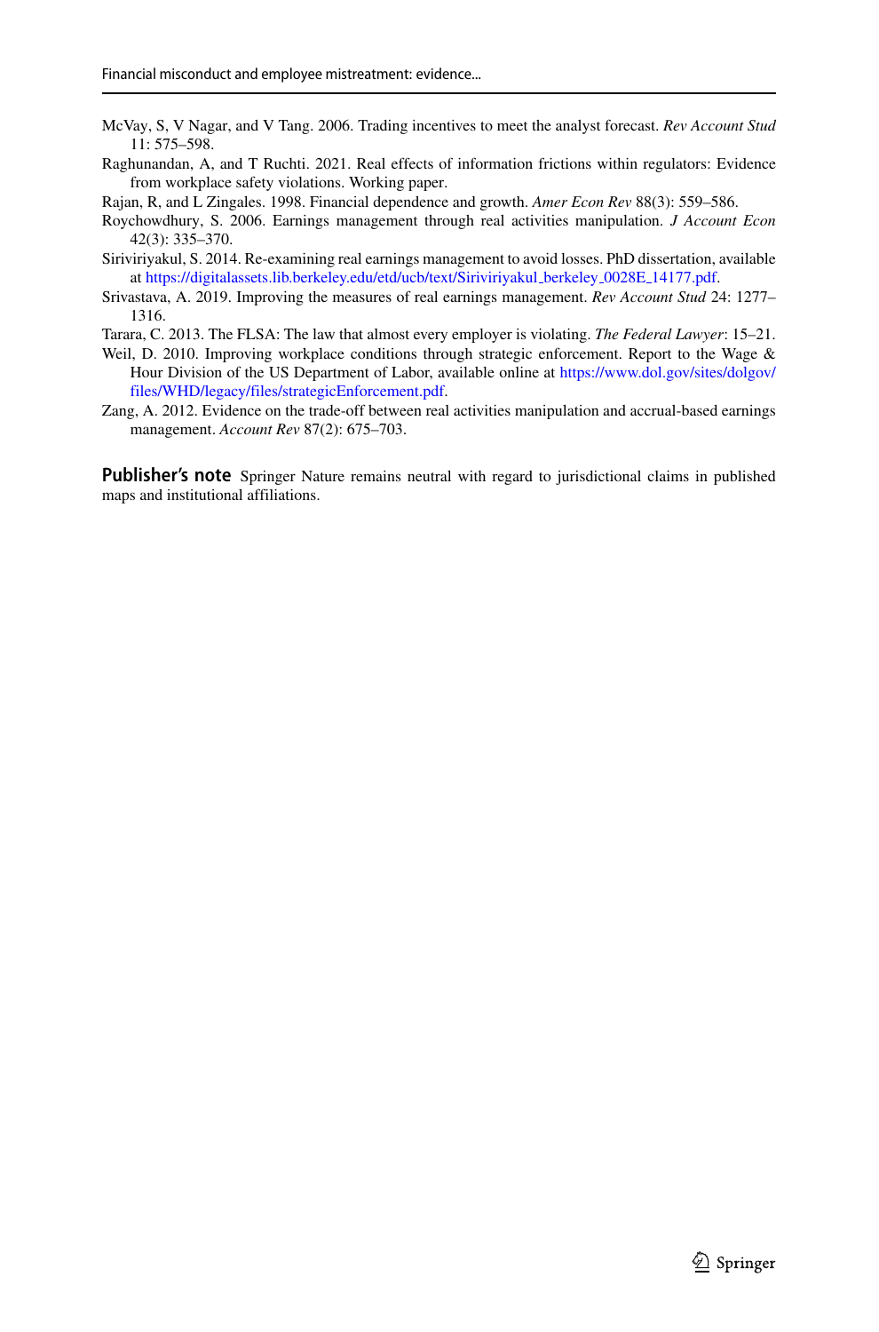McVay, S, V Nagar, and V Tang. 2006. Trading incentives to meet the analyst forecast. *Rev Account Stud* 11: 575–598.

Raghunandan, A, and T Ruchti. 2021. Real effects of information frictions within regulators: Evidence from workplace safety violations. Working paper.

Rajan, R, and L Zingales. 1998. Financial dependence and growth. *Amer Econ Rev* 88(3): 559–586.

Roychowdhury, S. 2006. Earnings management through real activities manipulation. *J Account Econ* 42(3): 335–370.

Siriviriyakul, S. 2014. Re-examining real earnings management to avoid losses. PhD dissertation, available at https://digitalassets.lib.berkeley.edu/etd/ucb/text/Siriviriyakul_berkeley_0028E_14177.pdf.

Srivastava, A. 2019. Improving the measures of real earnings management. *Rev Account Stud* 24: 1277–1316.

Tarara, C. 2013. The FLSA: The law that almost every employer is violating. *The Federal Lawyer*: 15–21.

Weil, D. 2010. Improving workplace conditions through strategic enforcement. Report to the Wage & Hour Division of the US Department of Labor, available online at https://www.dol.gov/sites/dolgov/files/WHD/legacy/files/strategicEnforcement.pdf.

Zang, A. 2012. Evidence on the trade-off between real activities manipulation and accrual-based earnings management. *Account Rev* 87(2): 675–703.

**Publisher's note** Springer Nature remains neutral with regard to jurisdictional claims in published maps and institutional affiliations.